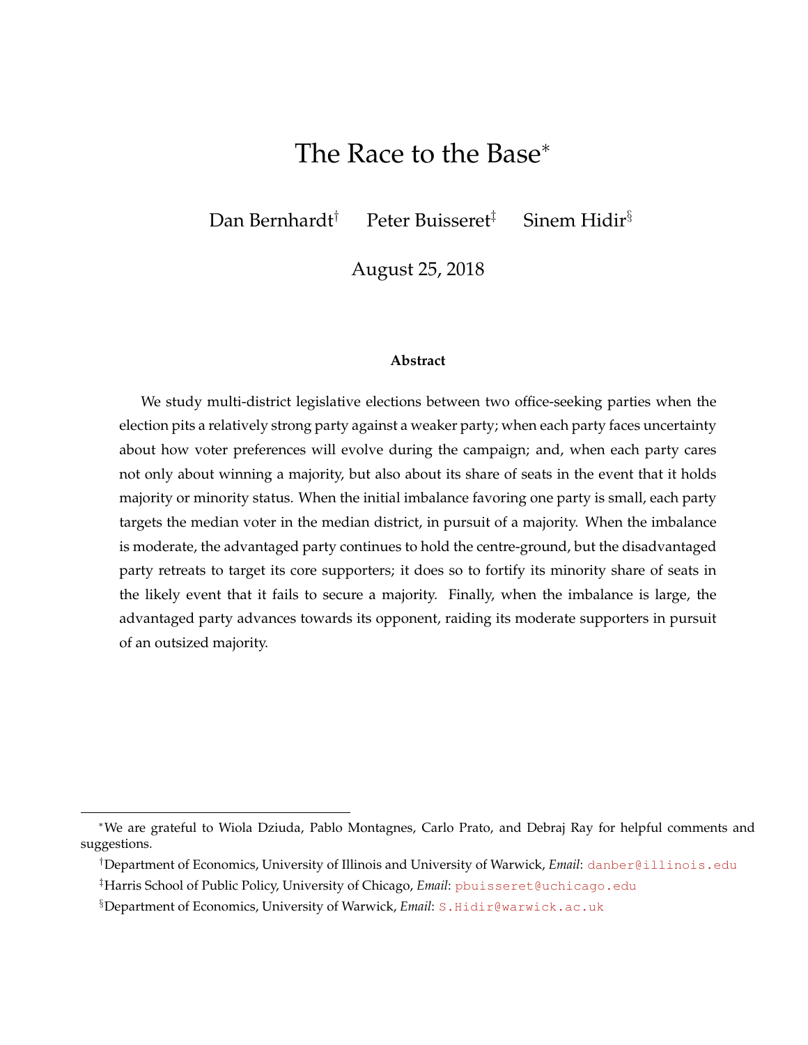# The Race to the Base[*]

Dan Bernhardt[†] Peter Buisseret[‡] Sinem Hidir[§]

August 25, 2018

### Abstract

We study multi-district legislative elections between two office-seeking parties when the election pits a relatively strong party against a weaker party; when each party faces uncertainty about how voter preferences will evolve during the campaign; and, when each party cares not only about winning a majority, but also about its share of seats in the event that it holds majority or minority status. When the initial imbalance favoring one party is small, each party targets the median voter in the median district, in pursuit of a majority. When the imbalance is moderate, the advantaged party continues to hold the centre-ground, but the disadvantaged party retreats to target its core supporters; it does so to fortify its minority share of seats in the likely event that it fails to secure a majority. Finally, when the imbalance is large, the advantaged party advances towards its opponent, raiding its moderate supporters in pursuit of an outsized majority.

---

[*] We are grateful to Wiola Dziuda, Pablo Montagnes, Carlo Prato, and Debraj Ray for helpful comments and suggestions.

[†] Department of Economics, University of Illinois and University of Warwick, *Email*: danber@illinois.edu

[‡] Harris School of Public Policy, University of Chicago, *Email*: pbuisseret@uchicago.edu

[§] Department of Economics, University of Warwick, *Email*: S.Hidir@warwick.ac.uk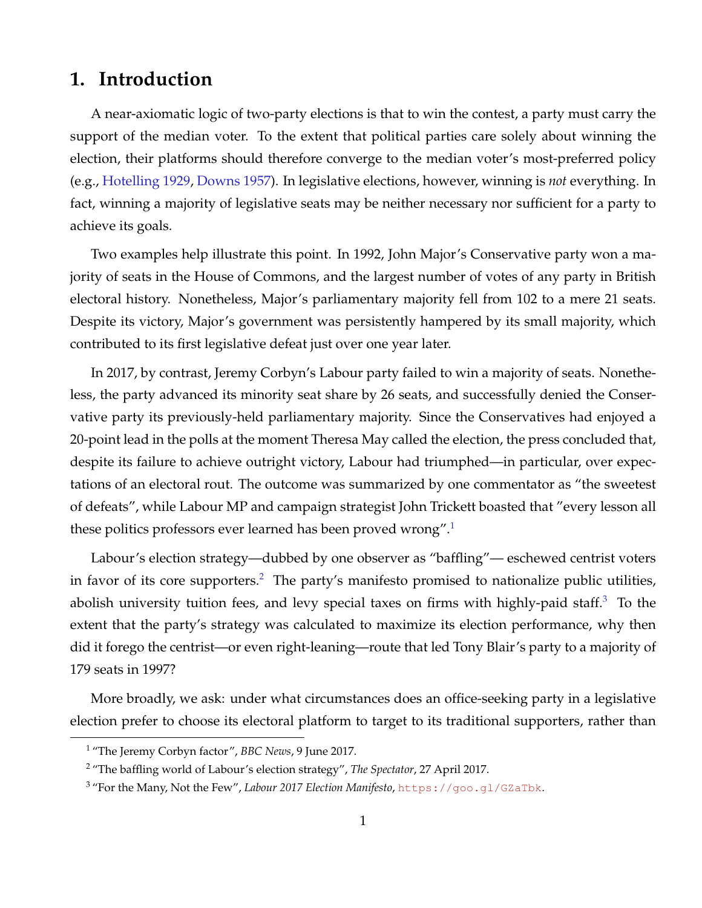# 1. Introduction

A near-axiomatic logic of two-party elections is that to win the contest, a party must carry the support of the median voter. To the extent that political parties care solely about winning the election, their platforms should therefore converge to the median voter's most-preferred policy (e.g., Hotelling 1929, Downs 1957). In legislative elections, however, winning is *not* everything. In fact, winning a majority of legislative seats may be neither necessary nor sufficient for a party to achieve its goals.

Two examples help illustrate this point. In 1992, John Major's Conservative party won a majority of seats in the House of Commons, and the largest number of votes of any party in British electoral history. Nonetheless, Major's parliamentary majority fell from 102 to a mere 21 seats. Despite its victory, Major's government was persistently hampered by its small majority, which contributed to its first legislative defeat just over one year later.

In 2017, by contrast, Jeremy Corbyn's Labour party failed to win a majority of seats. Nonetheless, the party advanced its minority seat share by 26 seats, and successfully denied the Conservative party its previously-held parliamentary majority. Since the Conservatives had enjoyed a 20-point lead in the polls at the moment Theresa May called the election, the press concluded that, despite its failure to achieve outright victory, Labour had triumphed—in particular, over expectations of an electoral rout. The outcome was summarized by one commentator as "the sweetest of defeats", while Labour MP and campaign strategist John Trickett boasted that "every lesson all these politics professors ever learned has been proved wrong".[1]

Labour's election strategy—dubbed by one observer as "baffling"— eschewed centrist voters in favor of its core supporters.[2] The party's manifesto promised to nationalize public utilities, abolish university tuition fees, and levy special taxes on firms with highly-paid staff.[3] To the extent that the party's strategy was calculated to maximize its election performance, why then did it forego the centrist—or even right-leaning—route that led Tony Blair's party to a majority of 179 seats in 1997?

More broadly, we ask: under what circumstances does an office-seeking party in a legislative election prefer to choose its electoral platform to target to its traditional supporters, rather than

---

[1] "The Jeremy Corbyn factor", *BBC News*, 9 June 2017.

[2] "The baffling world of Labour's election strategy", *The Spectator*, 27 April 2017.

[3] "For the Many, Not the Few", *Labour 2017 Election Manifesto*, https://goo.gl/GZaTbk.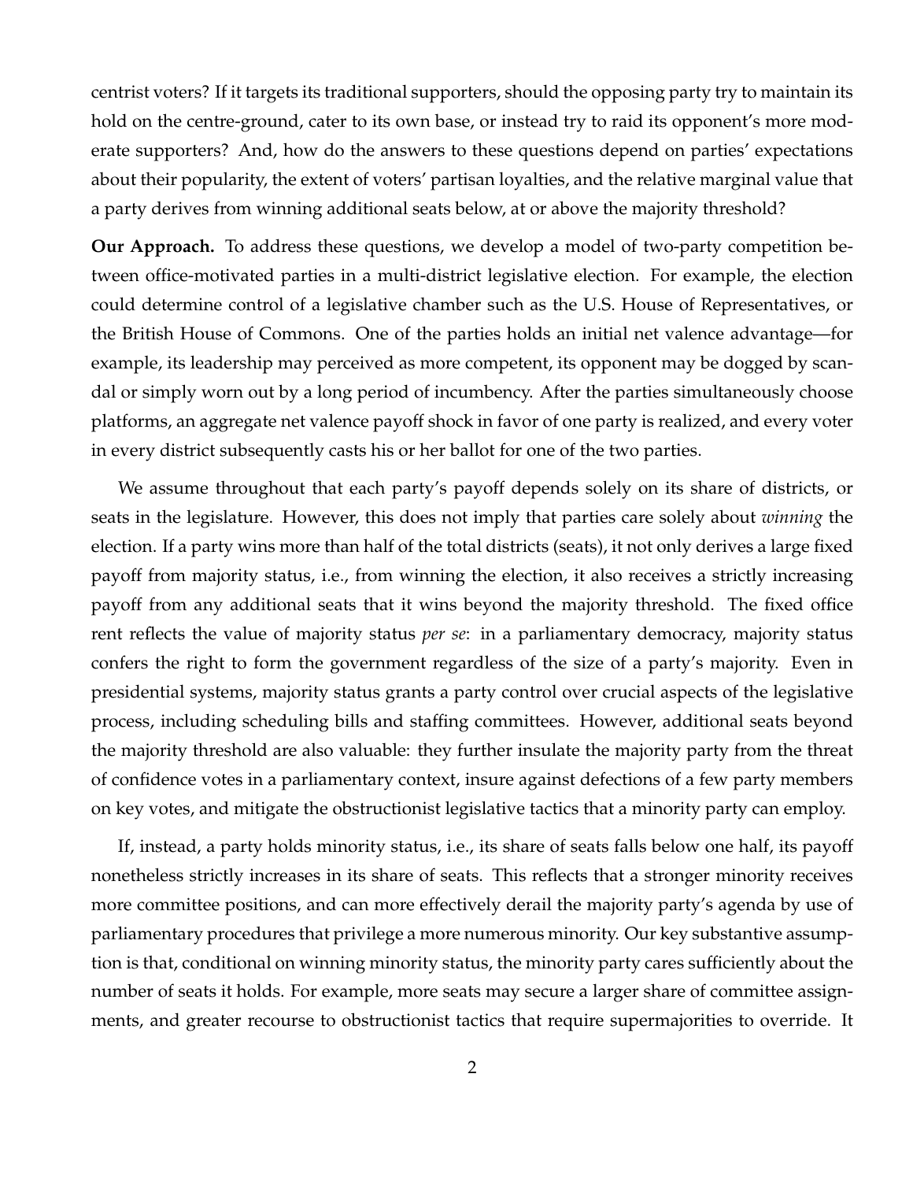centrist voters? If it targets its traditional supporters, should the opposing party try to maintain its hold on the centre-ground, cater to its own base, or instead try to raid its opponent's more moderate supporters? And, how do the answers to these questions depend on parties' expectations about their popularity, the extent of voters' partisan loyalties, and the relative marginal value that a party derives from winning additional seats below, at or above the majority threshold?

**Our Approach.** To address these questions, we develop a model of two-party competition between office-motivated parties in a multi-district legislative election. For example, the election could determine control of a legislative chamber such as the U.S. House of Representatives, or the British House of Commons. One of the parties holds an initial net valence advantage—for example, its leadership may perceived as more competent, its opponent may be dogged by scandal or simply worn out by a long period of incumbency. After the parties simultaneously choose platforms, an aggregate net valence payoff shock in favor of one party is realized, and every voter in every district subsequently casts his or her ballot for one of the two parties.

We assume throughout that each party's payoff depends solely on its share of districts, or seats in the legislature. However, this does not imply that parties care solely about *winning* the election. If a party wins more than half of the total districts (seats), it not only derives a large fixed payoff from majority status, i.e., from winning the election, it also receives a strictly increasing payoff from any additional seats that it wins beyond the majority threshold. The fixed office rent reflects the value of majority status *per se*: in a parliamentary democracy, majority status confers the right to form the government regardless of the size of a party's majority. Even in presidential systems, majority status grants a party control over crucial aspects of the legislative process, including scheduling bills and staffing committees. However, additional seats beyond the majority threshold are also valuable: they further insulate the majority party from the threat of confidence votes in a parliamentary context, insure against defections of a few party members on key votes, and mitigate the obstructionist legislative tactics that a minority party can employ.

If, instead, a party holds minority status, i.e., its share of seats falls below one half, its payoff nonetheless strictly increases in its share of seats. This reflects that a stronger minority receives more committee positions, and can more effectively derail the majority party's agenda by use of parliamentary procedures that privilege a more numerous minority. Our key substantive assumption is that, conditional on winning minority status, the minority party cares sufficiently about the number of seats it holds. For example, more seats may secure a larger share of committee assignments, and greater recourse to obstructionist tactics that require supermajorities to override. It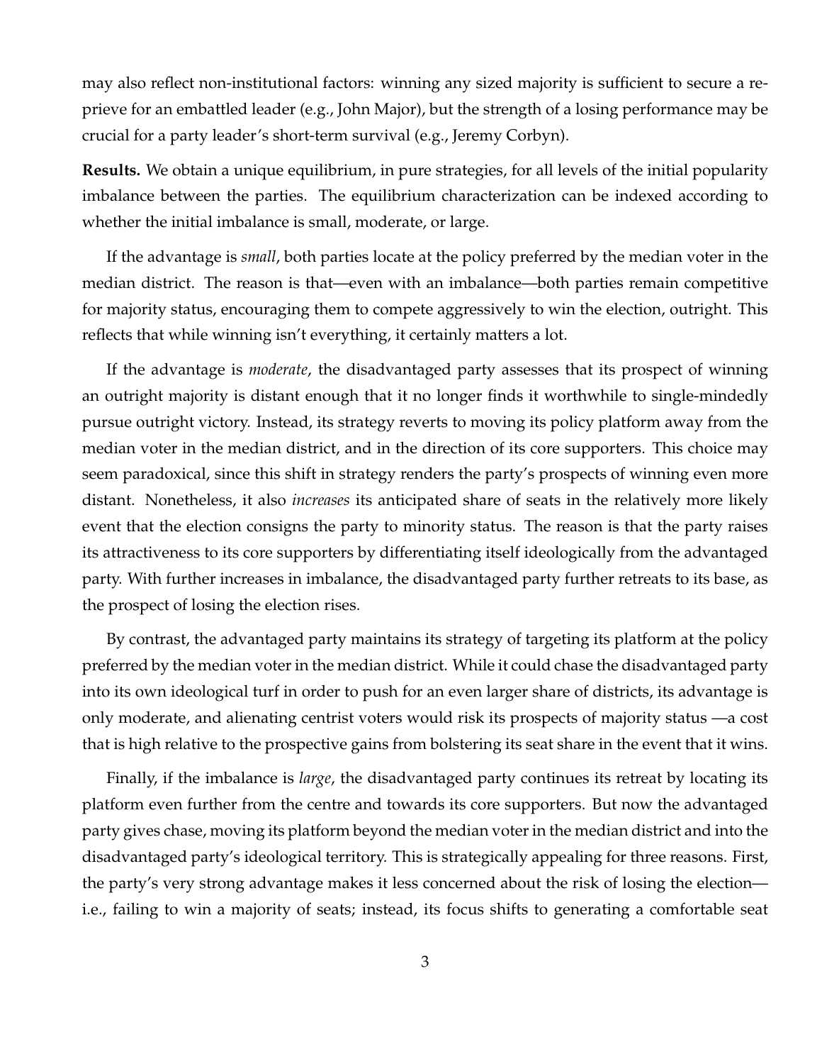may also reflect non-institutional factors: winning any sized majority is sufficient to secure a reprieve for an embattled leader (e.g., John Major), but the strength of a losing performance may be crucial for a party leader's short-term survival (e.g., Jeremy Corbyn).

**Results.** We obtain a unique equilibrium, in pure strategies, for all levels of the initial popularity imbalance between the parties. The equilibrium characterization can be indexed according to whether the initial imbalance is small, moderate, or large.

If the advantage is *small*, both parties locate at the policy preferred by the median voter in the median district. The reason is that—even with an imbalance—both parties remain competitive for majority status, encouraging them to compete aggressively to win the election, outright. This reflects that while winning isn't everything, it certainly matters a lot.

If the advantage is *moderate*, the disadvantaged party assesses that its prospect of winning an outright majority is distant enough that it no longer finds it worthwhile to single-mindedly pursue outright victory. Instead, its strategy reverts to moving its policy platform away from the median voter in the median district, and in the direction of its core supporters. This choice may seem paradoxical, since this shift in strategy renders the party's prospects of winning even more distant. Nonetheless, it also *increases* its anticipated share of seats in the relatively more likely event that the election consigns the party to minority status. The reason is that the party raises its attractiveness to its core supporters by differentiating itself ideologically from the advantaged party. With further increases in imbalance, the disadvantaged party further retreats to its base, as the prospect of losing the election rises.

By contrast, the advantaged party maintains its strategy of targeting its platform at the policy preferred by the median voter in the median district. While it could chase the disadvantaged party into its own ideological turf in order to push for an even larger share of districts, its advantage is only moderate, and alienating centrist voters would risk its prospects of majority status —a cost that is high relative to the prospective gains from bolstering its seat share in the event that it wins.

Finally, if the imbalance is *large*, the disadvantaged party continues its retreat by locating its platform even further from the centre and towards its core supporters. But now the advantaged party gives chase, moving its platform beyond the median voter in the median district and into the disadvantaged party's ideological territory. This is strategically appealing for three reasons. First, the party's very strong advantage makes it less concerned about the risk of losing the election—i.e., failing to win a majority of seats; instead, its focus shifts to generating a comfortable seat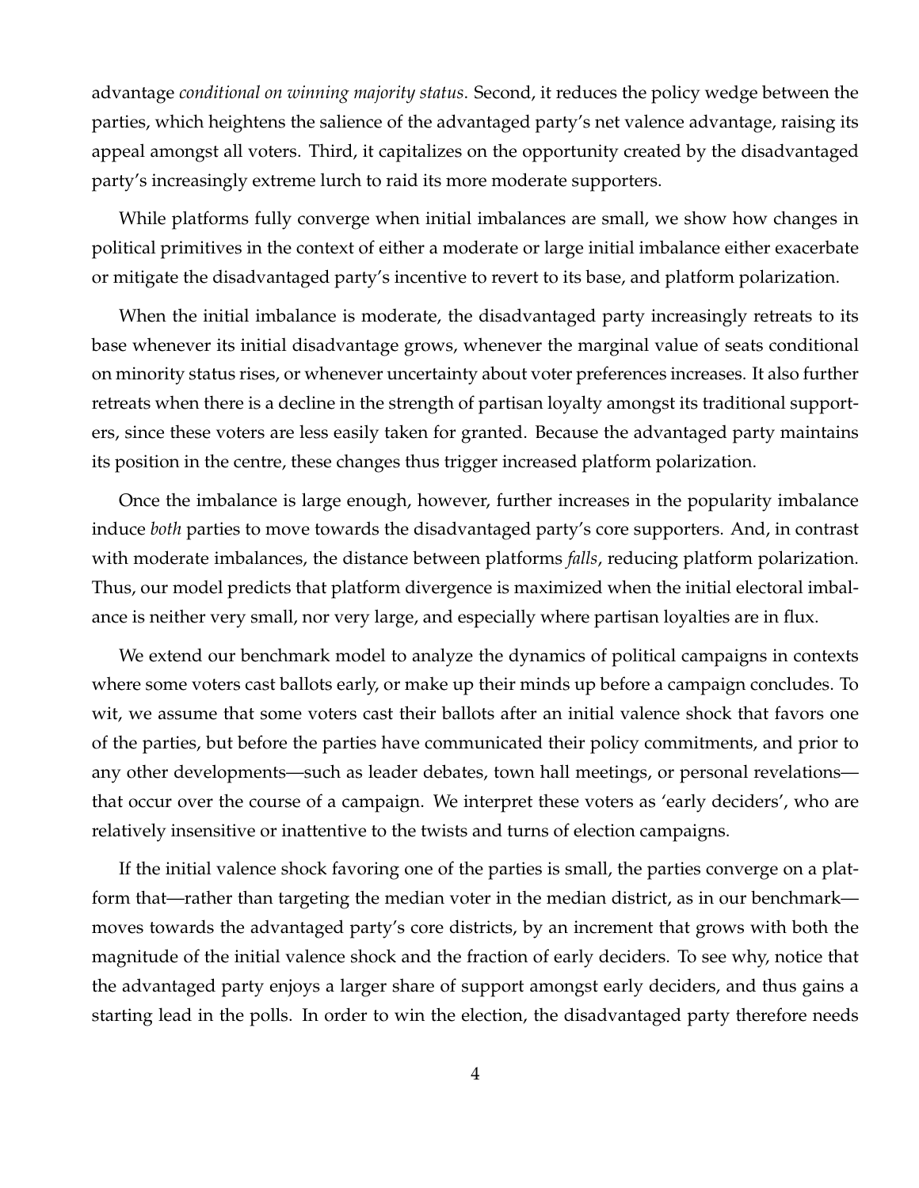advantage *conditional on winning majority status*. Second, it reduces the policy wedge between the parties, which heightens the salience of the advantaged party's net valence advantage, raising its appeal amongst all voters. Third, it capitalizes on the opportunity created by the disadvantaged party's increasingly extreme lurch to raid its more moderate supporters.

While platforms fully converge when initial imbalances are small, we show how changes in political primitives in the context of either a moderate or large initial imbalance either exacerbate or mitigate the disadvantaged party's incentive to revert to its base, and platform polarization.

When the initial imbalance is moderate, the disadvantaged party increasingly retreats to its base whenever its initial disadvantage grows, whenever the marginal value of seats conditional on minority status rises, or whenever uncertainty about voter preferences increases. It also further retreats when there is a decline in the strength of partisan loyalty amongst its traditional supporters, since these voters are less easily taken for granted. Because the advantaged party maintains its position in the centre, these changes thus trigger increased platform polarization.

Once the imbalance is large enough, however, further increases in the popularity imbalance induce *both* parties to move towards the disadvantaged party's core supporters. And, in contrast with moderate imbalances, the distance between platforms *falls*, reducing platform polarization. Thus, our model predicts that platform divergence is maximized when the initial electoral imbalance is neither very small, nor very large, and especially where partisan loyalties are in flux.

We extend our benchmark model to analyze the dynamics of political campaigns in contexts where some voters cast ballots early, or make up their minds up before a campaign concludes. To wit, we assume that some voters cast their ballots after an initial valence shock that favors one of the parties, but before the parties have communicated their policy commitments, and prior to any other developments—such as leader debates, town hall meetings, or personal revelations—that occur over the course of a campaign. We interpret these voters as 'early deciders', who are relatively insensitive or inattentive to the twists and turns of election campaigns.

If the initial valence shock favoring one of the parties is small, the parties converge on a platform that—rather than targeting the median voter in the median district, as in our benchmark—moves towards the advantaged party's core districts, by an increment that grows with both the magnitude of the initial valence shock and the fraction of early deciders. To see why, notice that the advantaged party enjoys a larger share of support amongst early deciders, and thus gains a starting lead in the polls. In order to win the election, the disadvantaged party therefore needs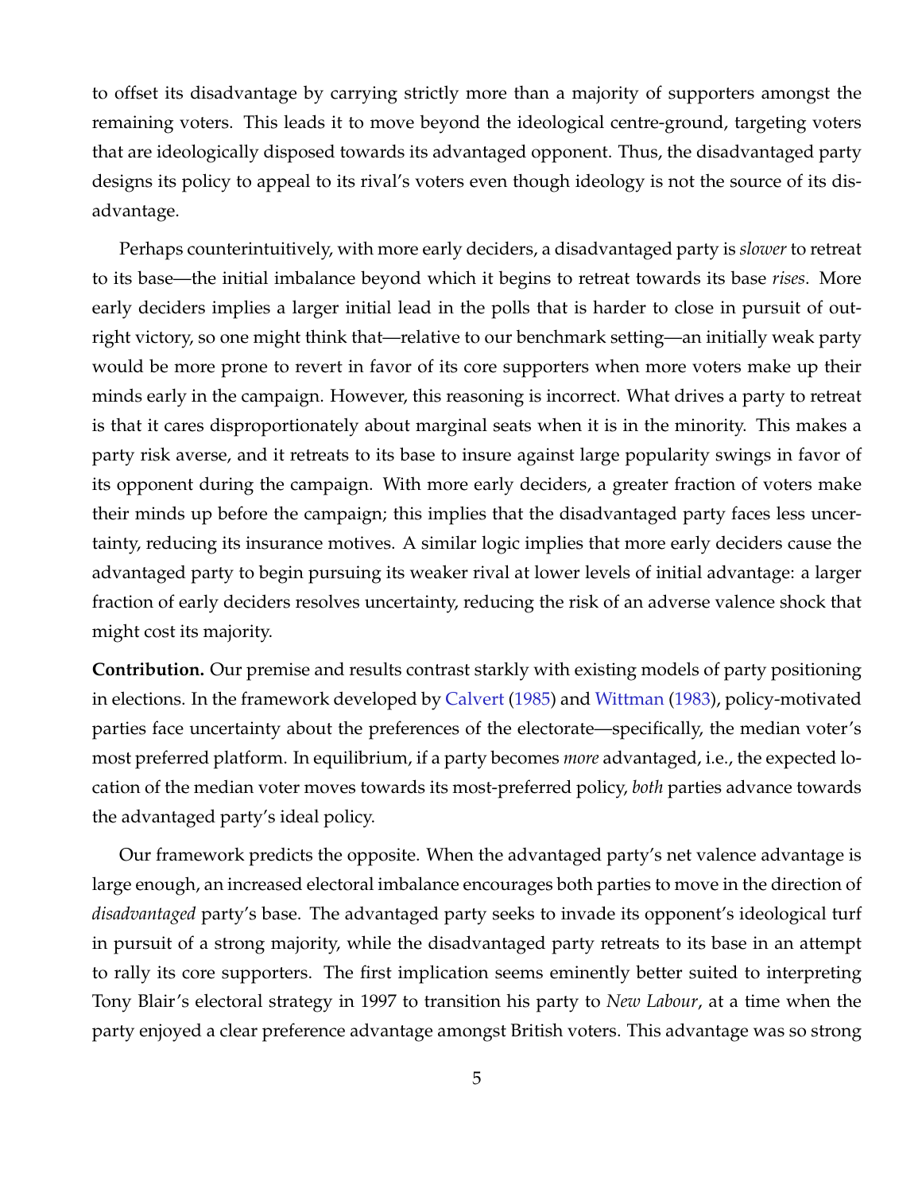to offset its disadvantage by carrying strictly more than a majority of supporters amongst the remaining voters. This leads it to move beyond the ideological centre-ground, targeting voters that are ideologically disposed towards its advantaged opponent. Thus, the disadvantaged party designs its policy to appeal to its rival's voters even though ideology is not the source of its disadvantage.

Perhaps counterintuitively, with more early deciders, a disadvantaged party is *slower* to retreat to its base—the initial imbalance beyond which it begins to retreat towards its base *rises*. More early deciders implies a larger initial lead in the polls that is harder to close in pursuit of outright victory, so one might think that—relative to our benchmark setting—an initially weak party would be more prone to revert in favor of its core supporters when more voters make up their minds early in the campaign. However, this reasoning is incorrect. What drives a party to retreat is that it cares disproportionately about marginal seats when it is in the minority. This makes a party risk averse, and it retreats to its base to insure against large popularity swings in favor of its opponent during the campaign. With more early deciders, a greater fraction of voters make their minds up before the campaign; this implies that the disadvantaged party faces less uncertainty, reducing its insurance motives. A similar logic implies that more early deciders cause the advantaged party to begin pursuing its weaker rival at lower levels of initial advantage: a larger fraction of early deciders resolves uncertainty, reducing the risk of an adverse valence shock that might cost its majority.

**Contribution.** Our premise and results contrast starkly with existing models of party positioning in elections. In the framework developed by Calvert (1985) and Wittman (1983), policy-motivated parties face uncertainty about the preferences of the electorate—specifically, the median voter's most preferred platform. In equilibrium, if a party becomes *more* advantaged, i.e., the expected location of the median voter moves towards its most-preferred policy, *both* parties advance towards the advantaged party's ideal policy.

Our framework predicts the opposite. When the advantaged party's net valence advantage is large enough, an increased electoral imbalance encourages both parties to move in the direction of *disadvantaged* party's base. The advantaged party seeks to invade its opponent's ideological turf in pursuit of a strong majority, while the disadvantaged party retreats to its base in an attempt to rally its core supporters. The first implication seems eminently better suited to interpreting Tony Blair's electoral strategy in 1997 to transition his party to *New Labour*, at a time when the party enjoyed a clear preference advantage amongst British voters. This advantage was so strong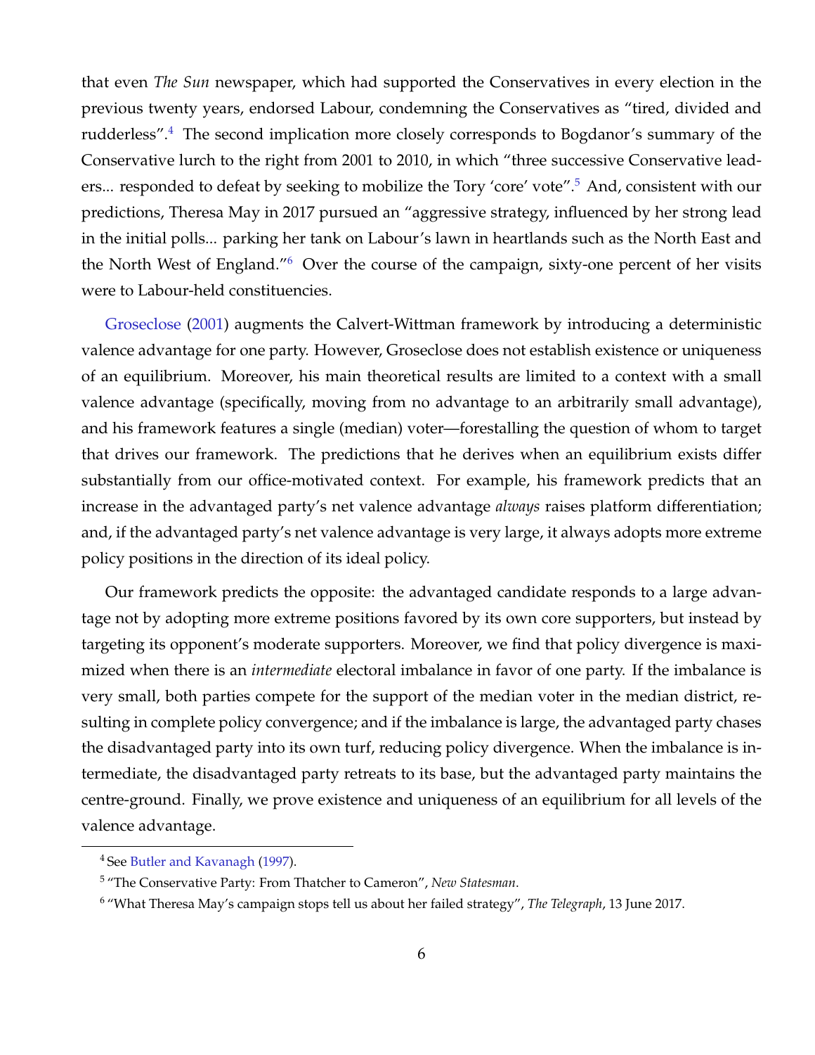that even *The Sun* newspaper, which had supported the Conservatives in every election in the previous twenty years, endorsed Labour, condemning the Conservatives as "tired, divided and rudderless".[4] The second implication more closely corresponds to Bogdanor's summary of the Conservative lurch to the right from 2001 to 2010, in which "three successive Conservative leaders... responded to defeat by seeking to mobilize the Tory 'core' vote".[5] And, consistent with our predictions, Theresa May in 2017 pursued an "aggressive strategy, influenced by her strong lead in the initial polls... parking her tank on Labour's lawn in heartlands such as the North East and the North West of England."[6] Over the course of the campaign, sixty-one percent of her visits were to Labour-held constituencies.

Groseclose (2001) augments the Calvert-Wittman framework by introducing a deterministic valence advantage for one party. However, Groseclose does not establish existence or uniqueness of an equilibrium. Moreover, his main theoretical results are limited to a context with a small valence advantage (specifically, moving from no advantage to an arbitrarily small advantage), and his framework features a single (median) voter—forestalling the question of whom to target that drives our framework. The predictions that he derives when an equilibrium exists differ substantially from our office-motivated context. For example, his framework predicts that an increase in the advantaged party's net valence advantage *always* raises platform differentiation; and, if the advantaged party's net valence advantage is very large, it always adopts more extreme policy positions in the direction of its ideal policy.

Our framework predicts the opposite: the advantaged candidate responds to a large advantage not by adopting more extreme positions favored by its own core supporters, but instead by targeting its opponent's moderate supporters. Moreover, we find that policy divergence is maximized when there is an *intermediate* electoral imbalance in favor of one party. If the imbalance is very small, both parties compete for the support of the median voter in the median district, resulting in complete policy convergence; and if the imbalance is large, the advantaged party chases the disadvantaged party into its own turf, reducing policy divergence. When the imbalance is intermediate, the disadvantaged party retreats to its base, but the advantaged party maintains the centre-ground. Finally, we prove existence and uniqueness of an equilibrium for all levels of the valence advantage.

[4] See Butler and Kavanagh (1997).

[5] "The Conservative Party: From Thatcher to Cameron", *New Statesman*.

[6] "What Theresa May's campaign stops tell us about her failed strategy", *The Telegraph*, 13 June 2017.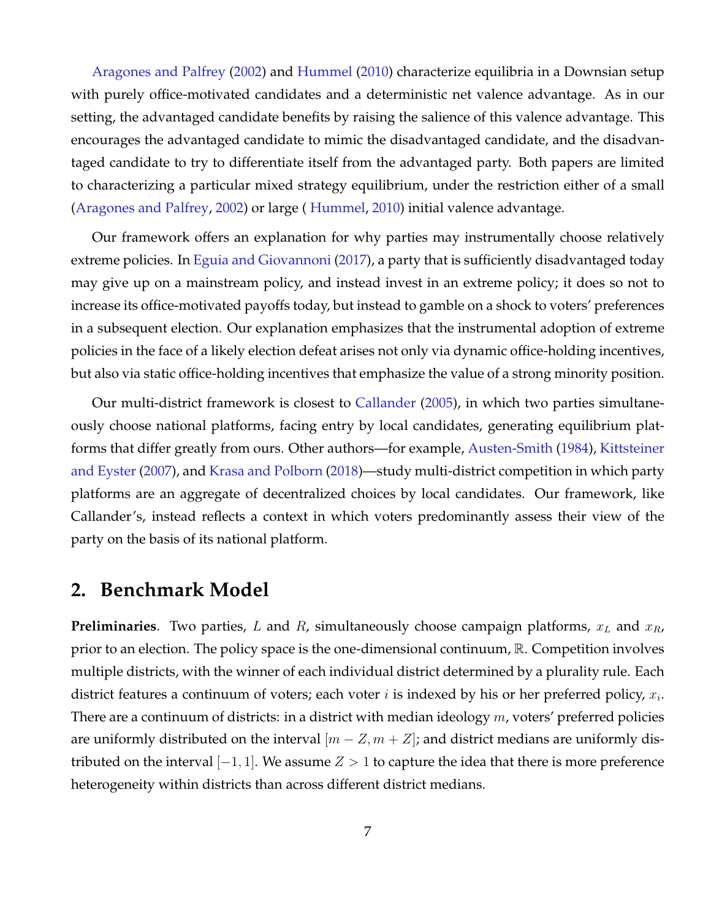Aragones and Palfrey (2002) and Hummel (2010) characterize equilibria in a Downsian setup with purely office-motivated candidates and a deterministic net valence advantage. As in our setting, the advantaged candidate benefits by raising the salience of this valence advantage. This encourages the advantaged candidate to mimic the disadvantaged candidate, and the disadvantaged candidate to try to differentiate itself from the advantaged party. Both papers are limited to characterizing a particular mixed strategy equilibrium, under the restriction either of a small (Aragones and Palfrey, 2002) or large ( Hummel, 2010) initial valence advantage.

Our framework offers an explanation for why parties may instrumentally choose relatively extreme policies. In Eguia and Giovannoni (2017), a party that is sufficiently disadvantaged today may give up on a mainstream policy, and instead invest in an extreme policy; it does so not to increase its office-motivated payoffs today, but instead to gamble on a shock to voters' preferences in a subsequent election. Our explanation emphasizes that the instrumental adoption of extreme policies in the face of a likely election defeat arises not only via dynamic office-holding incentives, but also via static office-holding incentives that emphasize the value of a strong minority position.

Our multi-district framework is closest to Callander (2005), in which two parties simultaneously choose national platforms, facing entry by local candidates, generating equilibrium platforms that differ greatly from ours. Other authors—for example, Austen-Smith (1984), Kittsteiner and Eyster (2007), and Krasa and Polborn (2018)—study multi-district competition in which party platforms are an aggregate of decentralized choices by local candidates. Our framework, like Callander's, instead reflects a context in which voters predominantly assess their view of the party on the basis of its national platform.

## 2. Benchmark Model

**Preliminaries**. Two parties, $L$ and $R$, simultaneously choose campaign platforms, $x_L$ and $x_R$, prior to an election. The policy space is the one-dimensional continuum, $\mathbb{R}$. Competition involves multiple districts, with the winner of each individual district determined by a plurality rule. Each district features a continuum of voters; each voter $i$ is indexed by his or her preferred policy, $x_i$. There are a continuum of districts: in a district with median ideology $m$, voters' preferred policies are uniformly distributed on the interval $[m - Z, m + Z]$; and district medians are uniformly distributed on the interval $[-1, 1]$. We assume $Z > 1$ to capture the idea that there is more preference heterogeneity within districts than across different district medians.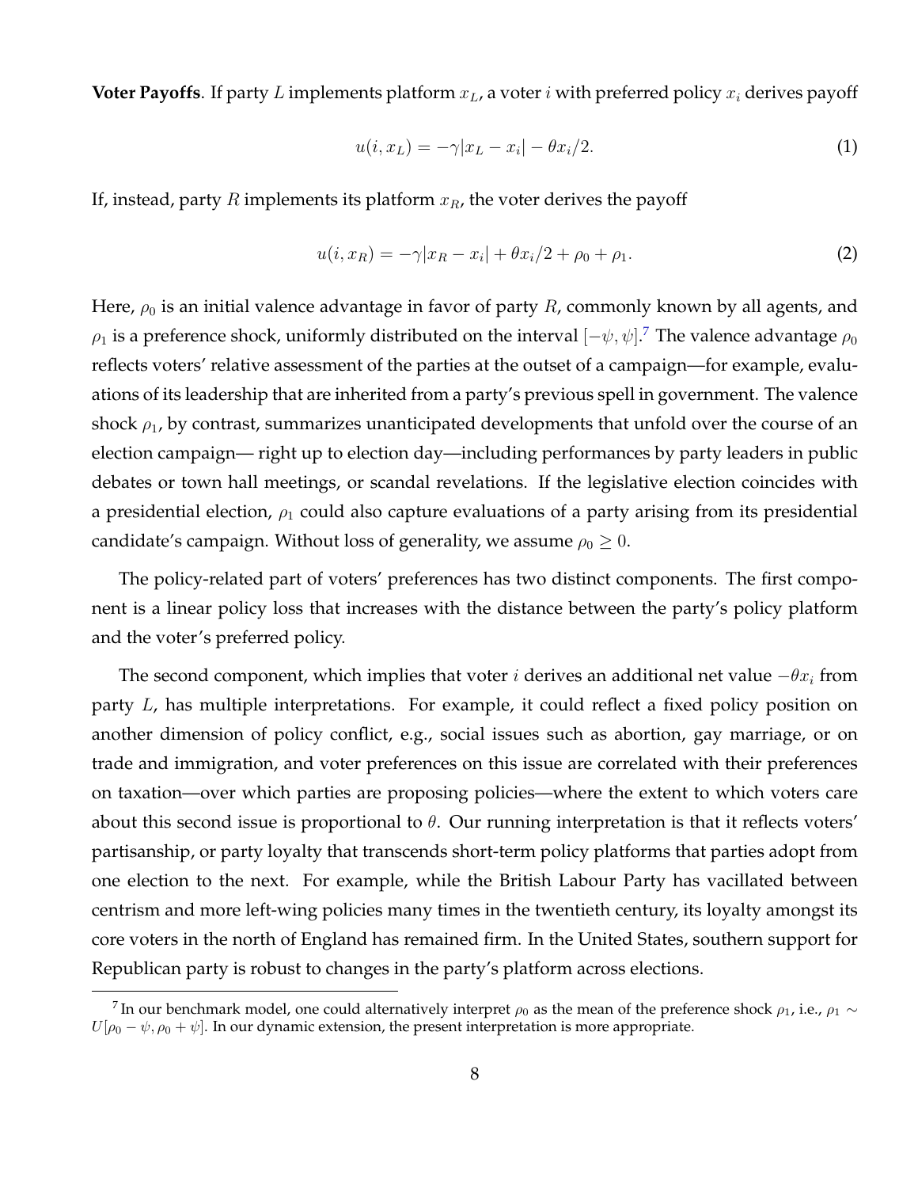**Voter Payoffs**. If party $L$ implements platform $x_L$, a voter $i$ with preferred policy $x_i$ derives payoff

$$u(i, x_L) = -\gamma|x_L - x_i| - \theta x_i/2. \tag{1}$$

If, instead, party $R$ implements its platform $x_R$, the voter derives the payoff

$$u(i, x_R) = -\gamma|x_R - x_i| + \theta x_i/2 + \rho_0 + \rho_1. \tag{2}$$

Here, $\rho_0$ is an initial valence advantage in favor of party $R$, commonly known by all agents, and $\rho_1$ is a preference shock, uniformly distributed on the interval $[-\psi, \psi]$.[7] The valence advantage $\rho_0$ reflects voters' relative assessment of the parties at the outset of a campaign—for example, evaluations of its leadership that are inherited from a party's previous spell in government. The valence shock $\rho_1$, by contrast, summarizes unanticipated developments that unfold over the course of an election campaign— right up to election day—including performances by party leaders in public debates or town hall meetings, or scandal revelations. If the legislative election coincides with a presidential election, $\rho_1$ could also capture evaluations of a party arising from its presidential candidate's campaign. Without loss of generality, we assume $\rho_0 \geq 0$.

The policy-related part of voters' preferences has two distinct components. The first component is a linear policy loss that increases with the distance between the party's policy platform and the voter's preferred policy.

The second component, which implies that voter $i$ derives an additional net value $-\theta x_i$ from party $L$, has multiple interpretations. For example, it could reflect a fixed policy position on another dimension of policy conflict, e.g., social issues such as abortion, gay marriage, or on trade and immigration, and voter preferences on this issue are correlated with their preferences on taxation—over which parties are proposing policies—where the extent to which voters care about this second issue is proportional to $\theta$. Our running interpretation is that it reflects voters' partisanship, or party loyalty that transcends short-term policy platforms that parties adopt from one election to the next. For example, while the British Labour Party has vacillated between centrism and more left-wing policies many times in the twentieth century, its loyalty amongst its core voters in the north of England has remained firm. In the United States, southern support for Republican party is robust to changes in the party's platform across elections.

[7] In our benchmark model, one could alternatively interpret $\rho_0$ as the mean of the preference shock $\rho_1$, i.e., $\rho_1 \sim U[\rho_0 - \psi, \rho_0 + \psi]$. In our dynamic extension, the present interpretation is more appropriate.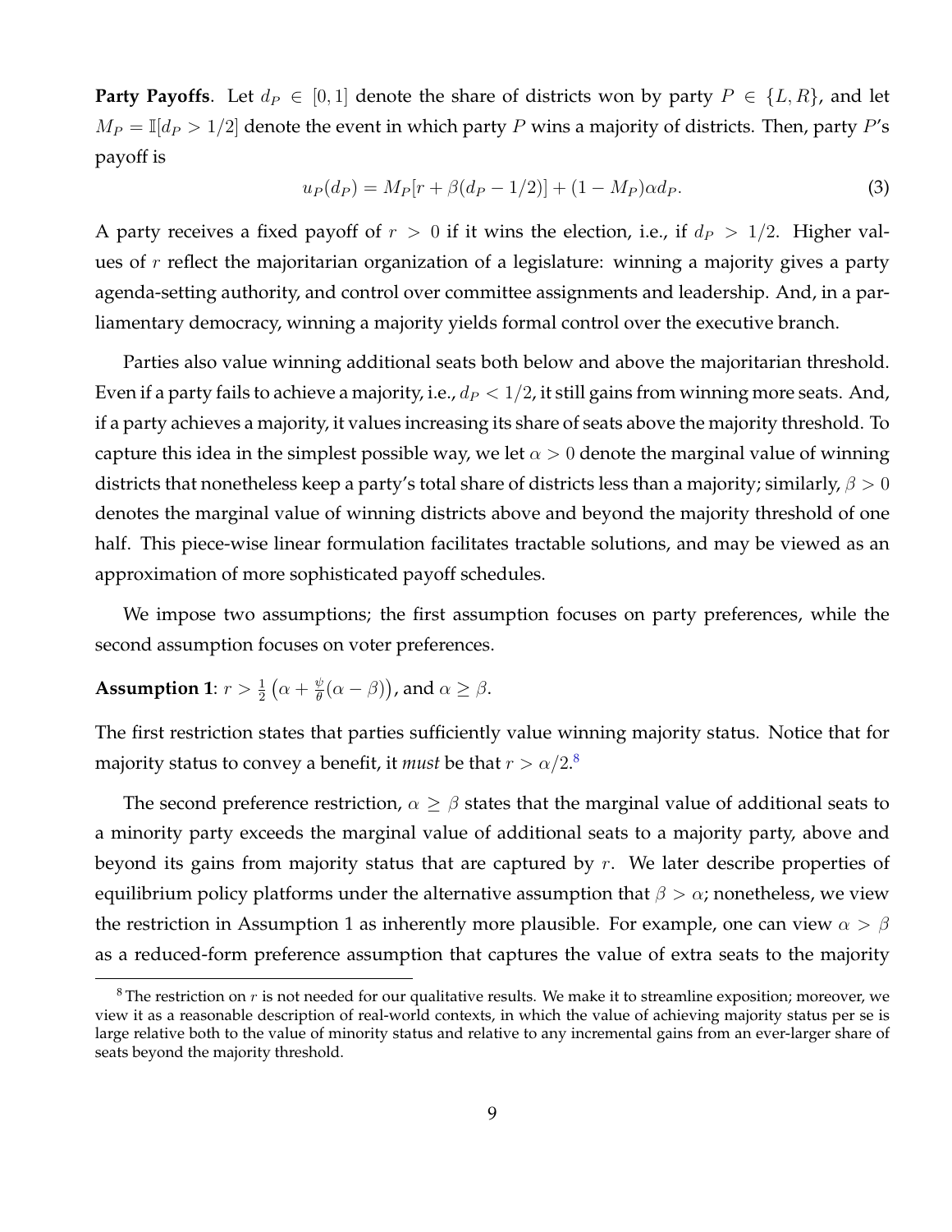**Party Payoffs**. Let $d_P \in [0,1]$ denote the share of districts won by party $P \in \{L, R\}$, and let $M_P = \mathbb{I}[d_P > 1/2]$ denote the event in which party $P$ wins a majority of districts. Then, party $P$'s payoff is

$$u_P(d_P) = M_P[r + \beta(d_P - 1/2)] + (1 - M_P)\alpha d_P. \tag{3}$$

A party receives a fixed payoff of $r > 0$ if it wins the election, i.e., if $d_P > 1/2$. Higher values of $r$ reflect the majoritarian organization of a legislature: winning a majority gives a party agenda-setting authority, and control over committee assignments and leadership. And, in a parliamentary democracy, winning a majority yields formal control over the executive branch.

Parties also value winning additional seats both below and above the majoritarian threshold. Even if a party fails to achieve a majority, i.e., $d_P < 1/2$, it still gains from winning more seats. And, if a party achieves a majority, it values increasing its share of seats above the majority threshold. To capture this idea in the simplest possible way, we let $\alpha > 0$ denote the marginal value of winning districts that nonetheless keep a party's total share of districts less than a majority; similarly, $\beta > 0$ denotes the marginal value of winning districts above and beyond the majority threshold of one half. This piece-wise linear formulation facilitates tractable solutions, and may be viewed as an approximation of more sophisticated payoff schedules.

We impose two assumptions; the first assumption focuses on party preferences, while the second assumption focuses on voter preferences.

**Assumption 1**: $r > \frac{1}{2}\left(\alpha + \frac{\psi}{\theta}(\alpha - \beta)\right)$, and $\alpha \geq \beta$.

The first restriction states that parties sufficiently value winning majority status. Notice that for majority status to convey a benefit, it *must* be that $r > \alpha/2$.[8]

The second preference restriction, $\alpha \geq \beta$ states that the marginal value of additional seats to a minority party exceeds the marginal value of additional seats to a majority party, above and beyond its gains from majority status that are captured by $r$. We later describe properties of equilibrium policy platforms under the alternative assumption that $\beta > \alpha$; nonetheless, we view the restriction in Assumption 1 as inherently more plausible. For example, one can view $\alpha > \beta$ as a reduced-form preference assumption that captures the value of extra seats to the majority

[8] The restriction on $r$ is not needed for our qualitative results. We make it to streamline exposition; moreover, we view it as a reasonable description of real-world contexts, in which the value of achieving majority status per se is large relative both to the value of minority status and relative to any incremental gains from an ever-larger share of seats beyond the majority threshold.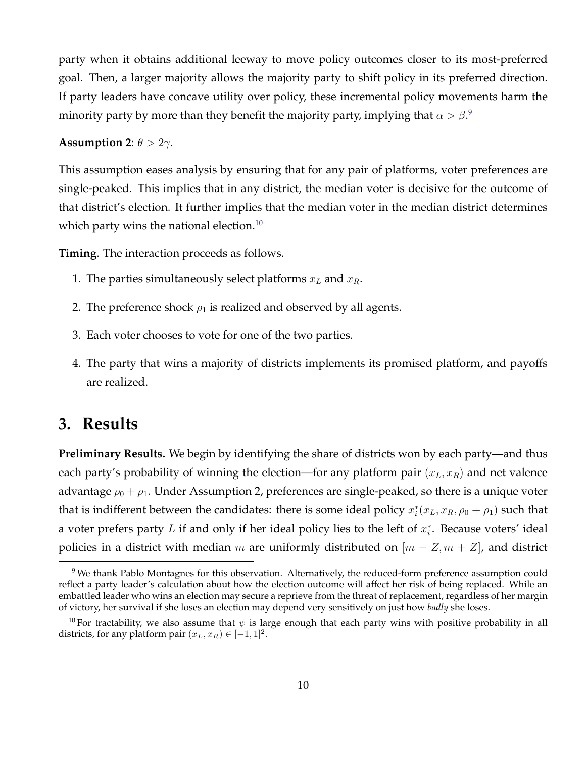party when it obtains additional leeway to move policy outcomes closer to its most-preferred goal. Then, a larger majority allows the majority party to shift policy in its preferred direction. If party leaders have concave utility over policy, these incremental policy movements harm the minority party by more than they benefit the majority party, implying that $\alpha > \beta$.[9]

**Assumption 2**: $\theta > 2\gamma$.

This assumption eases analysis by ensuring that for any pair of platforms, voter preferences are single-peaked. This implies that in any district, the median voter is decisive for the outcome of that district's election. It further implies that the median voter in the median district determines which party wins the national election.[10]

**Timing**. The interaction proceeds as follows.

1. The parties simultaneously select platforms $x_L$ and $x_R$.
2. The preference shock $\rho_1$ is realized and observed by all agents.
3. Each voter chooses to vote for one of the two parties.
4. The party that wins a majority of districts implements its promised platform, and payoffs are realized.

## 3. Results

**Preliminary Results.** We begin by identifying the share of districts won by each party—and thus each party's probability of winning the election—for any platform pair $(x_L, x_R)$ and net valence advantage $\rho_0 + \rho_1$. Under Assumption 2, preferences are single-peaked, so there is a unique voter that is indifferent between the candidates: there is some ideal policy $x_i^*(x_L, x_R, \rho_0 + \rho_1)$ such that a voter prefers party $L$ if and only if her ideal policy lies to the left of $x_i^*$. Because voters' ideal policies in a district with median $m$ are uniformly distributed on $[m - Z, m + Z]$, and district

[9] We thank Pablo Montagnes for this observation. Alternatively, the reduced-form preference assumption could reflect a party leader's calculation about how the election outcome will affect her risk of being replaced. While an embattled leader who wins an election may secure a reprieve from the threat of replacement, regardless of her margin of victory, her survival if she loses an election may depend very sensitively on just how *badly* she loses.

[10] For tractability, we also assume that $\psi$ is large enough that each party wins with positive probability in all districts, for any platform pair $(x_L, x_R) \in [-1, 1]^2$.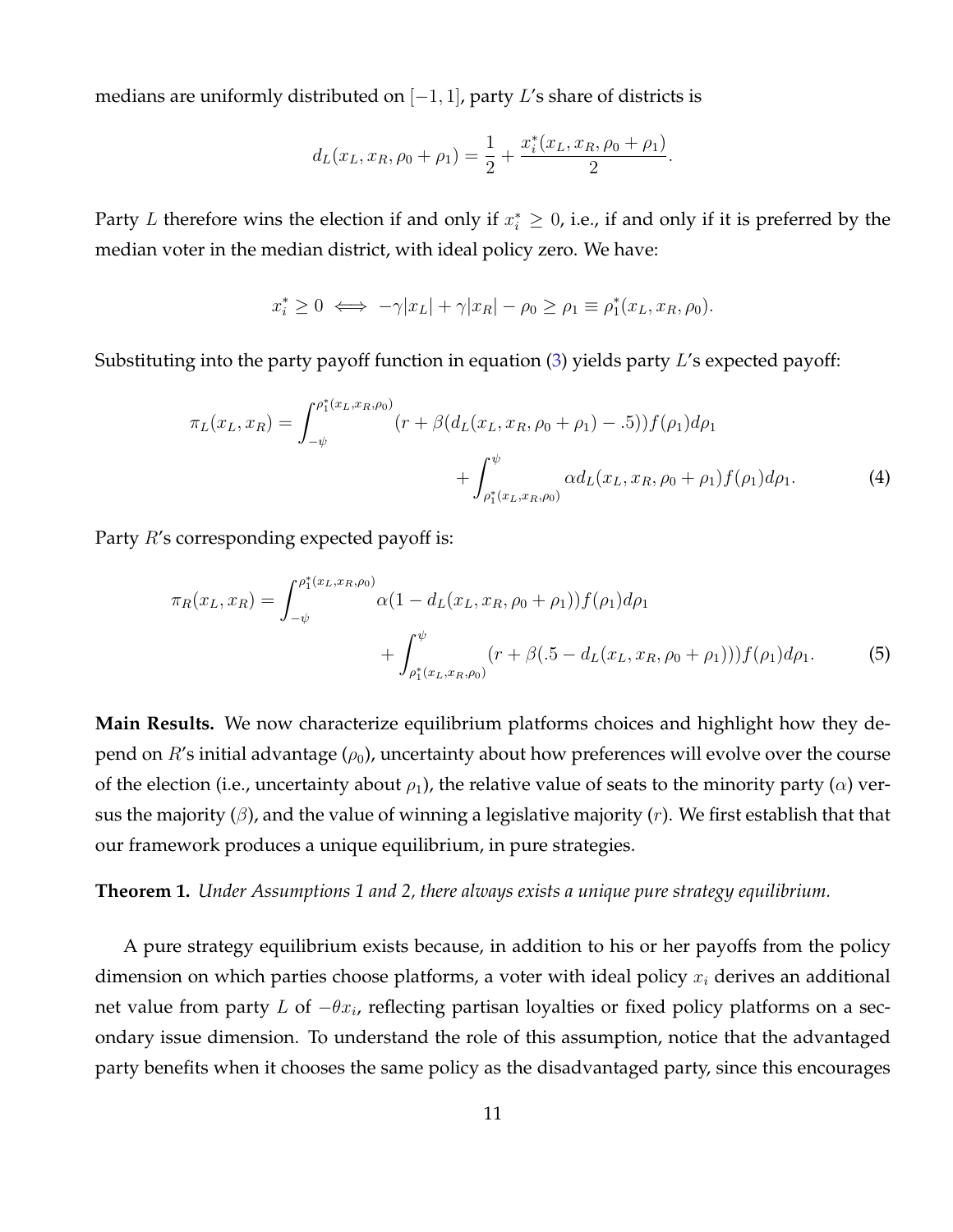medians are uniformly distributed on $[-1, 1]$, party $L$'s share of districts is

$$d_L(x_L, x_R, \rho_0 + \rho_1) = \frac{1}{2} + \frac{x_i^*(x_L, x_R, \rho_0 + \rho_1)}{2}.$$

Party $L$ therefore wins the election if and only if $x_i^* \geq 0$, i.e., if and only if it is preferred by the median voter in the median district, with ideal policy zero. We have:

$$x_i^* \geq 0 \iff -\gamma|x_L| + \gamma|x_R| - \rho_0 \geq \rho_1 \equiv \rho_1^*(x_L, x_R, \rho_0).$$

Substituting into the party payoff function in equation (3) yields party $L$'s expected payoff:

$$\pi_L(x_L, x_R) = \int_{-\psi}^{\rho_1^*(x_L, x_R, \rho_0)} (r + \beta(d_L(x_L, x_R, \rho_0 + \rho_1) - .5)) f(\rho_1) d\rho_1 + \int_{\rho_1^*(x_L, x_R, \rho_0)}^{\psi} \alpha d_L(x_L, x_R, \rho_0 + \rho_1) f(\rho_1) d\rho_1. \tag{4}$$

Party $R$'s corresponding expected payoff is:

$$\pi_R(x_L, x_R) = \int_{-\psi}^{\rho_1^*(x_L, x_R, \rho_0)} \alpha(1 - d_L(x_L, x_R, \rho_0 + \rho_1)) f(\rho_1) d\rho_1 + \int_{\rho_1^*(x_L, x_R, \rho_0)}^{\psi} (r + \beta(.5 - d_L(x_L, x_R, \rho_0 + \rho_1))) f(\rho_1) d\rho_1. \tag{5}$$

**Main Results.** We now characterize equilibrium platforms choices and highlight how they depend on $R$'s initial advantage ($\rho_0$), uncertainty about how preferences will evolve over the course of the election (i.e., uncertainty about $\rho_1$), the relative value of seats to the minority party ($\alpha$) versus the majority ($\beta$), and the value of winning a legislative majority ($r$). We first establish that that our framework produces a unique equilibrium, in pure strategies.

**Theorem 1.** *Under Assumptions 1 and 2, there always exists a unique pure strategy equilibrium.*

A pure strategy equilibrium exists because, in addition to his or her payoffs from the policy dimension on which parties choose platforms, a voter with ideal policy $x_i$ derives an additional net value from party $L$ of $-\theta x_i$, reflecting partisan loyalties or fixed policy platforms on a secondary issue dimension. To understand the role of this assumption, notice that the advantaged party benefits when it chooses the same policy as the disadvantaged party, since this encourages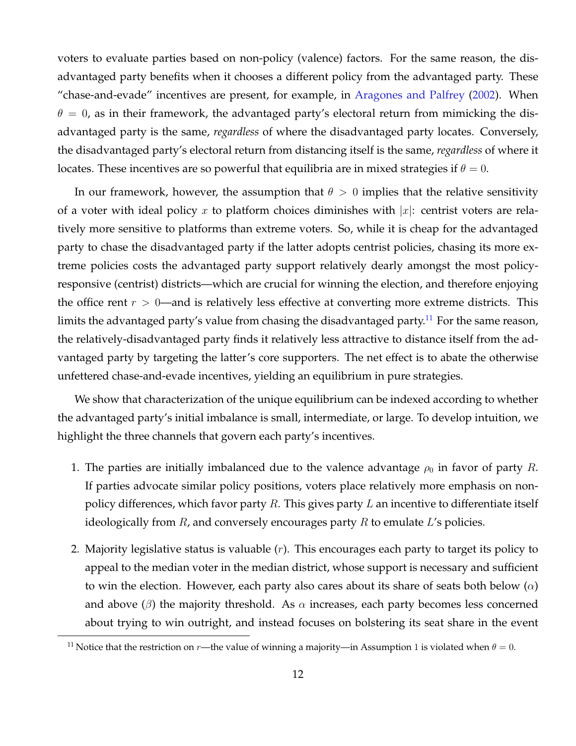voters to evaluate parties based on non-policy (valence) factors. For the same reason, the disadvantaged party benefits when it chooses a different policy from the advantaged party. These "chase-and-evade" incentives are present, for example, in Aragones and Palfrey (2002). When $\theta = 0$, as in their framework, the advantaged party's electoral return from mimicking the disadvantaged party is the same, *regardless* of where the disadvantaged party locates. Conversely, the disadvantaged party's electoral return from distancing itself is the same, *regardless* of where it locates. These incentives are so powerful that equilibria are in mixed strategies if $\theta = 0$.

In our framework, however, the assumption that $\theta > 0$ implies that the relative sensitivity of a voter with ideal policy $x$ to platform choices diminishes with $|x|$: centrist voters are relatively more sensitive to platforms than extreme voters. So, while it is cheap for the advantaged party to chase the disadvantaged party if the latter adopts centrist policies, chasing its more extreme policies costs the advantaged party support relatively dearly amongst the most policy-responsive (centrist) districts—which are crucial for winning the election, and therefore enjoying the office rent $r > 0$—and is relatively less effective at converting more extreme districts. This limits the advantaged party's value from chasing the disadvantaged party.[11] For the same reason, the relatively-disadvantaged party finds it relatively less attractive to distance itself from the advantaged party by targeting the latter's core supporters. The net effect is to abate the otherwise unfettered chase-and-evade incentives, yielding an equilibrium in pure strategies.

We show that characterization of the unique equilibrium can be indexed according to whether the advantaged party's initial imbalance is small, intermediate, or large. To develop intuition, we highlight the three channels that govern each party's incentives.

1. The parties are initially imbalanced due to the valence advantage $\rho_0$ in favor of party $R$. If parties advocate similar policy positions, voters place relatively more emphasis on non-policy differences, which favor party $R$. This gives party $L$ an incentive to differentiate itself ideologically from $R$, and conversely encourages party $R$ to emulate $L$'s policies.

2. Majority legislative status is valuable ($r$). This encourages each party to target its policy to appeal to the median voter in the median district, whose support is necessary and sufficient to win the election. However, each party also cares about its share of seats both below ($\alpha$) and above ($\beta$) the majority threshold. As $\alpha$ increases, each party becomes less concerned about trying to win outright, and instead focuses on bolstering its seat share in the event

[11] Notice that the restriction on $r$—the value of winning a majority—in Assumption 1 is violated when $\theta = 0$.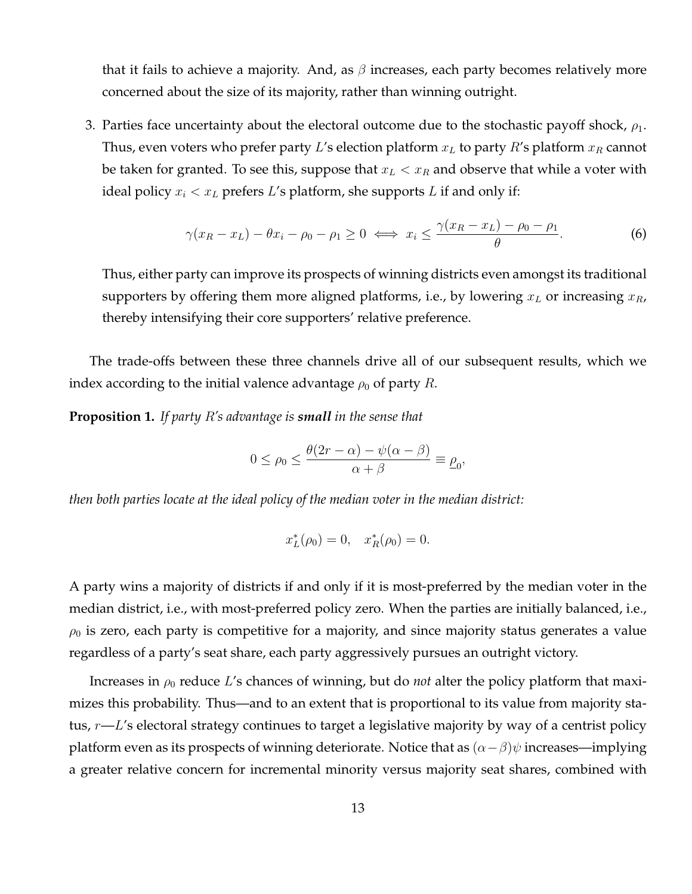that it fails to achieve a majority. And, as $\beta$ increases, each party becomes relatively more concerned about the size of its majority, rather than winning outright.

3. Parties face uncertainty about the electoral outcome due to the stochastic payoff shock, $\rho_1$. Thus, even voters who prefer party $L$'s election platform $x_L$ to party $R$'s platform $x_R$ cannot be taken for granted. To see this, suppose that $x_L < x_R$ and observe that while a voter with ideal policy $x_i < x_L$ prefers $L$'s platform, she supports $L$ if and only if:

$$\gamma(x_R - x_L) - \theta x_i - \rho_0 - \rho_1 \geq 0 \iff x_i \leq \frac{\gamma(x_R - x_L) - \rho_0 - \rho_1}{\theta}. \tag{6}$$

Thus, either party can improve its prospects of winning districts even amongst its traditional supporters by offering them more aligned platforms, i.e., by lowering $x_L$ or increasing $x_R$, thereby intensifying their core supporters' relative preference.

The trade-offs between these three channels drive all of our subsequent results, which we index according to the initial valence advantage $\rho_0$ of party $R$.

**Proposition 1.** *If party $R$'s advantage is **small** in the sense that*

$$0 \leq \rho_0 \leq \frac{\theta(2r - \alpha) - \psi(\alpha - \beta)}{\alpha + \beta} \equiv \underline{\rho}_0,$$

*then both parties locate at the ideal policy of the median voter in the median district:*

$$x_L^*(\rho_0) = 0, \quad x_R^*(\rho_0) = 0.$$

A party wins a majority of districts if and only if it is most-preferred by the median voter in the median district, i.e., with most-preferred policy zero. When the parties are initially balanced, i.e., $\rho_0$ is zero, each party is competitive for a majority, and since majority status generates a value regardless of a party's seat share, each party aggressively pursues an outright victory.

Increases in $\rho_0$ reduce $L$'s chances of winning, but do *not* alter the policy platform that maximizes this probability. Thus—and to an extent that is proportional to its value from majority status, $r$—$L$'s electoral strategy continues to target a legislative majority by way of a centrist policy platform even as its prospects of winning deteriorate. Notice that as $(\alpha - \beta)\psi$ increases—implying a greater relative concern for incremental minority versus majority seat shares, combined with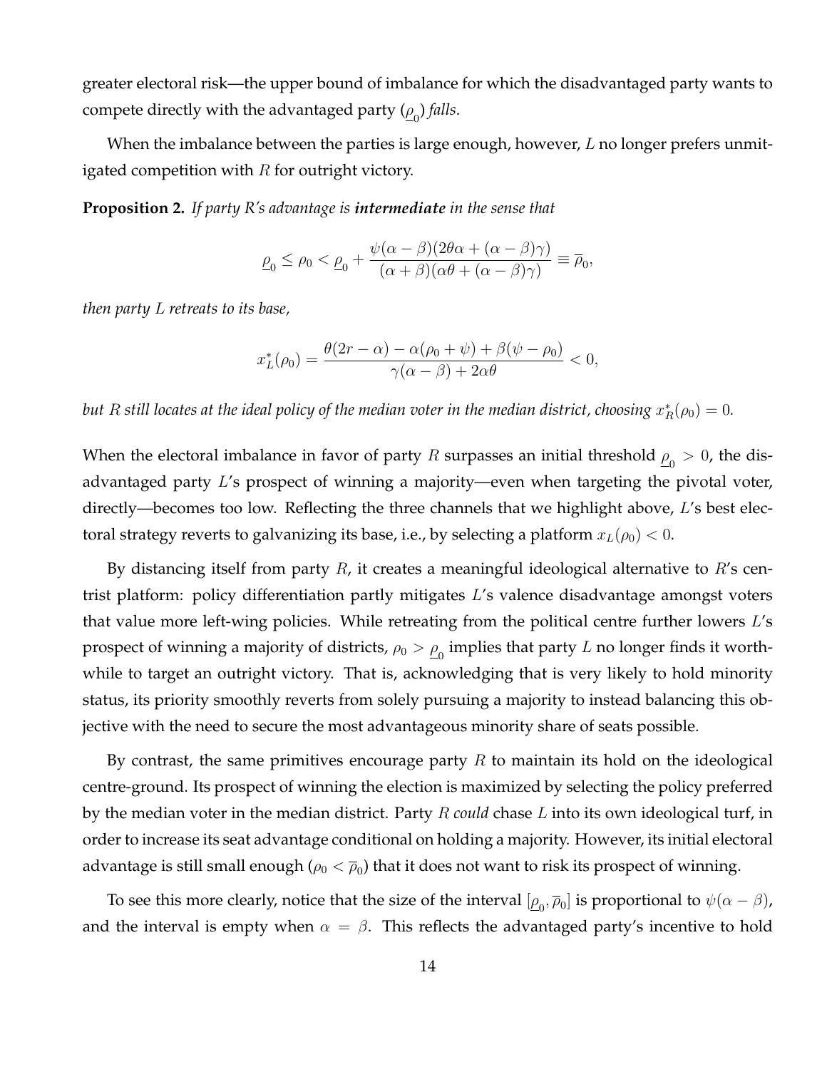greater electoral risk—the upper bound of imbalance for which the disadvantaged party wants to compete directly with the advantaged party ($\underline{\rho}_0$) *falls*.

When the imbalance between the parties is large enough, however, $L$ no longer prefers unmitigated competition with $R$ for outright victory.

**Proposition 2.** *If party R's advantage is **intermediate** in the sense that*

$$\underline{\rho}_0 \leq \rho_0 < \underline{\rho}_0 + \frac{\psi(\alpha - \beta)(2\theta\alpha + (\alpha - \beta)\gamma)}{(\alpha + \beta)(\alpha\theta + (\alpha - \beta)\gamma)} \equiv \overline{\rho}_0,$$

*then party $L$ retreats to its base,*

$$x_L^*(\rho_0) = \frac{\theta(2r - \alpha) - \alpha(\rho_0 + \psi) + \beta(\psi - \rho_0)}{\gamma(\alpha - \beta) + 2\alpha\theta} < 0,$$

*but $R$ still locates at the ideal policy of the median voter in the median district, choosing $x_R^*(\rho_0) = 0$.*

When the electoral imbalance in favor of party $R$ surpasses an initial threshold $\underline{\rho}_0 > 0$, the disadvantaged party $L$'s prospect of winning a majority—even when targeting the pivotal voter, directly—becomes too low. Reflecting the three channels that we highlight above, $L$'s best electoral strategy reverts to galvanizing its base, i.e., by selecting a platform $x_L(\rho_0) < 0$.

By distancing itself from party $R$, it creates a meaningful ideological alternative to $R$'s centrist platform: policy differentiation partly mitigates $L$'s valence disadvantage amongst voters that value more left-wing policies. While retreating from the political centre further lowers $L$'s prospect of winning a majority of districts, $\rho_0 > \underline{\rho}_0$ implies that party $L$ no longer finds it worthwhile to target an outright victory. That is, acknowledging that is very likely to hold minority status, its priority smoothly reverts from solely pursuing a majority to instead balancing this objective with the need to secure the most advantageous minority share of seats possible.

By contrast, the same primitives encourage party $R$ to maintain its hold on the ideological centre-ground. Its prospect of winning the election is maximized by selecting the policy preferred by the median voter in the median district. Party $R$ *could* chase $L$ into its own ideological turf, in order to increase its seat advantage conditional on holding a majority. However, its initial electoral advantage is still small enough ($\rho_0 < \overline{\rho}_0$) that it does not want to risk its prospect of winning.

To see this more clearly, notice that the size of the interval $[\underline{\rho}_0, \overline{\rho}_0]$ is proportional to $\psi(\alpha - \beta)$, and the interval is empty when $\alpha = \beta$. This reflects the advantaged party's incentive to hold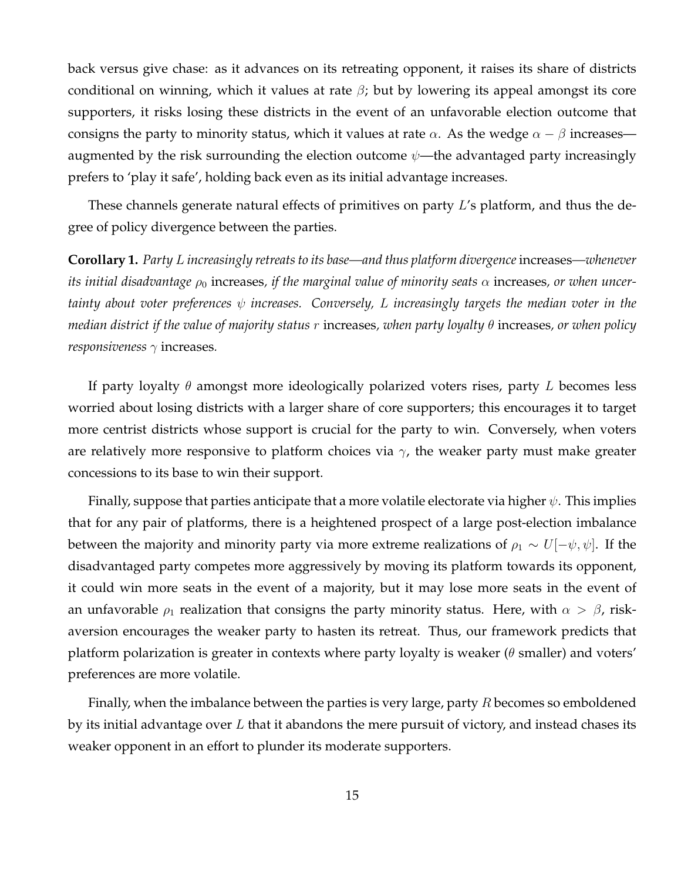back versus give chase: as it advances on its retreating opponent, it raises its share of districts conditional on winning, which it values at rate $\beta$; but by lowering its appeal amongst its core supporters, it risks losing these districts in the event of an unfavorable election outcome that consigns the party to minority status, which it values at rate $\alpha$. As the wedge $\alpha - \beta$ increases—augmented by the risk surrounding the election outcome $\psi$—the advantaged party increasingly prefers to 'play it safe', holding back even as its initial advantage increases.

These channels generate natural effects of primitives on party $L$'s platform, and thus the degree of policy divergence between the parties.

**Corollary 1.** *Party $L$ increasingly retreats to its base—and thus platform divergence* increases*—whenever its initial disadvantage $\rho_0$* increases*, if the marginal value of minority seats $\alpha$* increases*, or when uncertainty about voter preferences $\psi$ increases. Conversely, $L$ increasingly targets the median voter in the median district if the value of majority status $r$* increases*, when party loyalty $\theta$* increases*, or when policy responsiveness $\gamma$* increases*.*

If party loyalty $\theta$ amongst more ideologically polarized voters rises, party $L$ becomes less worried about losing districts with a larger share of core supporters; this encourages it to target more centrist districts whose support is crucial for the party to win. Conversely, when voters are relatively more responsive to platform choices via $\gamma$, the weaker party must make greater concessions to its base to win their support.

Finally, suppose that parties anticipate that a more volatile electorate via higher $\psi$. This implies that for any pair of platforms, there is a heightened prospect of a large post-election imbalance between the majority and minority party via more extreme realizations of $\rho_1 \sim U[-\psi, \psi]$. If the disadvantaged party competes more aggressively by moving its platform towards its opponent, it could win more seats in the event of a majority, but it may lose more seats in the event of an unfavorable $\rho_1$ realization that consigns the party minority status. Here, with $\alpha > \beta$, risk-aversion encourages the weaker party to hasten its retreat. Thus, our framework predicts that platform polarization is greater in contexts where party loyalty is weaker ($\theta$ smaller) and voters' preferences are more volatile.

Finally, when the imbalance between the parties is very large, party $R$ becomes so emboldened by its initial advantage over $L$ that it abandons the mere pursuit of victory, and instead chases its weaker opponent in an effort to plunder its moderate supporters.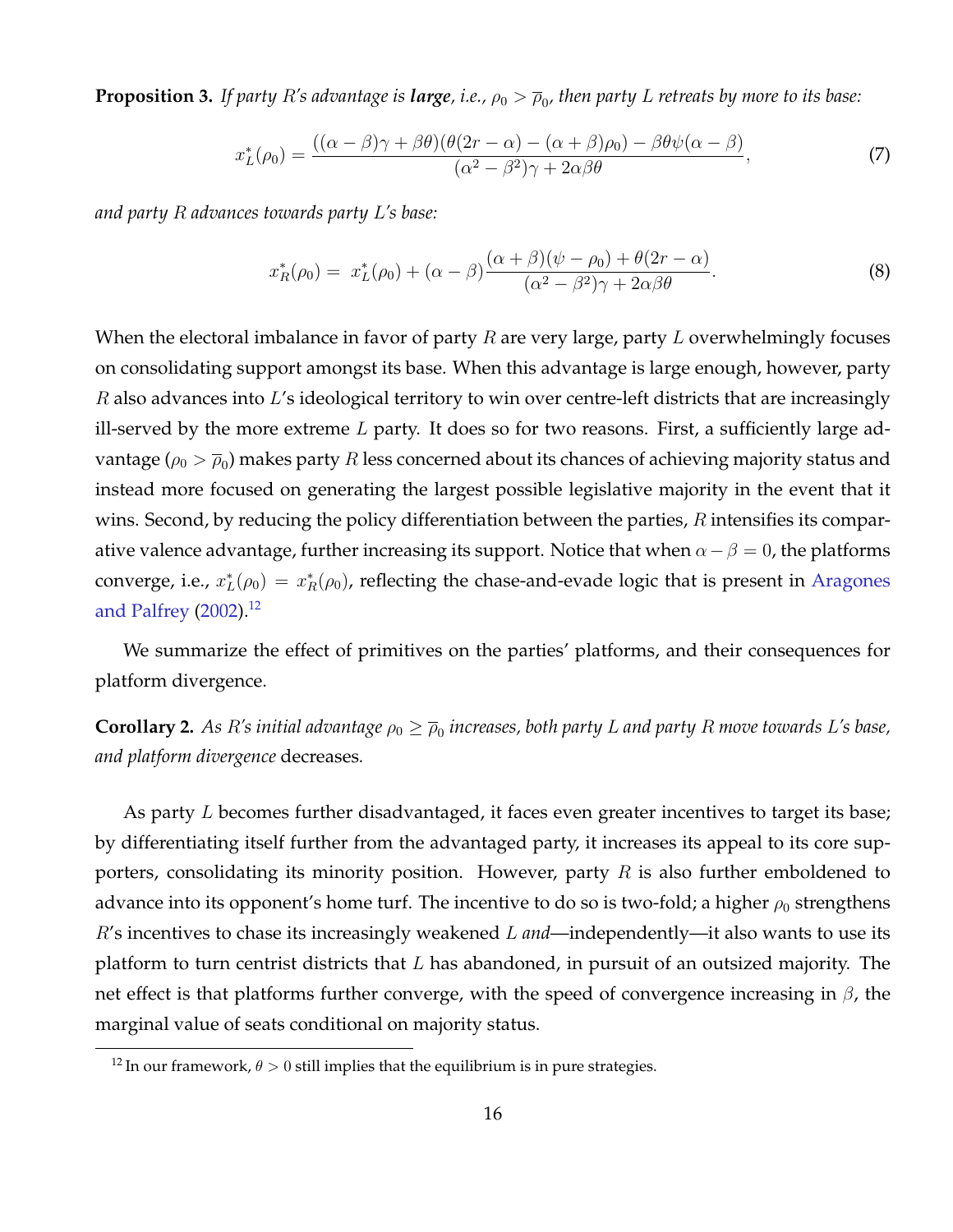**Proposition 3.** *If party $R$'s advantage is **large**, i.e., $\rho_0 > \overline{\rho}_0$, then party $L$ retreats by more to its base:*

$$x_L^*(\rho_0) = \frac{((\alpha-\beta)\gamma + \beta\theta)(\theta(2r-\alpha) - (\alpha+\beta)\rho_0) - \beta\theta\psi(\alpha-\beta)}{(\alpha^2-\beta^2)\gamma + 2\alpha\beta\theta}, \tag{7}$$

*and party $R$ advances towards party $L$'s base:*

$$x_R^*(\rho_0) = x_L^*(\rho_0) + (\alpha-\beta)\frac{(\alpha+\beta)(\psi-\rho_0) + \theta(2r-\alpha)}{(\alpha^2-\beta^2)\gamma + 2\alpha\beta\theta}. \tag{8}$$

When the electoral imbalance in favor of party $R$ are very large, party $L$ overwhelmingly focuses on consolidating support amongst its base. When this advantage is large enough, however, party $R$ also advances into $L$'s ideological territory to win over centre-left districts that are increasingly ill-served by the more extreme $L$ party. It does so for two reasons. First, a sufficiently large advantage ($\rho_0 > \overline{\rho}_0$) makes party $R$ less concerned about its chances of achieving majority status and instead more focused on generating the largest possible legislative majority in the event that it wins. Second, by reducing the policy differentiation between the parties, $R$ intensifies its comparative valence advantage, further increasing its support. Notice that when $\alpha - \beta = 0$, the platforms converge, i.e., $x_L^*(\rho_0) = x_R^*(\rho_0)$, reflecting the chase-and-evade logic that is present in Aragones and Palfrey (2002).[12]

We summarize the effect of primitives on the parties' platforms, and their consequences for platform divergence.

**Corollary 2.** *As $R$'s initial advantage $\rho_0 \geq \overline{\rho}_0$ increases, both party $L$ and party $R$ move towards $L$'s base, and platform divergence* decreases.

As party $L$ becomes further disadvantaged, it faces even greater incentives to target its base; by differentiating itself further from the advantaged party, it increases its appeal to its core supporters, consolidating its minority position. However, party $R$ is also further emboldened to advance into its opponent's home turf. The incentive to do so is two-fold; a higher $\rho_0$ strengthens $R$'s incentives to chase its increasingly weakened $L$ *and*—independently—it also wants to use its platform to turn centrist districts that $L$ has abandoned, in pursuit of an outsized majority. The net effect is that platforms further converge, with the speed of convergence increasing in $\beta$, the marginal value of seats conditional on majority status.

[12] In our framework, $\theta > 0$ still implies that the equilibrium is in pure strategies.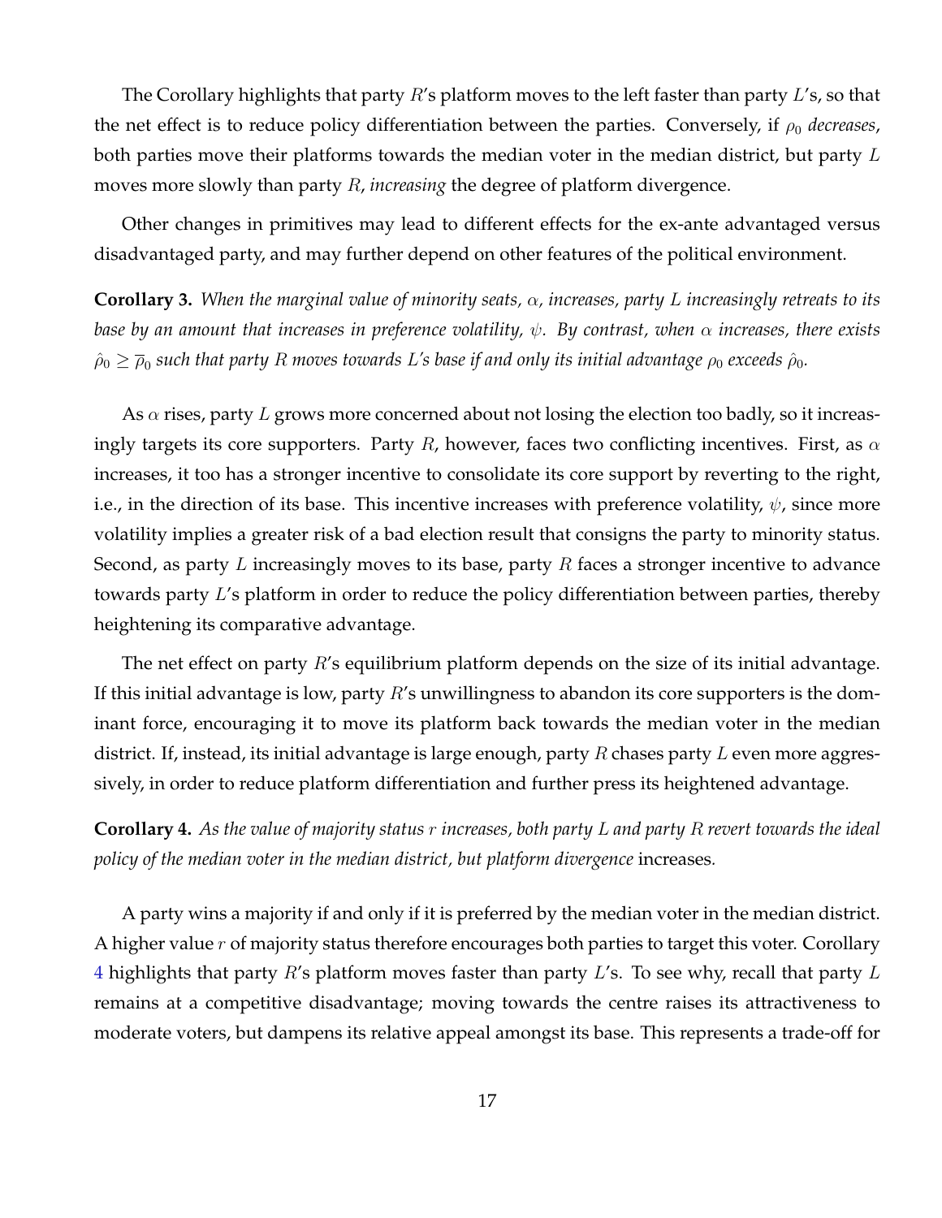The Corollary highlights that party $R$'s platform moves to the left faster than party $L$'s, so that the net effect is to reduce policy differentiation between the parties. Conversely, if $\rho_0$ *decreases*, both parties move their platforms towards the median voter in the median district, but party $L$ moves more slowly than party $R$, *increasing* the degree of platform divergence.

Other changes in primitives may lead to different effects for the ex-ante advantaged versus disadvantaged party, and may further depend on other features of the political environment.

**Corollary 3.** *When the marginal value of minority seats, $\alpha$, increases, party $L$ increasingly retreats to its base by an amount that increases in preference volatility, $\psi$. By contrast, when $\alpha$ increases, there exists $\hat{\rho}_0 \geq \overline{\rho}_0$ such that party $R$ moves towards $L$'s base if and only its initial advantage $\rho_0$ exceeds $\hat{\rho}_0$.*

As $\alpha$ rises, party $L$ grows more concerned about not losing the election too badly, so it increasingly targets its core supporters. Party $R$, however, faces two conflicting incentives. First, as $\alpha$ increases, it too has a stronger incentive to consolidate its core support by reverting to the right, i.e., in the direction of its base. This incentive increases with preference volatility, $\psi$, since more volatility implies a greater risk of a bad election result that consigns the party to minority status. Second, as party $L$ increasingly moves to its base, party $R$ faces a stronger incentive to advance towards party $L$'s platform in order to reduce the policy differentiation between parties, thereby heightening its comparative advantage.

The net effect on party $R$'s equilibrium platform depends on the size of its initial advantage. If this initial advantage is low, party $R$'s unwillingness to abandon its core supporters is the dominant force, encouraging it to move its platform back towards the median voter in the median district. If, instead, its initial advantage is large enough, party $R$ chases party $L$ even more aggressively, in order to reduce platform differentiation and further press its heightened advantage.

**Corollary 4.** *As the value of majority status $r$ increases, both party $L$ and party $R$ revert towards the ideal policy of the median voter in the median district, but platform divergence* increases*.*

A party wins a majority if and only if it is preferred by the median voter in the median district. A higher value $r$ of majority status therefore encourages both parties to target this voter. Corollary 4 highlights that party $R$'s platform moves faster than party $L$'s. To see why, recall that party $L$ remains at a competitive disadvantage; moving towards the centre raises its attractiveness to moderate voters, but dampens its relative appeal amongst its base. This represents a trade-off for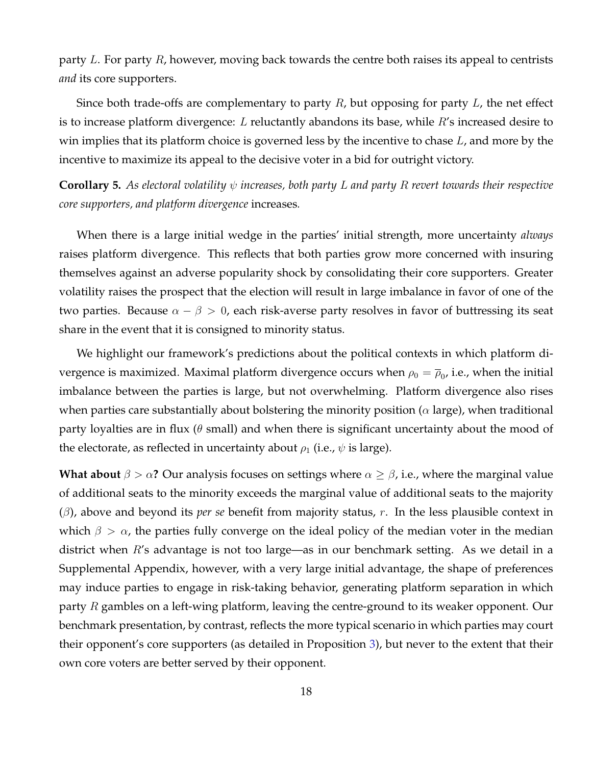party $L$. For party $R$, however, moving back towards the centre both raises its appeal to centrists *and* its core supporters.

Since both trade-offs are complementary to party $R$, but opposing for party $L$, the net effect is to increase platform divergence: $L$ reluctantly abandons its base, while $R$'s increased desire to win implies that its platform choice is governed less by the incentive to chase $L$, and more by the incentive to maximize its appeal to the decisive voter in a bid for outright victory.

**Corollary 5.** *As electoral volatility $\psi$ increases, both party $L$ and party $R$ revert towards their respective core supporters, and platform divergence* increases*.*

When there is a large initial wedge in the parties' initial strength, more uncertainty *always* raises platform divergence. This reflects that both parties grow more concerned with insuring themselves against an adverse popularity shock by consolidating their core supporters. Greater volatility raises the prospect that the election will result in large imbalance in favor of one of the two parties. Because $\alpha - \beta > 0$, each risk-averse party resolves in favor of buttressing its seat share in the event that it is consigned to minority status.

We highlight our framework's predictions about the political contexts in which platform divergence is maximized. Maximal platform divergence occurs when $\rho_0 = \overline{\rho}_0$, i.e., when the initial imbalance between the parties is large, but not overwhelming. Platform divergence also rises when parties care substantially about bolstering the minority position ($\alpha$ large), when traditional party loyalties are in flux ($\theta$ small) and when there is significant uncertainty about the mood of the electorate, as reflected in uncertainty about $\rho_1$ (i.e., $\psi$ is large).

**What about $\beta > \alpha$?** Our analysis focuses on settings where $\alpha \geq \beta$, i.e., where the marginal value of additional seats to the minority exceeds the marginal value of additional seats to the majority ($\beta$), above and beyond its *per se* benefit from majority status, $r$. In the less plausible context in which $\beta > \alpha$, the parties fully converge on the ideal policy of the median voter in the median district when $R$'s advantage is not too large—as in our benchmark setting. As we detail in a Supplemental Appendix, however, with a very large initial advantage, the shape of preferences may induce parties to engage in risk-taking behavior, generating platform separation in which party $R$ gambles on a left-wing platform, leaving the centre-ground to its weaker opponent. Our benchmark presentation, by contrast, reflects the more typical scenario in which parties may court their opponent's core supporters (as detailed in Proposition 3), but never to the extent that their own core voters are better served by their opponent.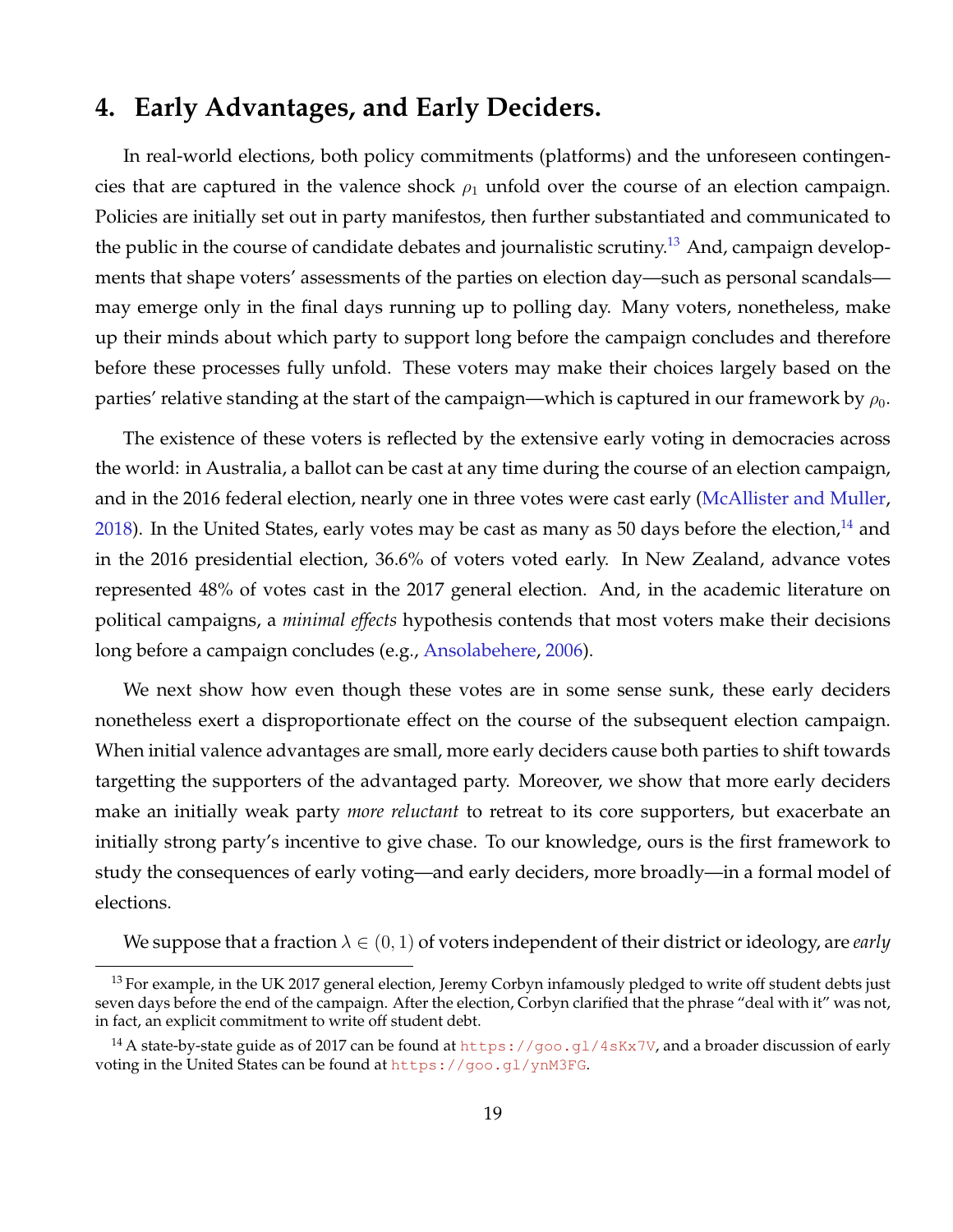## 4. Early Advantages, and Early Deciders.

In real-world elections, both policy commitments (platforms) and the unforeseen contingencies that are captured in the valence shock $\rho_1$ unfold over the course of an election campaign. Policies are initially set out in party manifestos, then further substantiated and communicated to the public in the course of candidate debates and journalistic scrutiny.[13] And, campaign developments that shape voters' assessments of the parties on election day—such as personal scandals—may emerge only in the final days running up to polling day. Many voters, nonetheless, make up their minds about which party to support long before the campaign concludes and therefore before these processes fully unfold. These voters may make their choices largely based on the parties' relative standing at the start of the campaign—which is captured in our framework by $\rho_0$.

The existence of these voters is reflected by the extensive early voting in democracies across the world: in Australia, a ballot can be cast at any time during the course of an election campaign, and in the 2016 federal election, nearly one in three votes were cast early (McAllister and Muller, 2018). In the United States, early votes may be cast as many as 50 days before the election,[14] and in the 2016 presidential election, 36.6% of voters voted early. In New Zealand, advance votes represented 48% of votes cast in the 2017 general election. And, in the academic literature on political campaigns, a *minimal effects* hypothesis contends that most voters make their decisions long before a campaign concludes (e.g., Ansolabehere, 2006).

We next show how even though these votes are in some sense sunk, these early deciders nonetheless exert a disproportionate effect on the course of the subsequent election campaign. When initial valence advantages are small, more early deciders cause both parties to shift towards targetting the supporters of the advantaged party. Moreover, we show that more early deciders make an initially weak party *more reluctant* to retreat to its core supporters, but exacerbate an initially strong party's incentive to give chase. To our knowledge, ours is the first framework to study the consequences of early voting—and early deciders, more broadly—in a formal model of elections.

We suppose that a fraction $\lambda \in (0, 1)$ of voters independent of their district or ideology, are *early*

[13] For example, in the UK 2017 general election, Jeremy Corbyn infamously pledged to write off student debts just seven days before the end of the campaign. After the election, Corbyn clarified that the phrase "deal with it" was not, in fact, an explicit commitment to write off student debt.

[14] A state-by-state guide as of 2017 can be found at https://goo.gl/4sKx7V, and a broader discussion of early voting in the United States can be found at https://goo.gl/ynM3FG.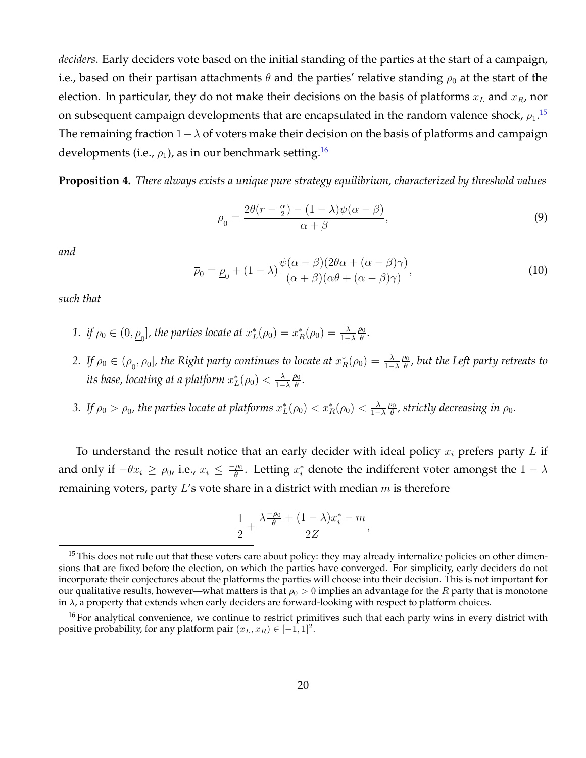*deciders*. Early deciders vote based on the initial standing of the parties at the start of a campaign, i.e., based on their partisan attachments $\theta$ and the parties' relative standing $\rho_0$ at the start of the election. In particular, they do not make their decisions on the basis of platforms $x_L$ and $x_R$, nor on subsequent campaign developments that are encapsulated in the random valence shock, $\rho_1$.[15] The remaining fraction $1-\lambda$ of voters make their decision on the basis of platforms and campaign developments (i.e., $\rho_1$), as in our benchmark setting.[16]

**Proposition 4.** *There always exists a unique pure strategy equilibrium, characterized by threshold values*

$$\underline{\rho}_0 = \frac{2\theta(r-\frac{\alpha}{2}) - (1-\lambda)\psi(\alpha-\beta)}{\alpha+\beta}, \tag{9}$$

*and*

$$\overline{\rho}_0 = \underline{\rho}_0 + (1-\lambda)\frac{\psi(\alpha-\beta)(2\theta\alpha + (\alpha-\beta)\gamma)}{(\alpha+\beta)(\alpha\theta + (\alpha-\beta)\gamma)}, \tag{10}$$

*such that*

1. *if $\rho_0 \in (0, \underline{\rho}_0]$, the parties locate at $x_L^*(\rho_0) = x_R^*(\rho_0) = \frac{\lambda}{1-\lambda}\frac{\rho_0}{\theta}$.*
2. *If $\rho_0 \in (\underline{\rho}_0, \overline{\rho}_0]$, the Right party continues to locate at $x_R^*(\rho_0) = \frac{\lambda}{1-\lambda}\frac{\rho_0}{\theta}$, but the Left party retreats to its base, locating at a platform $x_L^*(\rho_0) < \frac{\lambda}{1-\lambda}\frac{\rho_0}{\theta}$.*
3. *If $\rho_0 > \overline{\rho}_0$, the parties locate at platforms $x_L^*(\rho_0) < x_R^*(\rho_0) < \frac{\lambda}{1-\lambda}\frac{\rho_0}{\theta}$, strictly decreasing in $\rho_0$.*

To understand the result notice that an early decider with ideal policy $x_i$ prefers party $L$ if and only if $-\theta x_i \geq \rho_0$, i.e., $x_i \leq \frac{-\rho_0}{\theta}$. Letting $x_i^*$ denote the indifferent voter amongst the $1-\lambda$ remaining voters, party $L$'s vote share in a district with median $m$ is therefore

$$\frac{1}{2} + \frac{\lambda\frac{-\rho_0}{\theta} + (1-\lambda)x_i^* - m}{2Z},$$

[15] This does not rule out that these voters care about policy: they may already internalize policies on other dimensions that are fixed before the election, on which the parties have converged. For simplicity, early deciders do not incorporate their conjectures about the platforms the parties will choose into their decision. This is not important for our qualitative results, however—what matters is that $\rho_0 > 0$ implies an advantage for the $R$ party that is monotone in $\lambda$, a property that extends when early deciders are forward-looking with respect to platform choices.

[16] For analytical convenience, we continue to restrict primitives such that each party wins in every district with positive probability, for any platform pair $(x_L, x_R) \in [-1, 1]^2$.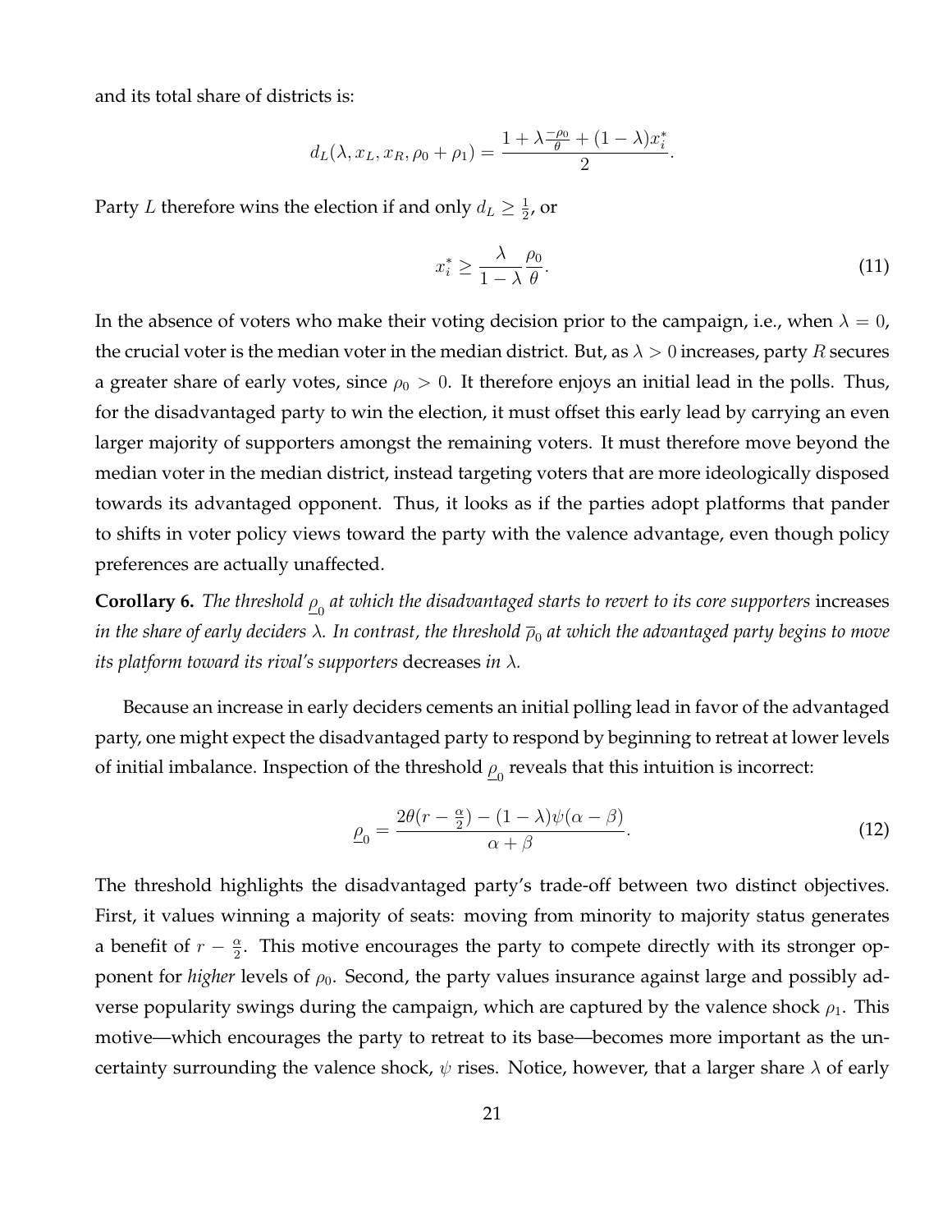and its total share of districts is:

$$d_L(\lambda, x_L, x_R, \rho_0 + \rho_1) = \frac{1 + \lambda\frac{-\rho_0}{\theta} + (1-\lambda)x_i^*}{2}.$$

Party $L$ therefore wins the election if and only $d_L \geq \frac{1}{2}$, or

$$x_i^* \geq \frac{\lambda}{1-\lambda}\frac{\rho_0}{\theta}. \tag{11}$$

In the absence of voters who make their voting decision prior to the campaign, i.e., when $\lambda = 0$, the crucial voter is the median voter in the median district. But, as $\lambda > 0$ increases, party $R$ secures a greater share of early votes, since $\rho_0 > 0$. It therefore enjoys an initial lead in the polls. Thus, for the disadvantaged party to win the election, it must offset this early lead by carrying an even larger majority of supporters amongst the remaining voters. It must therefore move beyond the median voter in the median district, instead targeting voters that are more ideologically disposed towards its advantaged opponent. Thus, it looks as if the parties adopt platforms that pander to shifts in voter policy views toward the party with the valence advantage, even though policy preferences are actually unaffected.

**Corollary 6.** *The threshold $\underline{\rho}_0$ at which the disadvantaged starts to revert to its core supporters* increases *in the share of early deciders $\lambda$. In contrast, the threshold $\overline{\rho}_0$ at which the advantaged party begins to move its platform toward its rival's supporters* decreases *in $\lambda$.*

Because an increase in early deciders cements an initial polling lead in favor of the advantaged party, one might expect the disadvantaged party to respond by beginning to retreat at lower levels of initial imbalance. Inspection of the threshold $\underline{\rho}_0$ reveals that this intuition is incorrect:

$$\underline{\rho}_0 = \frac{2\theta(r - \frac{\alpha}{2}) - (1-\lambda)\psi(\alpha - \beta)}{\alpha + \beta}. \tag{12}$$

The threshold highlights the disadvantaged party's trade-off between two distinct objectives. First, it values winning a majority of seats: moving from minority to majority status generates a benefit of $r - \frac{\alpha}{2}$. This motive encourages the party to compete directly with its stronger opponent for *higher* levels of $\rho_0$. Second, the party values insurance against large and possibly adverse popularity swings during the campaign, which are captured by the valence shock $\rho_1$. This motive—which encourages the party to retreat to its base—becomes more important as the uncertainty surrounding the valence shock, $\psi$ rises. Notice, however, that a larger share $\lambda$ of early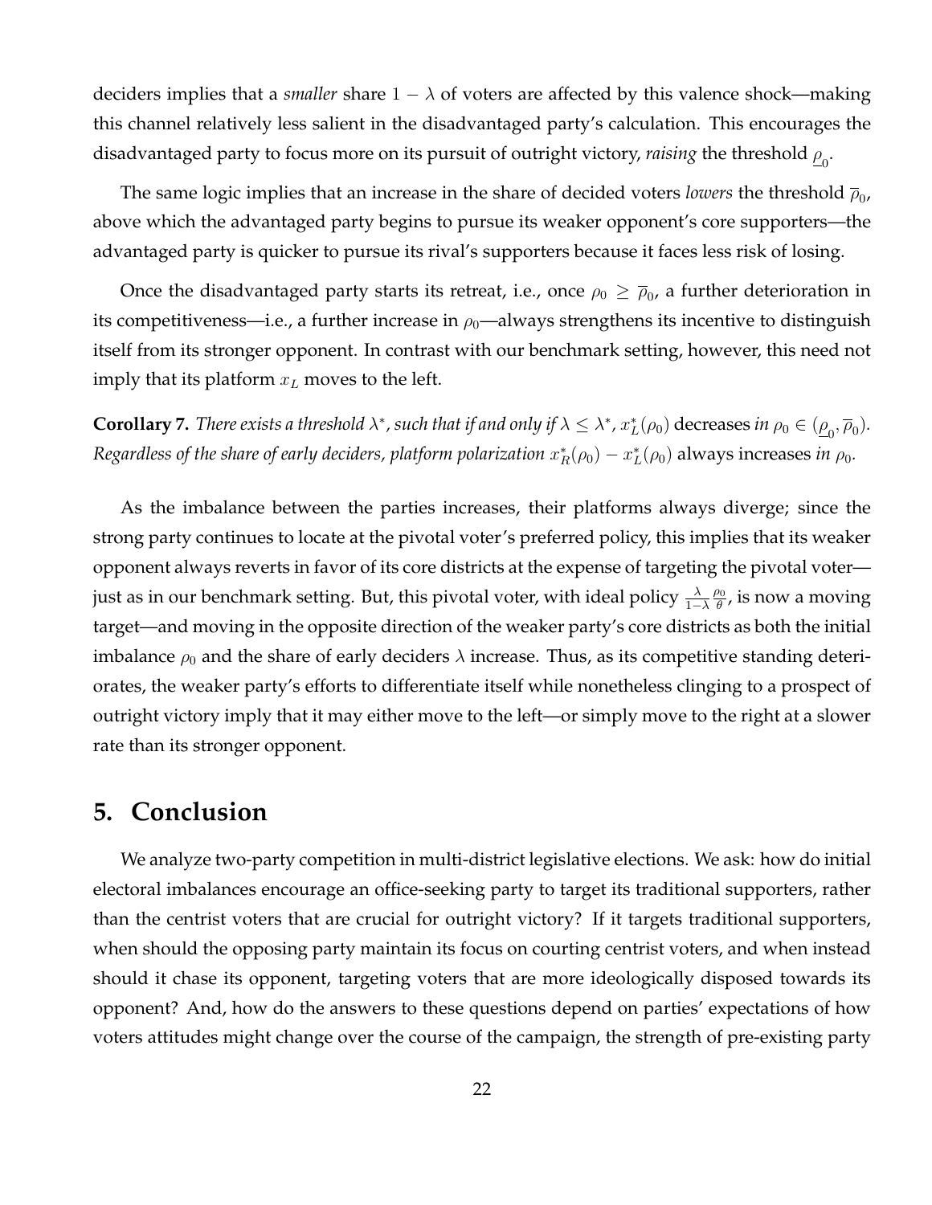deciders implies that a *smaller* share $1 - \lambda$ of voters are affected by this valence shock—making this channel relatively less salient in the disadvantaged party's calculation. This encourages the disadvantaged party to focus more on its pursuit of outright victory, *raising* the threshold $\underline{\rho}_0$.

The same logic implies that an increase in the share of decided voters *lowers* the threshold $\overline{\rho}_0$, above which the advantaged party begins to pursue its weaker opponent's core supporters—the advantaged party is quicker to pursue its rival's supporters because it faces less risk of losing.

Once the disadvantaged party starts its retreat, i.e., once $\rho_0 \geq \overline{\rho}_0$, a further deterioration in its competitiveness—i.e., a further increase in $\rho_0$—always strengthens its incentive to distinguish itself from its stronger opponent. In contrast with our benchmark setting, however, this need not imply that its platform $x_L$ moves to the left.

**Corollary 7.** *There exists a threshold $\lambda^*$, such that if and only if $\lambda \leq \lambda^*$, $x_L^*(\rho_0)$* decreases *in $\rho_0 \in (\underline{\rho}_0, \overline{\rho}_0)$. Regardless of the share of early deciders, platform polarization $x_R^*(\rho_0) - x_L^*(\rho_0)$* always increases *in $\rho_0$.*

As the imbalance between the parties increases, their platforms always diverge; since the strong party continues to locate at the pivotal voter's preferred policy, this implies that its weaker opponent always reverts in favor of its core districts at the expense of targeting the pivotal voter—just as in our benchmark setting. But, this pivotal voter, with ideal policy $\frac{\lambda}{1-\lambda}\frac{\rho_0}{\theta}$, is now a moving target—and moving in the opposite direction of the weaker party's core districts as both the initial imbalance $\rho_0$ and the share of early deciders $\lambda$ increase. Thus, as its competitive standing deteriorates, the weaker party's efforts to differentiate itself while nonetheless clinging to a prospect of outright victory imply that it may either move to the left—or simply move to the right at a slower rate than its stronger opponent.

## 5. Conclusion

We analyze two-party competition in multi-district legislative elections. We ask: how do initial electoral imbalances encourage an office-seeking party to target its traditional supporters, rather than the centrist voters that are crucial for outright victory? If it targets traditional supporters, when should the opposing party maintain its focus on courting centrist voters, and when instead should it chase its opponent, targeting voters that are more ideologically disposed towards its opponent? And, how do the answers to these questions depend on parties' expectations of how voters attitudes might change over the course of the campaign, the strength of pre-existing party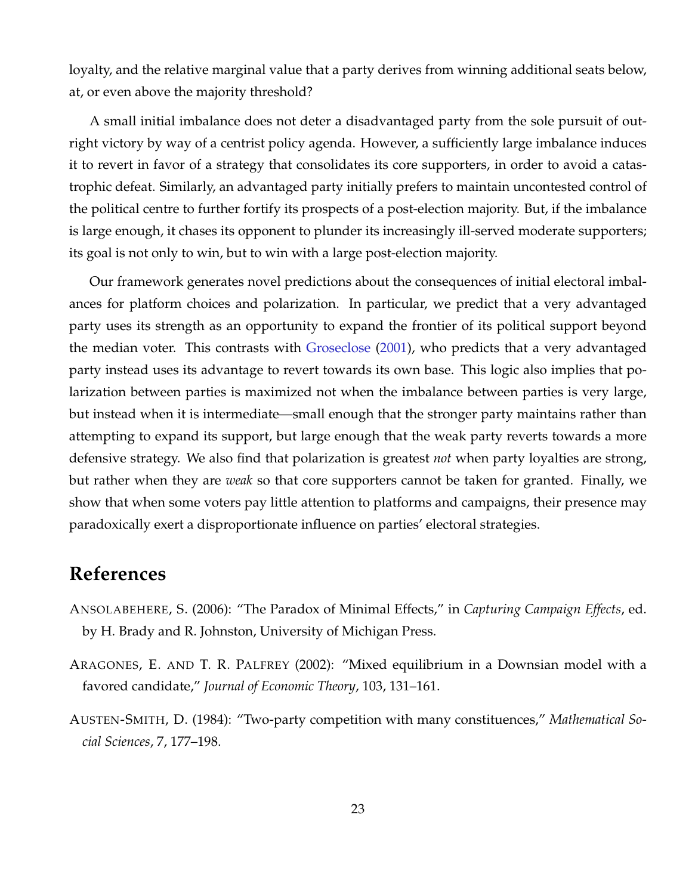loyalty, and the relative marginal value that a party derives from winning additional seats below, at, or even above the majority threshold?

A small initial imbalance does not deter a disadvantaged party from the sole pursuit of outright victory by way of a centrist policy agenda. However, a sufficiently large imbalance induces it to revert in favor of a strategy that consolidates its core supporters, in order to avoid a catastrophic defeat. Similarly, an advantaged party initially prefers to maintain uncontested control of the political centre to further fortify its prospects of a post-election majority. But, if the imbalance is large enough, it chases its opponent to plunder its increasingly ill-served moderate supporters; its goal is not only to win, but to win with a large post-election majority.

Our framework generates novel predictions about the consequences of initial electoral imbalances for platform choices and polarization. In particular, we predict that a very advantaged party uses its strength as an opportunity to expand the frontier of its political support beyond the median voter. This contrasts with Groseclose (2001), who predicts that a very advantaged party instead uses its advantage to revert towards its own base. This logic also implies that polarization between parties is maximized not when the imbalance between parties is very large, but instead when it is intermediate—small enough that the stronger party maintains rather than attempting to expand its support, but large enough that the weak party reverts towards a more defensive strategy. We also find that polarization is greatest *not* when party loyalties are strong, but rather when they are *weak* so that core supporters cannot be taken for granted. Finally, we show that when some voters pay little attention to platforms and campaigns, their presence may paradoxically exert a disproportionate influence on parties' electoral strategies.

# References

ANSOLABEHERE, S. (2006): "The Paradox of Minimal Effects," in *Capturing Campaign Effects*, ed. by H. Brady and R. Johnston, University of Michigan Press.

ARAGONES, E. AND T. R. PALFREY (2002): "Mixed equilibrium in a Downsian model with a favored candidate," *Journal of Economic Theory*, 103, 131–161.

AUSTEN-SMITH, D. (1984): "Two-party competition with many constituences," *Mathematical Social Sciences*, 7, 177–198.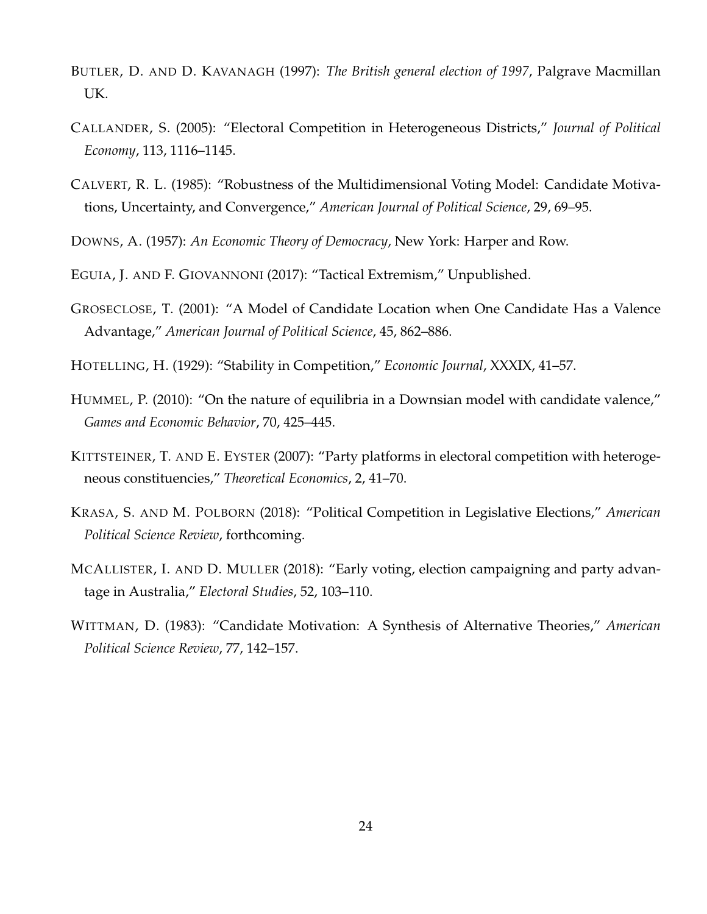BUTLER, D. AND D. KAVANAGH (1997): *The British general election of 1997*, Palgrave Macmillan UK.

CALLANDER, S. (2005): "Electoral Competition in Heterogeneous Districts," *Journal of Political Economy*, 113, 1116–1145.

CALVERT, R. L. (1985): "Robustness of the Multidimensional Voting Model: Candidate Motivations, Uncertainty, and Convergence," *American Journal of Political Science*, 29, 69–95.

DOWNS, A. (1957): *An Economic Theory of Democracy*, New York: Harper and Row.

EGUIA, J. AND F. GIOVANNONI (2017): "Tactical Extremism," Unpublished.

GROSECLOSE, T. (2001): "A Model of Candidate Location when One Candidate Has a Valence Advantage," *American Journal of Political Science*, 45, 862–886.

HOTELLING, H. (1929): "Stability in Competition," *Economic Journal*, XXXIX, 41–57.

HUMMEL, P. (2010): "On the nature of equilibria in a Downsian model with candidate valence," *Games and Economic Behavior*, 70, 425–445.

KITTSTEINER, T. AND E. EYSTER (2007): "Party platforms in electoral competition with heterogeneous constituencies," *Theoretical Economics*, 2, 41–70.

KRASA, S. AND M. POLBORN (2018): "Political Competition in Legislative Elections," *American Political Science Review*, forthcoming.

MCALLISTER, I. AND D. MULLER (2018): "Early voting, election campaigning and party advantage in Australia," *Electoral Studies*, 52, 103–110.

WITTMAN, D. (1983): "Candidate Motivation: A Synthesis of Alternative Theories," *American Political Science Review*, 77, 142–157.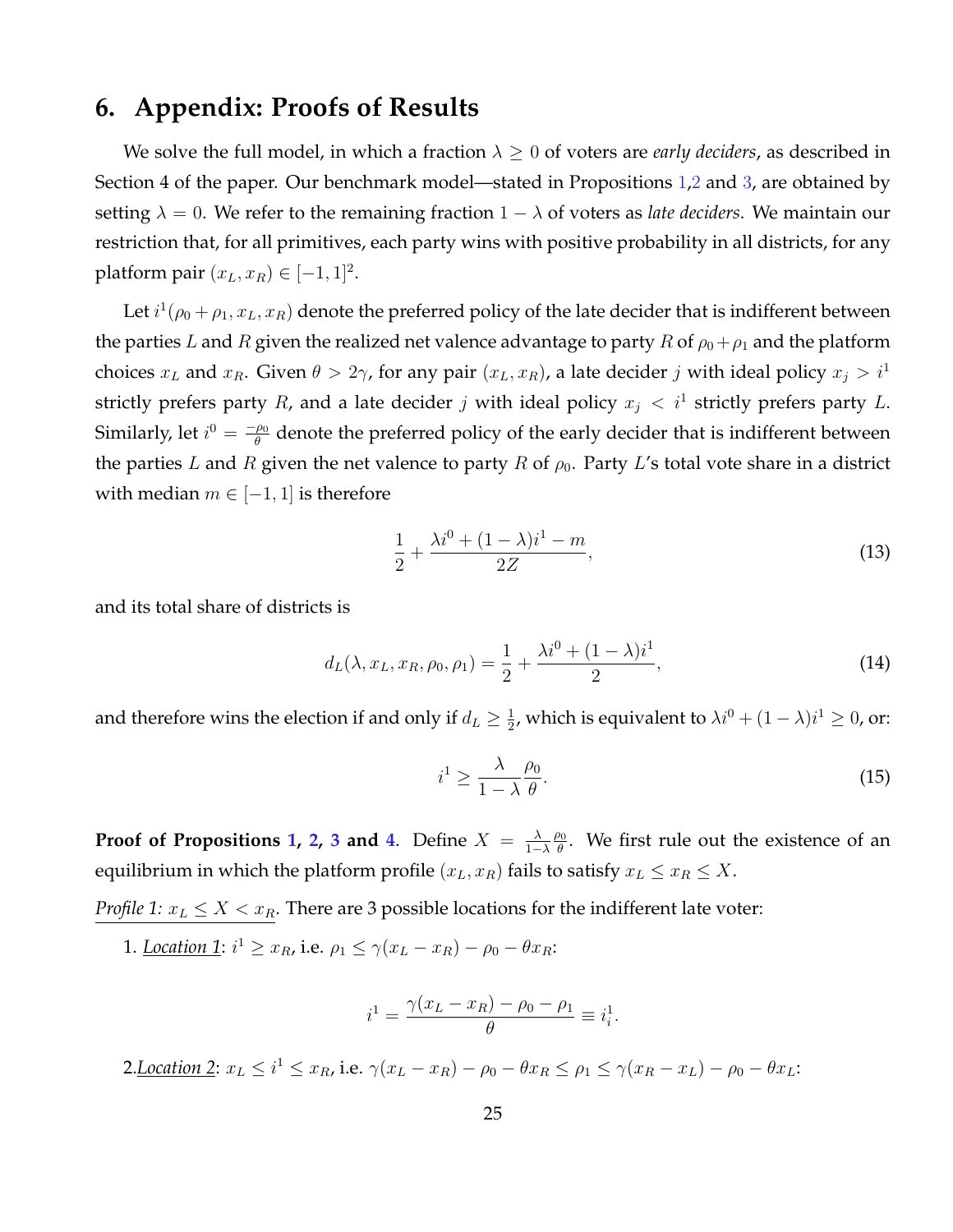# 6. Appendix: Proofs of Results

We solve the full model, in which a fraction $\lambda \geq 0$ of voters are *early deciders*, as described in Section 4 of the paper. Our benchmark model—stated in Propositions 1,2 and 3, are obtained by setting $\lambda = 0$. We refer to the remaining fraction $1 - \lambda$ of voters as *late deciders*. We maintain our restriction that, for all primitives, each party wins with positive probability in all districts, for any platform pair $(x_L, x_R) \in [-1, 1]^2$.

Let $i^1(\rho_0 + \rho_1, x_L, x_R)$ denote the preferred policy of the late decider that is indifferent between the parties $L$ and $R$ given the realized net valence advantage to party $R$ of $\rho_0 + \rho_1$ and the platform choices $x_L$ and $x_R$. Given $\theta > 2\gamma$, for any pair $(x_L, x_R)$, a late decider $j$ with ideal policy $x_j > i^1$ strictly prefers party $R$, and a late decider $j$ with ideal policy $x_j < i^1$ strictly prefers party $L$. Similarly, let $i^0 = \frac{-\rho_0}{\theta}$ denote the preferred policy of the early decider that is indifferent between the parties $L$ and $R$ given the net valence to party $R$ of $\rho_0$. Party $L$'s total vote share in a district with median $m \in [-1, 1]$ is therefore

$$\frac{1}{2} + \frac{\lambda i^0 + (1-\lambda) i^1 - m}{2Z}, \tag{13}$$

and its total share of districts is

$$d_L(\lambda, x_L, x_R, \rho_0, \rho_1) = \frac{1}{2} + \frac{\lambda i^0 + (1-\lambda) i^1}{2}, \tag{14}$$

and therefore wins the election if and only if $d_L \geq \frac{1}{2}$, which is equivalent to $\lambda i^0 + (1-\lambda) i^1 \geq 0$, or:

$$i^1 \geq \frac{\lambda}{1-\lambda} \frac{\rho_0}{\theta}. \tag{15}$$

**Proof of Propositions 1, 2, 3 and 4.** Define $X = \frac{\lambda}{1-\lambda} \frac{\rho_0}{\theta}$. We first rule out the existence of an equilibrium in which the platform profile $(x_L, x_R)$ fails to satisfy $x_L \leq x_R \leq X$.

*Profile 1: $x_L \leq X < x_R$.* There are 3 possible locations for the indifferent late voter:

1. *Location 1*: $i^1 \geq x_R$, i.e. $\rho_1 \leq \gamma(x_L - x_R) - \rho_0 - \theta x_R$:

$$i^1 = \frac{\gamma(x_L - x_R) - \rho_0 - \rho_1}{\theta} \equiv i^1_i.$$

2. *Location 2*: $x_L \leq i^1 \leq x_R$, i.e. $\gamma(x_L - x_R) - \rho_0 - \theta x_R \leq \rho_1 \leq \gamma(x_R - x_L) - \rho_0 - \theta x_L$: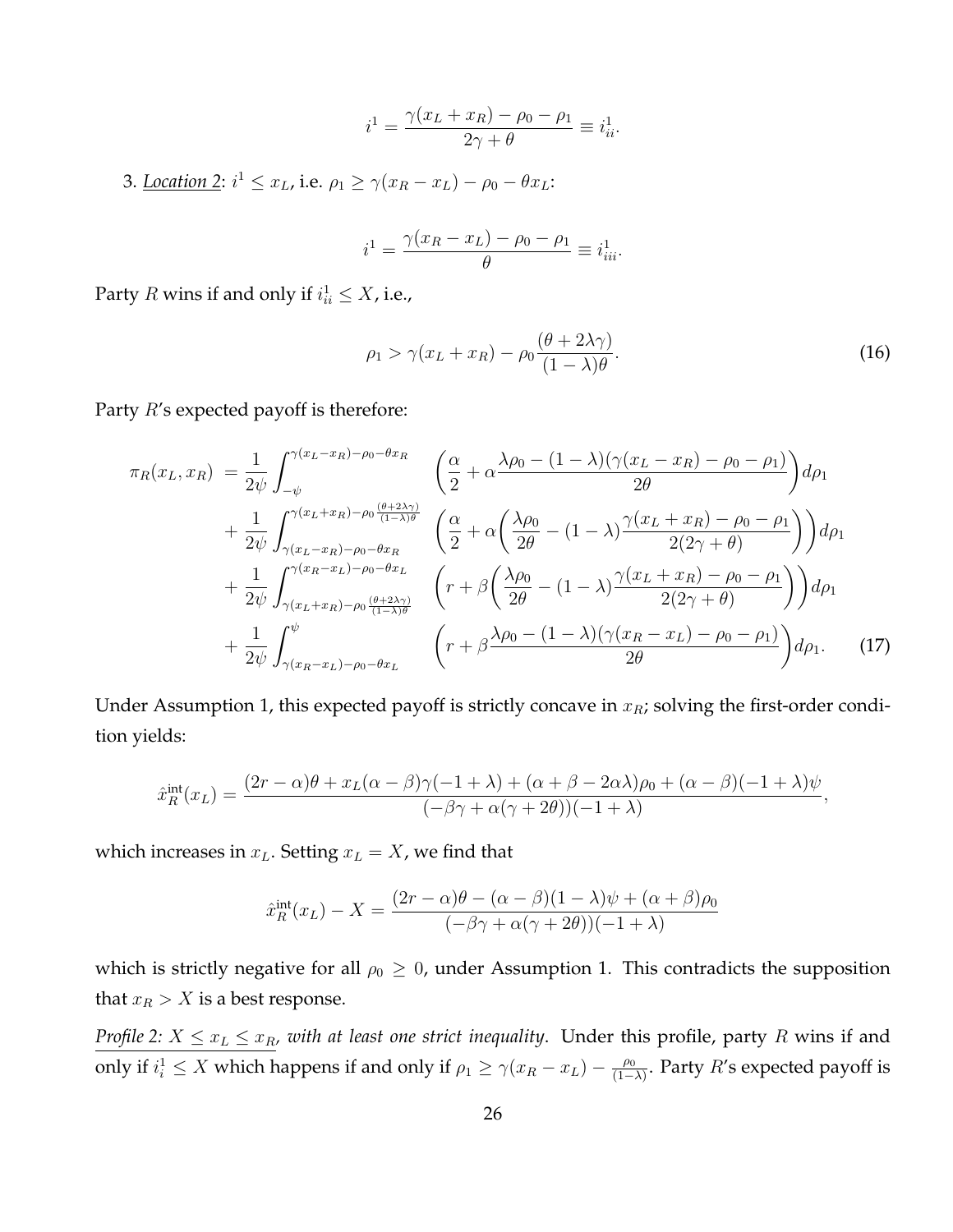$$i^1 = \frac{\gamma(x_L + x_R) - \rho_0 - \rho_1}{2\gamma + \theta} \equiv i^1_{ii}.$$

3. *Location 2*: $i^1 \leq x_L$, i.e. $\rho_1 \geq \gamma(x_R - x_L) - \rho_0 - \theta x_L$:

$$i^1 = \frac{\gamma(x_R - x_L) - \rho_0 - \rho_1}{\theta} \equiv i^1_{iii}.$$

Party $R$ wins if and only if $i^1_{ii} \leq X$, i.e.,

$$\rho_1 > \gamma(x_L + x_R) - \rho_0 \frac{(\theta + 2\lambda\gamma)}{(1-\lambda)\theta}. \tag{16}$$

Party $R$'s expected payoff is therefore:

$$\begin{aligned}
\pi_R(x_L, x_R) &= \frac{1}{2\psi} \int_{-\psi}^{\gamma(x_L - x_R) - \rho_0 - \theta x_R} \left( \frac{\alpha}{2} + \alpha \frac{\lambda\rho_0 - (1-\lambda)(\gamma(x_L - x_R) - \rho_0 - \rho_1)}{2\theta} \right) d\rho_1 \\
&+ \frac{1}{2\psi} \int_{\gamma(x_L - x_R) - \rho_0 - \theta x_R}^{\gamma(x_L + x_R) - \rho_0 \frac{(\theta + 2\lambda\gamma)}{(1-\lambda)\theta}} \left( \frac{\alpha}{2} + \alpha \left( \frac{\lambda\rho_0}{2\theta} - (1-\lambda) \frac{\gamma(x_L + x_R) - \rho_0 - \rho_1}{2(2\gamma + \theta)} \right) \right) d\rho_1 \\
&+ \frac{1}{2\psi} \int_{\gamma(x_L + x_R) - \rho_0 \frac{(\theta + 2\lambda\gamma)}{(1-\lambda)\theta}}^{\gamma(x_R - x_L) - \rho_0 - \theta x_L} \left( r + \beta \left( \frac{\lambda\rho_0}{2\theta} - (1-\lambda) \frac{\gamma(x_L + x_R) - \rho_0 - \rho_1}{2(2\gamma + \theta)} \right) \right) d\rho_1 \\
&+ \frac{1}{2\psi} \int_{\gamma(x_R - x_L) - \rho_0 - \theta x_L}^{\psi} \left( r + \beta \frac{\lambda\rho_0 - (1-\lambda)(\gamma(x_R - x_L) - \rho_0 - \rho_1)}{2\theta} \right) d\rho_1.
\end{aligned} \tag{17}$$

Under Assumption 1, this expected payoff is strictly concave in $x_R$; solving the first-order condition yields:

$$\hat{x}_R^{\text{int}}(x_L) = \frac{(2r - \alpha)\theta + x_L(\alpha - \beta)\gamma(-1 + \lambda) + (\alpha + \beta - 2\alpha\lambda)\rho_0 + (\alpha - \beta)(-1 + \lambda)\psi}{(-\beta\gamma + \alpha(\gamma + 2\theta))(-1 + \lambda)},$$

which increases in $x_L$. Setting $x_L = X$, we find that

$$\hat{x}_R^{\text{int}}(x_L) - X = \frac{(2r - \alpha)\theta - (\alpha - \beta)(1 - \lambda)\psi + (\alpha + \beta)\rho_0}{(-\beta\gamma + \alpha(\gamma + 2\theta))(-1 + \lambda)}$$

which is strictly negative for all $\rho_0 \geq 0$, under Assumption 1. This contradicts the supposition that $x_R > X$ is a best response.

*Profile 2: $X \leq x_L \leq x_R$, with at least one strict inequality.* Under this profile, party $R$ wins if and only if $i^1_i \leq X$ which happens if and only if $\rho_1 \geq \gamma(x_R - x_L) - \frac{\rho_0}{(1-\lambda)}$. Party $R$'s expected payoff is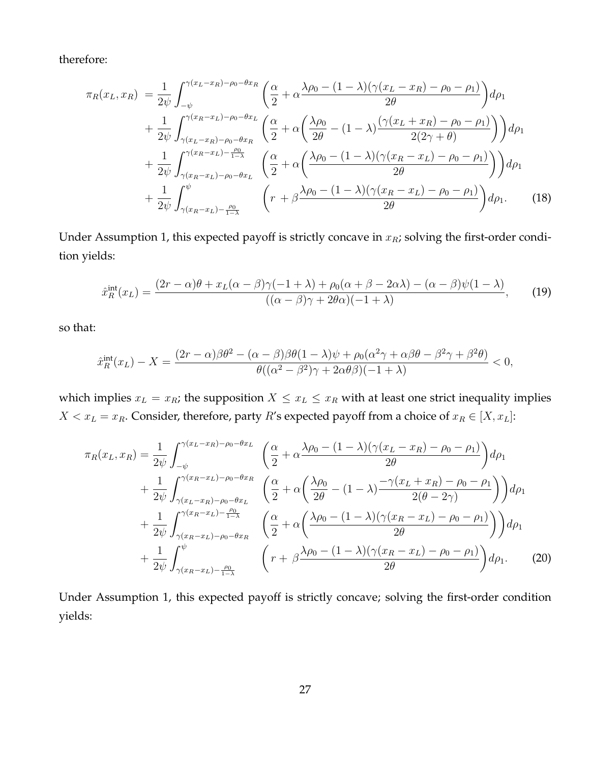therefore:

$$
\begin{aligned}
\pi_R(x_L, x_R) &= \frac{1}{2\psi}\int_{-\psi}^{\gamma(x_L-x_R)-\rho_0-\theta x_R} \left(\frac{\alpha}{2} + \alpha\frac{\lambda\rho_0 - (1-\lambda)(\gamma(x_L-x_R)-\rho_0-\rho_1)}{2\theta}\right)d\rho_1 \\
&+ \frac{1}{2\psi}\int_{\gamma(x_L-x_R)-\rho_0-\theta x_R}^{\gamma(x_R-x_L)-\rho_0-\theta x_L} \left(\frac{\alpha}{2} + \alpha\left(\frac{\lambda\rho_0}{2\theta} - (1-\lambda)\frac{(\gamma(x_L+x_R)-\rho_0-\rho_1)}{2(2\gamma+\theta)}\right)\right)d\rho_1 \\
&+ \frac{1}{2\psi}\int_{\gamma(x_R-x_L)-\rho_0-\theta x_L}^{\gamma(x_R-x_L)-\frac{\rho_0}{1-\lambda}} \left(\frac{\alpha}{2} + \alpha\left(\frac{\lambda\rho_0 - (1-\lambda)(\gamma(x_R-x_L)-\rho_0-\rho_1)}{2\theta}\right)\right)d\rho_1 \\
&+ \frac{1}{2\psi}\int_{\gamma(x_R-x_L)-\frac{\rho_0}{1-\lambda}}^{\psi} \left(r + \beta\frac{\lambda\rho_0 - (1-\lambda)(\gamma(x_R-x_L)-\rho_0-\rho_1)}{2\theta}\right)d\rho_1. \qquad (18)
\end{aligned}
$$

Under Assumption 1, this expected payoff is strictly concave in $x_R$; solving the first-order condition yields:

$$
\hat{x}_R^{\text{int}}(x_L) = \frac{(2r-\alpha)\theta + x_L(\alpha-\beta)\gamma(-1+\lambda) + \rho_0(\alpha+\beta-2\alpha\lambda) - (\alpha-\beta)\psi(1-\lambda)}{((\alpha-\beta)\gamma + 2\theta\alpha)(-1+\lambda)}, \qquad (19)
$$

so that:

$$
\hat{x}_R^{\text{int}}(x_L) - X = \frac{(2r-\alpha)\beta\theta^2 - (\alpha-\beta)\beta\theta(1-\lambda)\psi + \rho_0(\alpha^2\gamma + \alpha\beta\theta - \beta^2\gamma + \beta^2\theta)}{\theta((\alpha^2-\beta^2)\gamma + 2\alpha\theta\beta)(-1+\lambda)} < 0,
$$

which implies $x_L = x_R$; the supposition $X \le x_L \le x_R$ with at least one strict inequality implies $X < x_L = x_R$. Consider, therefore, party $R$'s expected payoff from a choice of $x_R \in [X, x_L]$:

$$
\begin{aligned}
\pi_R(x_L, x_R) &= \frac{1}{2\psi}\int_{-\psi}^{\gamma(x_L-x_R)-\rho_0-\theta x_L} \left(\frac{\alpha}{2} + \alpha\frac{\lambda\rho_0 - (1-\lambda)(\gamma(x_L-x_R)-\rho_0-\rho_1)}{2\theta}\right)d\rho_1 \\
&+ \frac{1}{2\psi}\int_{\gamma(x_L-x_R)-\rho_0-\theta x_L}^{\gamma(x_R-x_L)-\rho_0-\theta x_R} \left(\frac{\alpha}{2} + \alpha\left(\frac{\lambda\rho_0}{2\theta} - (1-\lambda)\frac{-\gamma(x_L+x_R)-\rho_0-\rho_1}{2(\theta-2\gamma)}\right)\right)d\rho_1 \\
&+ \frac{1}{2\psi}\int_{\gamma(x_R-x_L)-\rho_0-\theta x_R}^{\gamma(x_R-x_L)-\frac{\rho_0}{1-\lambda}} \left(\frac{\alpha}{2} + \alpha\left(\frac{\lambda\rho_0 - (1-\lambda)(\gamma(x_R-x_L)-\rho_0-\rho_1)}{2\theta}\right)\right)d\rho_1 \\
&+ \frac{1}{2\psi}\int_{\gamma(x_R-x_L)-\frac{\rho_0}{1-\lambda}}^{\psi} \left(r + \beta\frac{\lambda\rho_0 - (1-\lambda)(\gamma(x_R-x_L)-\rho_0-\rho_1)}{2\theta}\right)d\rho_1. \qquad (20)
\end{aligned}
$$

Under Assumption 1, this expected payoff is strictly concave; solving the first-order condition yields: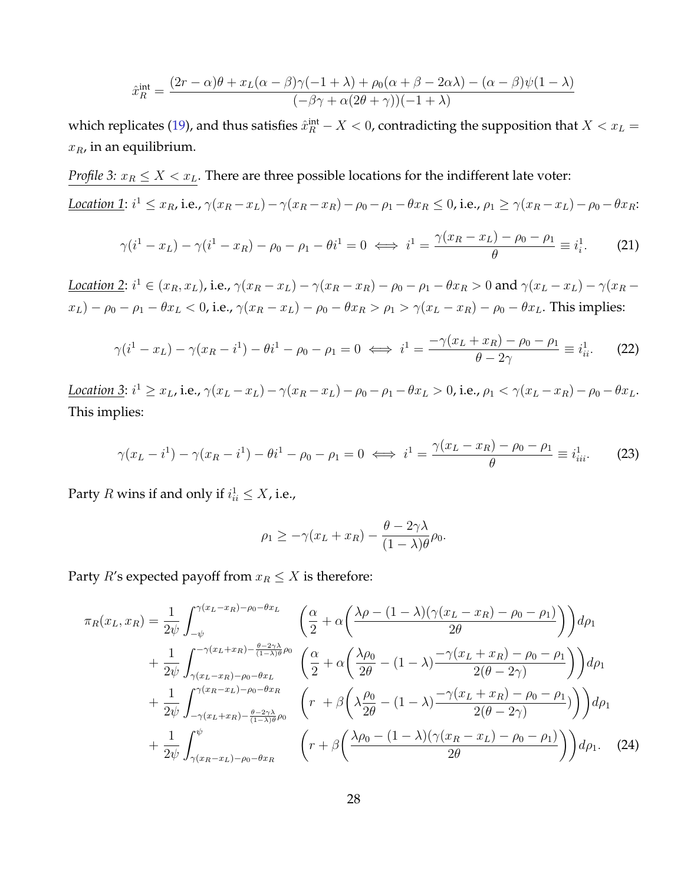$$\hat{x}_R^{\text{int}} = \frac{(2r-\alpha)\theta + x_L(\alpha-\beta)\gamma(-1+\lambda) + \rho_0(\alpha+\beta-2\alpha\lambda) - (\alpha-\beta)\psi(1-\lambda)}{(-\beta\gamma+\alpha(2\theta+\gamma))(-1+\lambda)}$$

which replicates (19), and thus satisfies $\hat{x}_R^{\text{int}} - X < 0$, contradicting the supposition that $X < x_L = x_R$, in an equilibrium.

*Profile 3:* $x_R \leq X < x_L$. There are three possible locations for the indifferent late voter:

*Location 1*: $i^1 \leq x_R$, i.e., $\gamma(x_R - x_L) - \gamma(x_R - x_R) - \rho_0 - \rho_1 - \theta x_R \leq 0$, i.e., $\rho_1 \geq \gamma(x_R - x_L) - \rho_0 - \theta x_R$:

$$\gamma(i^1 - x_L) - \gamma(i^1 - x_R) - \rho_0 - \rho_1 - \theta i^1 = 0 \iff i^1 = \frac{\gamma(x_R - x_L) - \rho_0 - \rho_1}{\theta} \equiv i_i^1. \tag{21}$$

*Location 2*: $i^1 \in (x_R, x_L)$, i.e., $\gamma(x_R - x_L) - \gamma(x_R - x_R) - \rho_0 - \rho_1 - \theta x_R > 0$ and $\gamma(x_L - x_L) - \gamma(x_R - x_L) - \rho_0 - \rho_1 - \theta x_L < 0$, i.e., $\gamma(x_R - x_L) - \rho_0 - \theta x_R > \rho_1 > \gamma(x_L - x_R) - \rho_0 - \theta x_L$. This implies:

$$\gamma(i^1 - x_L) - \gamma(x_R - i^1) - \theta i^1 - \rho_0 - \rho_1 = 0 \iff i^1 = \frac{-\gamma(x_L + x_R) - \rho_0 - \rho_1}{\theta - 2\gamma} \equiv i_{ii}^1. \tag{22}$$

*Location 3*: $i^1 \geq x_L$, i.e., $\gamma(x_L - x_L) - \gamma(x_R - x_L) - \rho_0 - \rho_1 - \theta x_L > 0$, i.e., $\rho_1 < \gamma(x_L - x_R) - \rho_0 - \theta x_L$. This implies:

$$\gamma(x_L - i^1) - \gamma(x_R - i^1) - \theta i^1 - \rho_0 - \rho_1 = 0 \iff i^1 = \frac{\gamma(x_L - x_R) - \rho_0 - \rho_1}{\theta} \equiv i_{iii}^1. \tag{23}$$

Party $R$ wins if and only if $i_{ii}^1 \leq X$, i.e.,

$$\rho_1 \geq -\gamma(x_L + x_R) - \frac{\theta - 2\gamma\lambda}{(1-\lambda)\theta}\rho_0.$$

Party $R$'s expected payoff from $x_R \leq X$ is therefore:

$$\begin{aligned}
\pi_R(x_L, x_R) = &\frac{1}{2\psi}\int_{-\psi}^{\gamma(x_L - x_R) - \rho_0 - \theta x_L} \left(\frac{\alpha}{2} + \alpha\left(\frac{\lambda\rho - (1-\lambda)(\gamma(x_L - x_R) - \rho_0 - \rho_1)}{2\theta}\right)\right)d\rho_1 \\
&+ \frac{1}{2\psi}\int_{\gamma(x_L - x_R) - \rho_0 - \theta x_L}^{-\gamma(x_L + x_R) - \frac{\theta - 2\gamma\lambda}{(1-\lambda)\theta}\rho_0} \left(\frac{\alpha}{2} + \alpha\left(\frac{\lambda\rho_0}{2\theta} - (1-\lambda)\frac{-\gamma(x_L + x_R) - \rho_0 - \rho_1}{2(\theta - 2\gamma)}\right)\right)d\rho_1 \\
&+ \frac{1}{2\psi}\int_{-\gamma(x_L + x_R) - \frac{\theta - 2\gamma\lambda}{(1-\lambda)\theta}\rho_0}^{\gamma(x_R - x_L) - \rho_0 - \theta x_R} \left(r + \beta\left(\lambda\frac{\rho_0}{2\theta} - (1-\lambda)\frac{-\gamma(x_L + x_R) - \rho_0 - \rho_1}{2(\theta - 2\gamma)})\right)\right)d\rho_1 \\
&+ \frac{1}{2\psi}\int_{\gamma(x_R - x_L) - \rho_0 - \theta x_R}^{\psi} \left(r + \beta\left(\frac{\lambda\rho_0 - (1-\lambda)(\gamma(x_R - x_L) - \rho_0 - \rho_1)}{2\theta}\right)\right)d\rho_1.
\end{aligned} \tag{24}$$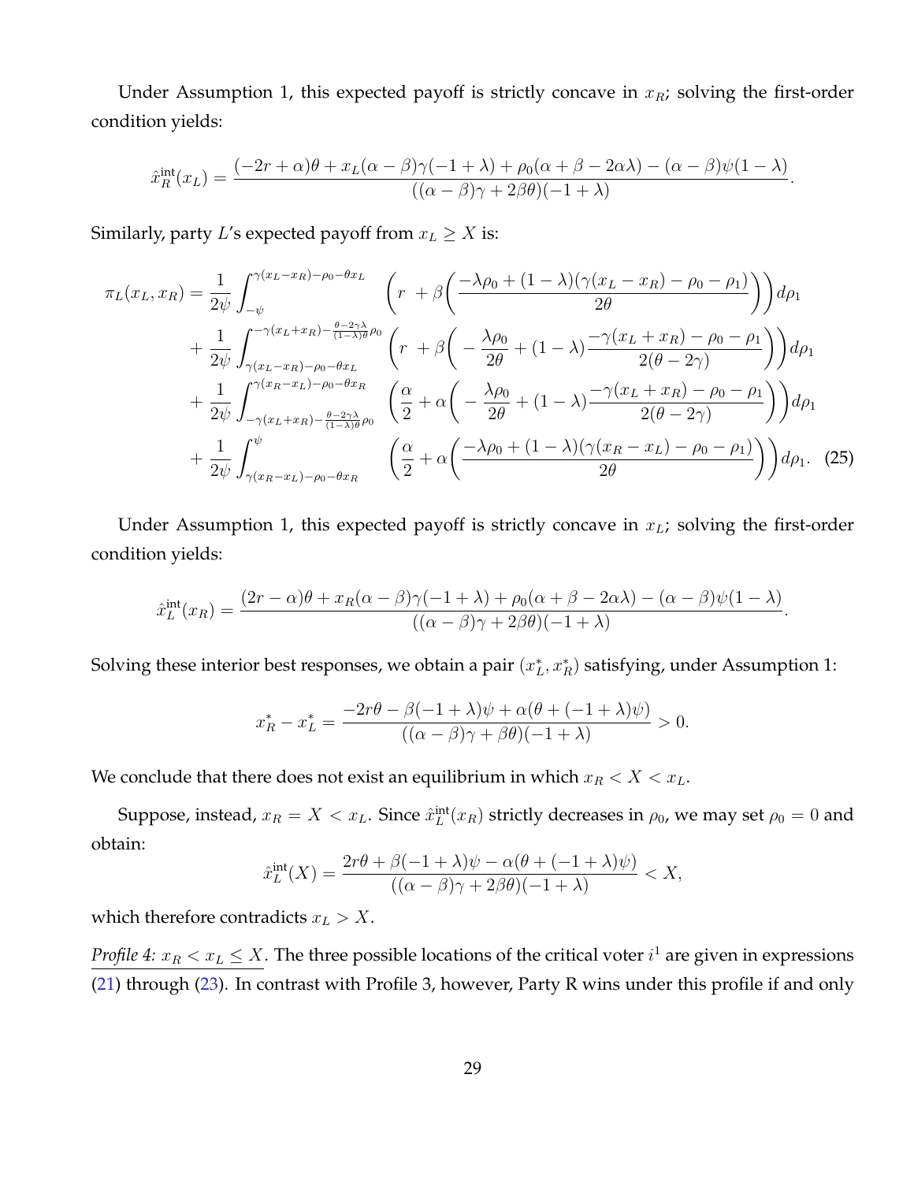Under Assumption 1, this expected payoff is strictly concave in $x_R$; solving the first-order condition yields:

$$\hat{x}_R^{\text{int}}(x_L) = \frac{(-2r+\alpha)\theta + x_L(\alpha-\beta)\gamma(-1+\lambda) + \rho_0(\alpha+\beta-2\alpha\lambda) - (\alpha-\beta)\psi(1-\lambda)}{((\alpha-\beta)\gamma+2\beta\theta)(-1+\lambda)}.$$

Similarly, party $L$'s expected payoff from $x_L \geq X$ is:

$$\begin{aligned}
\pi_L(x_L, x_R) = &\frac{1}{2\psi}\int_{-\psi}^{\gamma(x_L-x_R)-\rho_0-\theta x_L} \left(r + \beta\left(\frac{-\lambda\rho_0 + (1-\lambda)(\gamma(x_L-x_R)-\rho_0-\rho_1)}{2\theta}\right)\right)d\rho_1 \\
&+ \frac{1}{2\psi}\int_{\gamma(x_L-x_R)-\rho_0-\theta x_L}^{-\gamma(x_L+x_R)-\frac{\theta-2\gamma\lambda}{(1-\lambda)\theta}\rho_0} \left(r + \beta\left(-\frac{\lambda\rho_0}{2\theta} + (1-\lambda)\frac{-\gamma(x_L+x_R)-\rho_0-\rho_1}{2(\theta-2\gamma)}\right)\right)d\rho_1 \\
&+ \frac{1}{2\psi}\int_{-\gamma(x_L+x_R)-\frac{\theta-2\gamma\lambda}{(1-\lambda)\theta}\rho_0}^{\gamma(x_R-x_L)-\rho_0-\theta x_R} \left(\frac{\alpha}{2} + \alpha\left(-\frac{\lambda\rho_0}{2\theta} + (1-\lambda)\frac{-\gamma(x_L+x_R)-\rho_0-\rho_1}{2(\theta-2\gamma)}\right)\right)d\rho_1 \\
&+ \frac{1}{2\psi}\int_{\gamma(x_R-x_L)-\rho_0-\theta x_R}^{\psi} \left(\frac{\alpha}{2} + \alpha\left(\frac{-\lambda\rho_0 + (1-\lambda)(\gamma(x_R-x_L)-\rho_0-\rho_1)}{2\theta}\right)\right)d\rho_1. \quad (25)
\end{aligned}$$

Under Assumption 1, this expected payoff is strictly concave in $x_L$; solving the first-order condition yields:

$$\hat{x}_L^{\text{int}}(x_R) = \frac{(2r-\alpha)\theta + x_R(\alpha-\beta)\gamma(-1+\lambda) + \rho_0(\alpha+\beta-2\alpha\lambda) - (\alpha-\beta)\psi(1-\lambda)}{((\alpha-\beta)\gamma+2\beta\theta)(-1+\lambda)}.$$

Solving these interior best responses, we obtain a pair $(x_L^*, x_R^*)$ satisfying, under Assumption 1:

$$x_R^* - x_L^* = \frac{-2r\theta - \beta(-1+\lambda)\psi + \alpha(\theta+(-1+\lambda)\psi)}{((\alpha-\beta)\gamma+\beta\theta)(-1+\lambda)} > 0.$$

We conclude that there does not exist an equilibrium in which $x_R < X < x_L$.

Suppose, instead, $x_R = X < x_L$. Since $\hat{x}_L^{\text{int}}(x_R)$ strictly decreases in $\rho_0$, we may set $\rho_0 = 0$ and obtain:

$$\hat{x}_L^{\text{int}}(X) = \frac{2r\theta + \beta(-1+\lambda)\psi - \alpha(\theta+(-1+\lambda)\psi)}{((\alpha-\beta)\gamma+2\beta\theta)(-1+\lambda)} < X,$$

which therefore contradicts $x_L > X$.

*Profile 4: $x_R < x_L \leq X$.* The three possible locations of the critical voter $i^1$ are given in expressions (21) through (23). In contrast with Profile 3, however, Party R wins under this profile if and only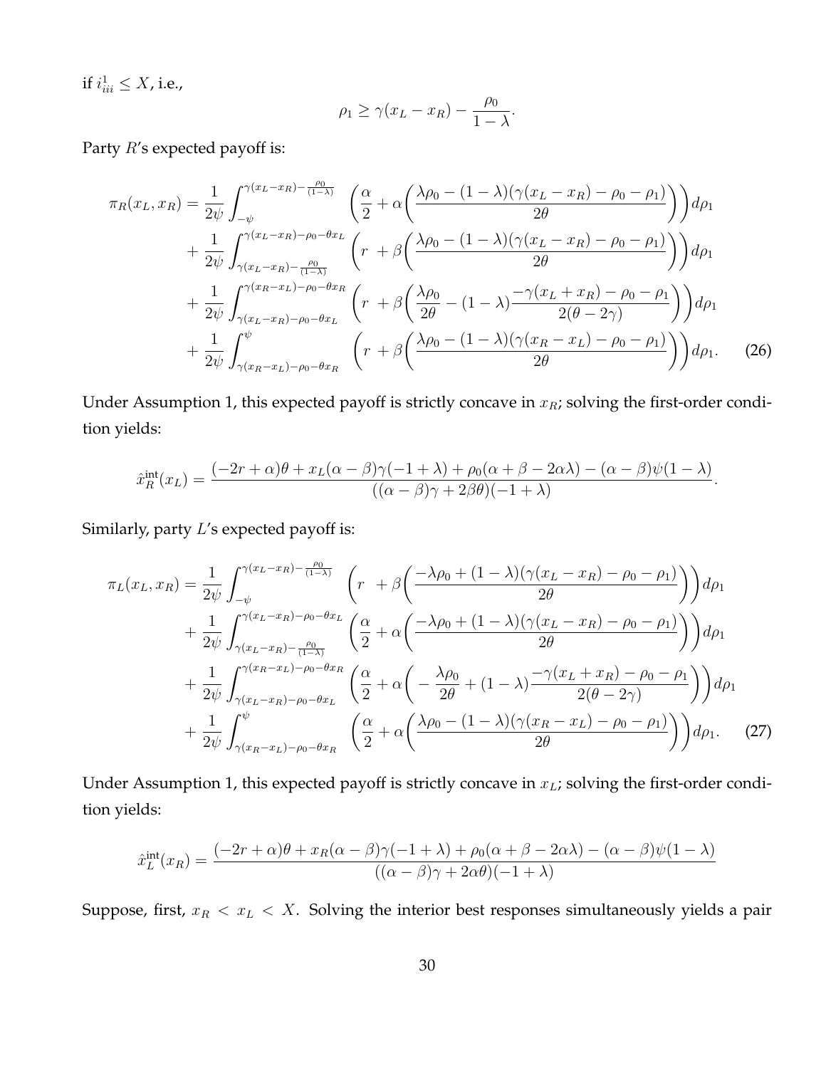if $i^1_{iii} \leq X$, i.e.,

$$\rho_1 \geq \gamma(x_L - x_R) - \frac{\rho_0}{1-\lambda}.$$

Party $R$'s expected payoff is:

$$\begin{aligned}
\pi_R(x_L, x_R) = &\frac{1}{2\psi}\int_{-\psi}^{\gamma(x_L - x_R)-\frac{\rho_0}{(1-\lambda)}} \left(\frac{\alpha}{2} + \alpha\bigg(\frac{\lambda\rho_0 - (1-\lambda)(\gamma(x_L - x_R) - \rho_0 - \rho_1)}{2\theta}\bigg)\right)d\rho_1 \\
&+ \frac{1}{2\psi}\int_{\gamma(x_L - x_R)-\frac{\rho_0}{(1-\lambda)}}^{\gamma(x_L - x_R)-\rho_0-\theta x_L} \left(r \; + \beta\bigg(\frac{\lambda\rho_0 - (1-\lambda)(\gamma(x_L - x_R) - \rho_0 - \rho_1)}{2\theta}\bigg)\right)d\rho_1 \\
&+ \frac{1}{2\psi}\int_{\gamma(x_L - x_R)-\rho_0-\theta x_L}^{\gamma(x_R - x_L)-\rho_0-\theta x_R} \left(r \; + \beta\bigg(\frac{\lambda\rho_0}{2\theta} - (1-\lambda)\frac{-\gamma(x_L + x_R) - \rho_0 - \rho_1}{2(\theta - 2\gamma)}\bigg)\right)d\rho_1 \\
&+ \frac{1}{2\psi}\int_{\gamma(x_R - x_L)-\rho_0-\theta x_R}^{\psi} \left(r \; + \beta\bigg(\frac{\lambda\rho_0 - (1-\lambda)(\gamma(x_R - x_L) - \rho_0 - \rho_1)}{2\theta}\bigg)\right)d\rho_1. \qquad (26)
\end{aligned}$$

Under Assumption 1, this expected payoff is strictly concave in $x_R$; solving the first-order condition yields:

$$\hat{x}_R^{\text{int}}(x_L) = \frac{(-2r+\alpha)\theta + x_L(\alpha-\beta)\gamma(-1+\lambda) + \rho_0(\alpha+\beta-2\alpha\lambda) - (\alpha-\beta)\psi(1-\lambda)}{((\alpha-\beta)\gamma + 2\beta\theta)(-1+\lambda)}.$$

Similarly, party $L$'s expected payoff is:

$$\begin{aligned}
\pi_L(x_L, x_R) = &\frac{1}{2\psi}\int_{-\psi}^{\gamma(x_L - x_R)-\frac{\rho_0}{(1-\lambda)}} \left(r \; + \beta\bigg(\frac{-\lambda\rho_0 + (1-\lambda)(\gamma(x_L - x_R) - \rho_0 - \rho_1)}{2\theta}\bigg)\right)d\rho_1 \\
&+ \frac{1}{2\psi}\int_{\gamma(x_L - x_R)-\frac{\rho_0}{(1-\lambda)}}^{\gamma(x_L - x_R)-\rho_0-\theta x_L} \left(\frac{\alpha}{2} + \alpha\bigg(\frac{-\lambda\rho_0 + (1-\lambda)(\gamma(x_L - x_R) - \rho_0 - \rho_1)}{2\theta}\bigg)\right)d\rho_1 \\
&+ \frac{1}{2\psi}\int_{\gamma(x_L - x_R)-\rho_0-\theta x_L}^{\gamma(x_R - x_L)-\rho_0-\theta x_R} \left(\frac{\alpha}{2} + \alpha\bigg(-\frac{\lambda\rho_0}{2\theta} + (1-\lambda)\frac{-\gamma(x_L + x_R) - \rho_0 - \rho_1}{2(\theta - 2\gamma)}\bigg)\right)d\rho_1 \\
&+ \frac{1}{2\psi}\int_{\gamma(x_R - x_L)-\rho_0-\theta x_R}^{\psi} \left(\frac{\alpha}{2} + \alpha\bigg(\frac{\lambda\rho_0 - (1-\lambda)(\gamma(x_R - x_L) - \rho_0 - \rho_1)}{2\theta}\bigg)\right)d\rho_1. \qquad (27)
\end{aligned}$$

Under Assumption 1, this expected payoff is strictly concave in $x_L$; solving the first-order condition yields:

$$\hat{x}_L^{\text{int}}(x_R) = \frac{(-2r+\alpha)\theta + x_R(\alpha-\beta)\gamma(-1+\lambda) + \rho_0(\alpha+\beta-2\alpha\lambda) - (\alpha-\beta)\psi(1-\lambda)}{((\alpha-\beta)\gamma + 2\alpha\theta)(-1+\lambda)}$$

Suppose, first, $x_R < x_L < X$. Solving the interior best responses simultaneously yields a pair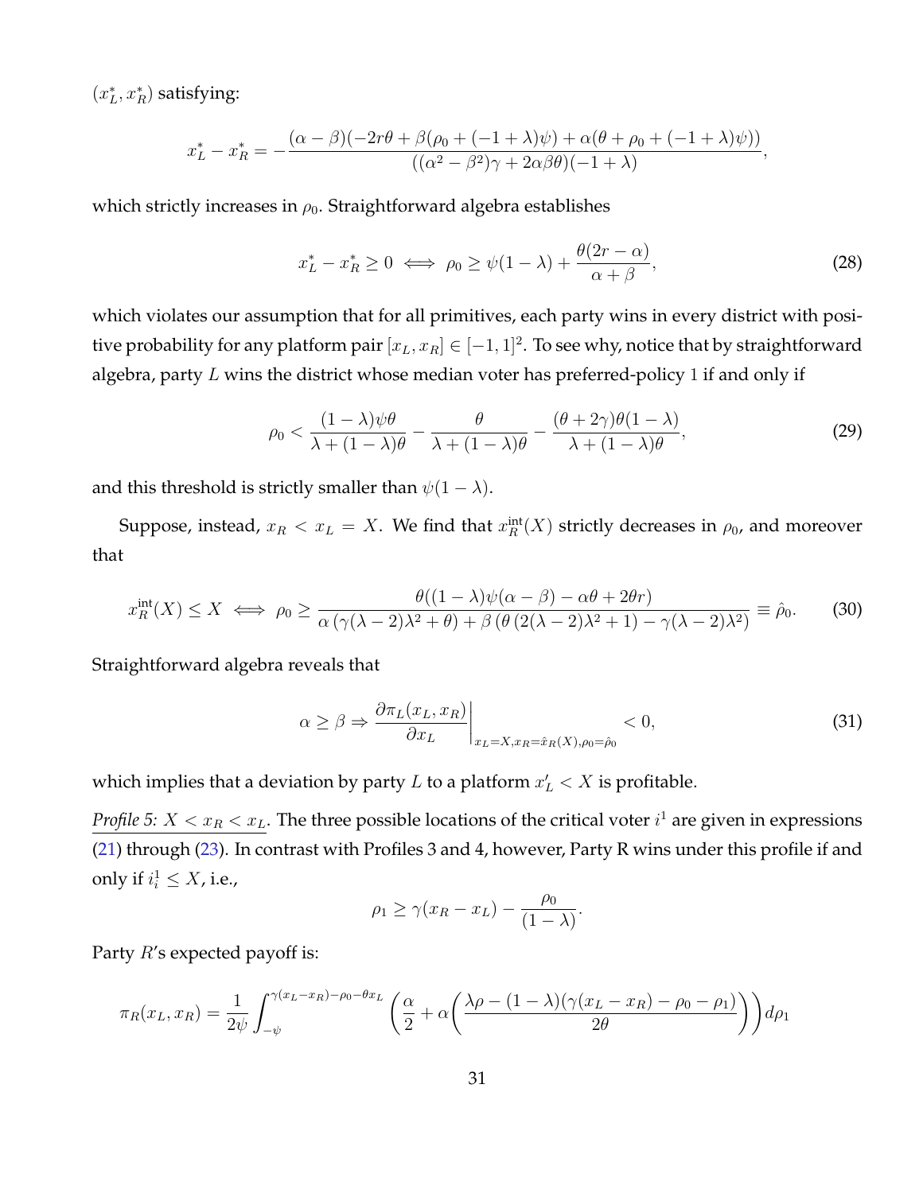$(x_L^*, x_R^*)$ satisfying:

$$x_L^* - x_R^* = -\frac{(\alpha - \beta)(-2r\theta + \beta(\rho_0 + (-1+\lambda)\psi) + \alpha(\theta + \rho_0 + (-1+\lambda)\psi))}{((\alpha^2 - \beta^2)\gamma + 2\alpha\beta\theta)(-1+\lambda)},$$

which strictly increases in $\rho_0$. Straightforward algebra establishes

$$x_L^* - x_R^* \geq 0 \iff \rho_0 \geq \psi(1-\lambda) + \frac{\theta(2r - \alpha)}{\alpha + \beta}, \tag{28}$$

which violates our assumption that for all primitives, each party wins in every district with positive probability for any platform pair $[x_L, x_R] \in [-1, 1]^2$. To see why, notice that by straightforward algebra, party $L$ wins the district whose median voter has preferred-policy 1 if and only if

$$\rho_0 < \frac{(1-\lambda)\psi\theta}{\lambda + (1-\lambda)\theta} - \frac{\theta}{\lambda + (1-\lambda)\theta} - \frac{(\theta + 2\gamma)\theta(1-\lambda)}{\lambda + (1-\lambda)\theta}, \tag{29}$$

and this threshold is strictly smaller than $\psi(1-\lambda)$.

Suppose, instead, $x_R < x_L = X$. We find that $x_R^{\text{int}}(X)$ strictly decreases in $\rho_0$, and moreover that

$$x_R^{\text{int}}(X) \leq X \iff \rho_0 \geq \frac{\theta((1-\lambda)\psi(\alpha - \beta) - \alpha\theta + 2\theta r)}{\alpha\left(\gamma(\lambda - 2)\lambda^2 + \theta\right) + \beta\left(\theta\left(2(\lambda-2)\lambda^2 + 1\right) - \gamma(\lambda - 2)\lambda^2\right)} \equiv \hat{\rho}_0. \tag{30}$$

Straightforward algebra reveals that

$$\alpha \geq \beta \Rightarrow \left.\frac{\partial \pi_L(x_L, x_R)}{\partial x_L}\right|_{x_L = X, x_R = \hat{x}_R(X), \rho_0 = \hat{\rho}_0} < 0, \tag{31}$$

which implies that a deviation by party $L$ to a platform $x_L' < X$ is profitable.

*Profile 5: $X < x_R < x_L$.* The three possible locations of the critical voter $i^1$ are given in expressions (21) through (23). In contrast with Profiles 3 and 4, however, Party R wins under this profile if and only if $i_i^1 \leq X$, i.e.,

$$\rho_1 \geq \gamma(x_R - x_L) - \frac{\rho_0}{(1-\lambda)}.$$

Party $R$'s expected payoff is:

$$\pi_R(x_L, x_R) = \frac{1}{2\psi}\int_{-\psi}^{\gamma(x_L - x_R) - \rho_0 - \theta x_L} \left(\frac{\alpha}{2} + \alpha\left(\frac{\lambda\rho - (1-\lambda)(\gamma(x_L - x_R) - \rho_0 - \rho_1)}{2\theta}\right)\right) d\rho_1$$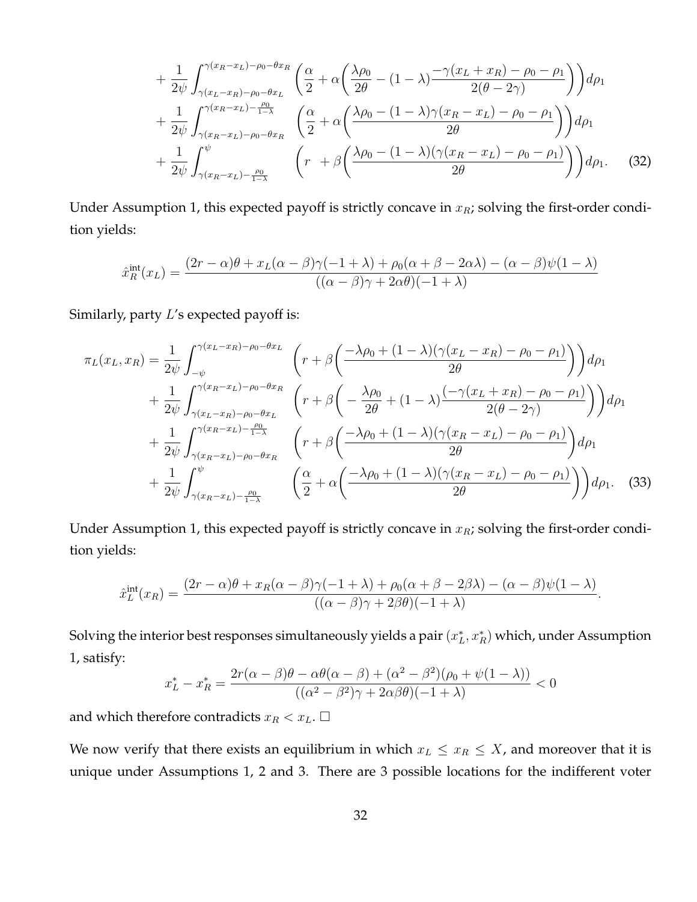$$
\begin{aligned}
&+\frac{1}{2\psi}\int_{\gamma(x_L-x_R)-\rho_0-\theta x_L}^{\gamma(x_R-x_L)-\rho_0-\theta x_R}\left(\frac{\alpha}{2}+\alpha\left(\frac{\lambda\rho_0}{2\theta}-(1-\lambda)\frac{-\gamma(x_L+x_R)-\rho_0-\rho_1}{2(\theta-2\gamma)}\right)\right)d\rho_1\\
&+\frac{1}{2\psi}\int_{\gamma(x_R-x_L)-\rho_0-\theta x_R}^{\gamma(x_R-x_L)-\frac{\rho_0}{1-\lambda}}\left(\frac{\alpha}{2}+\alpha\left(\frac{\lambda\rho_0-(1-\lambda)\gamma(x_R-x_L)-\rho_0-\rho_1}{2\theta}\right)\right)d\rho_1\\
&+\frac{1}{2\psi}\int_{\gamma(x_R-x_L)-\frac{\rho_0}{1-\lambda}}^{\psi}\left(r\;\;+\beta\left(\frac{\lambda\rho_0-(1-\lambda)(\gamma(x_R-x_L)-\rho_0-\rho_1)}{2\theta}\right)\right)d\rho_1. \qquad (32)
\end{aligned}
$$

Under Assumption 1, this expected payoff is strictly concave in $x_R$; solving the first-order condition yields:

$$
\hat{x}_R^{\text{int}}(x_L)=\frac{(2r-\alpha)\theta+x_L(\alpha-\beta)\gamma(-1+\lambda)+\rho_0(\alpha+\beta-2\alpha\lambda)-(\alpha-\beta)\psi(1-\lambda)}{((\alpha-\beta)\gamma+2\alpha\theta)(-1+\lambda)}
$$

Similarly, party $L$'s expected payoff is:

$$
\begin{aligned}
\pi_L(x_L,x_R)=&\frac{1}{2\psi}\int_{-\psi}^{\gamma(x_L-x_R)-\rho_0-\theta x_L}\left(r+\beta\left(\frac{-\lambda\rho_0+(1-\lambda)(\gamma(x_L-x_R)-\rho_0-\rho_1)}{2\theta}\right)\right)d\rho_1\\
&+\frac{1}{2\psi}\int_{\gamma(x_L-x_R)-\rho_0-\theta x_L}^{\gamma(x_R-x_L)-\rho_0-\theta x_R}\left(r+\beta\left(-\frac{\lambda\rho_0}{2\theta}+(1-\lambda)\frac{(-\gamma(x_L+x_R)-\rho_0-\rho_1)}{2(\theta-2\gamma)}\right)\right)d\rho_1\\
&+\frac{1}{2\psi}\int_{\gamma(x_R-x_L)-\rho_0-\theta x_R}^{\gamma(x_R-x_L)-\frac{\rho_0}{1-\lambda}}\left(r+\beta\left(\frac{-\lambda\rho_0+(1-\lambda)(\gamma(x_R-x_L)-\rho_0-\rho_1)}{2\theta}\right)d\rho_1\right.\\
&+\frac{1}{2\psi}\int_{\gamma(x_R-x_L)-\frac{\rho_0}{1-\lambda}}^{\psi}\left(\frac{\alpha}{2}+\alpha\left(\frac{-\lambda\rho_0+(1-\lambda)(\gamma(x_R-x_L)-\rho_0-\rho_1)}{2\theta}\right)\right)d\rho_1. \qquad (33)
\end{aligned}
$$

Under Assumption 1, this expected payoff is strictly concave in $x_R$; solving the first-order condition yields:

$$
\hat{x}_L^{\text{int}}(x_R)=\frac{(2r-\alpha)\theta+x_R(\alpha-\beta)\gamma(-1+\lambda)+\rho_0(\alpha+\beta-2\beta\lambda)-(\alpha-\beta)\psi(1-\lambda)}{((\alpha-\beta)\gamma+2\beta\theta)(-1+\lambda)}.
$$

Solving the interior best responses simultaneously yields a pair $(x_L^*,x_R^*)$ which, under Assumption 1, satisfy:

$$
x_L^*-x_R^*=\frac{2r(\alpha-\beta)\theta-\alpha\theta(\alpha-\beta)+(\alpha^2-\beta^2)(\rho_0+\psi(1-\lambda))}{((\alpha^2-\beta^2)\gamma+2\alpha\beta\theta)(-1+\lambda)}<0
$$

and which therefore contradicts $x_R<x_L$. $\square$

We now verify that there exists an equilibrium in which $x_L\leq x_R\leq X$, and moreover that it is unique under Assumptions 1, 2 and 3. There are 3 possible locations for the indifferent voter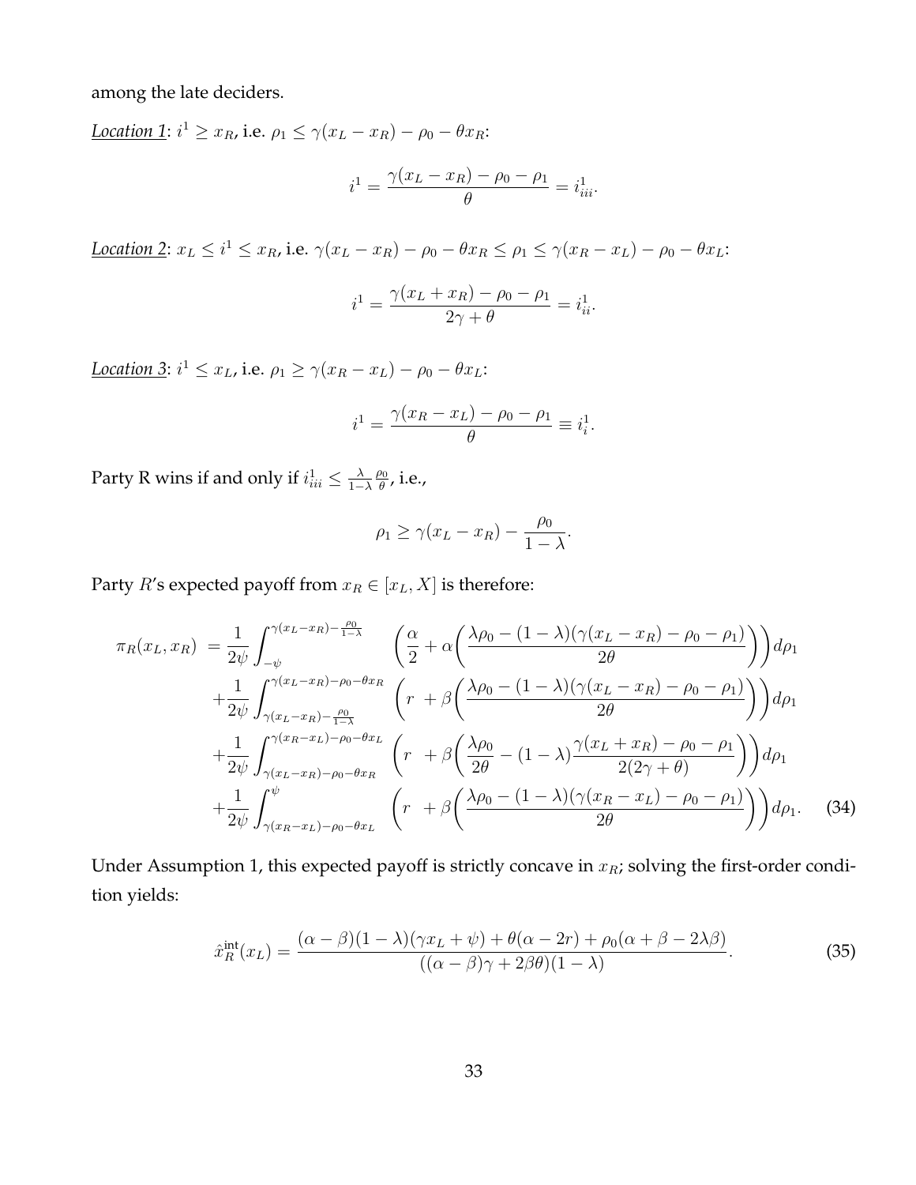among the late deciders.

*Location 1*: $i^1 \geq x_R$, i.e. $\rho_1 \leq \gamma(x_L - x_R) - \rho_0 - \theta x_R$:

$$i^1 = \frac{\gamma(x_L - x_R) - \rho_0 - \rho_1}{\theta} = i^1_{iii}.$$

*Location 2*: $x_L \leq i^1 \leq x_R$, i.e. $\gamma(x_L - x_R) - \rho_0 - \theta x_R \leq \rho_1 \leq \gamma(x_R - x_L) - \rho_0 - \theta x_L$:

$$i^1 = \frac{\gamma(x_L + x_R) - \rho_0 - \rho_1}{2\gamma + \theta} = i^1_{ii}.$$

*Location 3*: $i^1 \leq x_L$, i.e. $\rho_1 \geq \gamma(x_R - x_L) - \rho_0 - \theta x_L$:

$$i^1 = \frac{\gamma(x_R - x_L) - \rho_0 - \rho_1}{\theta} \equiv i^1_i.$$

Party R wins if and only if $i^1_{iii} \leq \frac{\lambda}{1-\lambda}\frac{\rho_0}{\theta}$, i.e.,

$$\rho_1 \geq \gamma(x_L - x_R) - \frac{\rho_0}{1-\lambda}.$$

Party $R$'s expected payoff from $x_R \in [x_L, X]$ is therefore:

$$\begin{aligned}
\pi_R(x_L, x_R) = &\frac{1}{2\psi}\int_{-\psi}^{\gamma(x_L - x_R) - \frac{\rho_0}{1-\lambda}} \left(\frac{\alpha}{2} + \alpha\left(\frac{\lambda\rho_0 - (1-\lambda)(\gamma(x_L - x_R) - \rho_0 - \rho_1)}{2\theta}\right)\right)d\rho_1 \\
&+\frac{1}{2\psi}\int_{\gamma(x_L - x_R) - \frac{\rho_0}{1-\lambda}}^{\gamma(x_L - x_R) - \rho_0 - \theta x_R} \left(r + \beta\left(\frac{\lambda\rho_0 - (1-\lambda)(\gamma(x_L - x_R) - \rho_0 - \rho_1)}{2\theta}\right)\right)d\rho_1 \\
&+\frac{1}{2\psi}\int_{\gamma(x_L - x_R) - \rho_0 - \theta x_R}^{\gamma(x_R - x_L) - \rho_0 - \theta x_L} \left(r + \beta\left(\frac{\lambda\rho_0}{2\theta} - (1-\lambda)\frac{\gamma(x_L + x_R) - \rho_0 - \rho_1}{2(2\gamma + \theta)}\right)\right)d\rho_1 \\
&+\frac{1}{2\psi}\int_{\gamma(x_R - x_L) - \rho_0 - \theta x_L}^{\psi} \left(r + \beta\left(\frac{\lambda\rho_0 - (1-\lambda)(\gamma(x_R - x_L) - \rho_0 - \rho_1)}{2\theta}\right)\right)d\rho_1. \qquad (34)
\end{aligned}$$

Under Assumption 1, this expected payoff is strictly concave in $x_R$; solving the first-order condition yields:

$$\hat{x}_R^{\text{int}}(x_L) = \frac{(\alpha - \beta)(1-\lambda)(\gamma x_L + \psi) + \theta(\alpha - 2r) + \rho_0(\alpha + \beta - 2\lambda\beta)}{((\alpha - \beta)\gamma + 2\beta\theta)(1-\lambda)}. \qquad (35)$$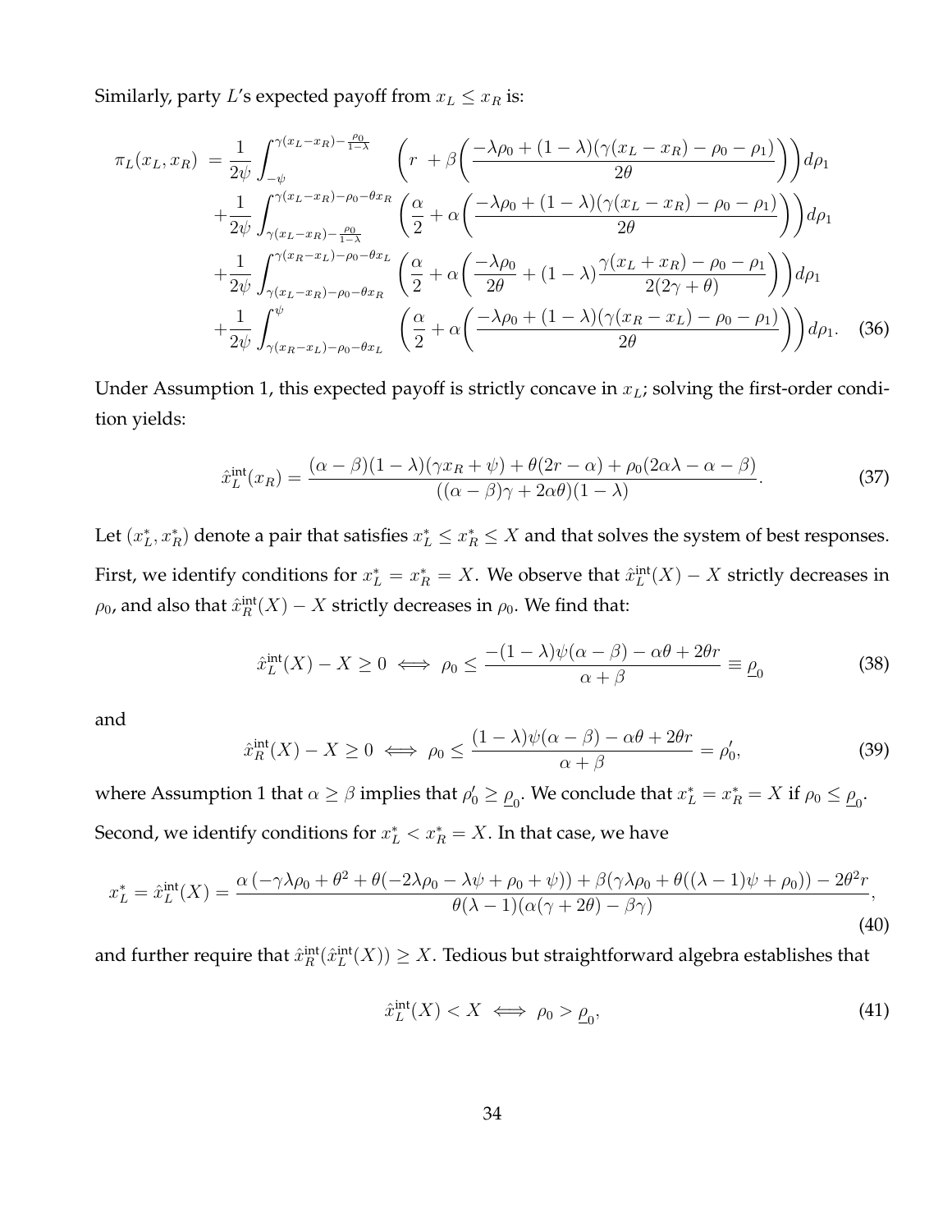Similarly, party $L$'s expected payoff from $x_L \le x_R$ is:

$$
\begin{aligned}
\pi_L(x_L, x_R) &= \frac{1}{2\psi}\int_{-\psi}^{\gamma(x_L-x_R)-\frac{\rho_0}{1-\lambda}} \left(r + \beta\left(\frac{-\lambda\rho_0 + (1-\lambda)(\gamma(x_L-x_R)-\rho_0-\rho_1)}{2\theta}\right)\right)d\rho_1 \\
&+\frac{1}{2\psi}\int_{\gamma(x_L-x_R)-\frac{\rho_0}{1-\lambda}}^{\gamma(x_L-x_R)-\rho_0-\theta x_R} \left(\frac{\alpha}{2} + \alpha\left(\frac{-\lambda\rho_0 + (1-\lambda)(\gamma(x_L-x_R)-\rho_0-\rho_1)}{2\theta}\right)\right)d\rho_1 \\
&+\frac{1}{2\psi}\int_{\gamma(x_L-x_R)-\rho_0-\theta x_R}^{\gamma(x_R-x_L)-\rho_0-\theta x_L} \left(\frac{\alpha}{2} + \alpha\left(\frac{-\lambda\rho_0}{2\theta} + (1-\lambda)\frac{\gamma(x_L+x_R)-\rho_0-\rho_1}{2(2\gamma+\theta)}\right)\right)d\rho_1 \\
&+\frac{1}{2\psi}\int_{\gamma(x_R-x_L)-\rho_0-\theta x_L}^{\psi} \left(\frac{\alpha}{2} + \alpha\left(\frac{-\lambda\rho_0 + (1-\lambda)(\gamma(x_R-x_L)-\rho_0-\rho_1)}{2\theta}\right)\right)d\rho_1. \quad (36)
\end{aligned}
$$

Under Assumption 1, this expected payoff is strictly concave in $x_L$; solving the first-order condition yields:

$$
\hat{x}_L^{\text{int}}(x_R) = \frac{(\alpha-\beta)(1-\lambda)(\gamma x_R + \psi) + \theta(2r-\alpha) + \rho_0(2\alpha\lambda - \alpha - \beta)}{((\alpha-\beta)\gamma + 2\alpha\theta)(1-\lambda)}. \quad (37)
$$

Let $(x_L^*, x_R^*)$ denote a pair that satisfies $x_L^* \le x_R^* \le X$ and that solves the system of best responses. First, we identify conditions for $x_L^* = x_R^* = X$. We observe that $\hat{x}_L^{\text{int}}(X) - X$ strictly decreases in $\rho_0$, and also that $\hat{x}_R^{\text{int}}(X) - X$ strictly decreases in $\rho_0$. We find that:

$$
\hat{x}_L^{\text{int}}(X) - X \ge 0 \iff \rho_0 \le \frac{-(1-\lambda)\psi(\alpha-\beta) - \alpha\theta + 2\theta r}{\alpha+\beta} \equiv \underline{\rho}_0 \quad (38)
$$

and

$$
\hat{x}_R^{\text{int}}(X) - X \ge 0 \iff \rho_0 \le \frac{(1-\lambda)\psi(\alpha-\beta) - \alpha\theta + 2\theta r}{\alpha+\beta} = \rho_0', \quad (39)
$$

where Assumption 1 that $\alpha \ge \beta$ implies that $\rho_0' \ge \underline{\rho}_0$. We conclude that $x_L^* = x_R^* = X$ if $\rho_0 \le \underline{\rho}_0$.

Second, we identify conditions for $x_L^* < x_R^* = X$. In that case, we have

$$
x_L^* = \hat{x}_L^{\text{int}}(X) = \frac{\alpha\left(-\gamma\lambda\rho_0 + \theta^2 + \theta(-2\lambda\rho_0 - \lambda\psi + \rho_0 + \psi)\right) + \beta(\gamma\lambda\rho_0 + \theta((\lambda-1)\psi + \rho_0)) - 2\theta^2 r}{\theta(\lambda-1)(\alpha(\gamma+2\theta) - \beta\gamma)}, \quad (40)
$$

and further require that $\hat{x}_R^{\text{int}}(\hat{x}_L^{\text{int}}(X)) \ge X$. Tedious but straightforward algebra establishes that

$$
\hat{x}_L^{\text{int}}(X) < X \iff \rho_0 > \underline{\rho}_0, \quad (41)
$$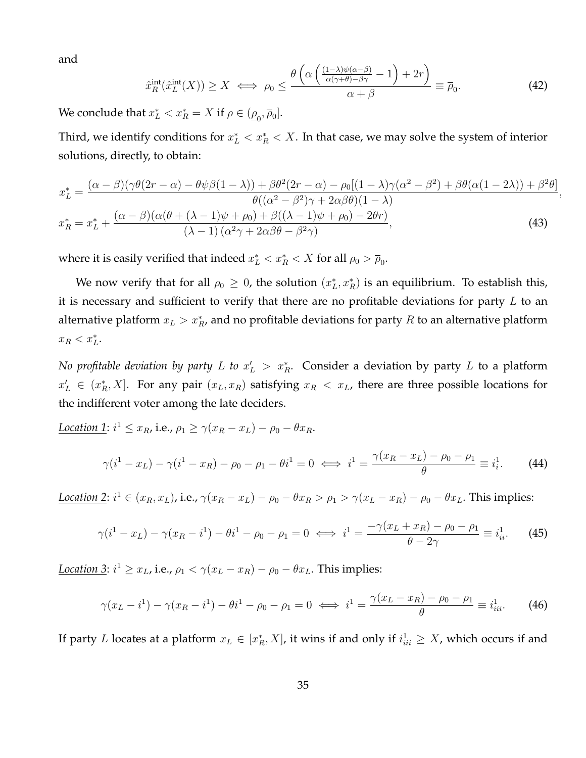and

$$\hat{x}_R^{\text{int}}(\hat{x}_L^{\text{int}}(X)) \geq X \iff \rho_0 \leq \frac{\theta\left(\alpha\left(\frac{(1-\lambda)\psi(\alpha-\beta)}{\alpha(\gamma+\theta)-\beta\gamma}-1\right)+2r\right)}{\alpha+\beta} \equiv \overline{\rho}_0. \tag{42}$$

We conclude that $x_L^* < x_R^* = X$ if $\rho \in (\underline{\rho}_0, \overline{\rho}_0]$.

Third, we identify conditions for $x_L^* < x_R^* < X$. In that case, we may solve the system of interior solutions, directly, to obtain:

$$x_L^* = \frac{(\alpha-\beta)(\gamma\theta(2r-\alpha)-\theta\psi\beta(1-\lambda))+\beta\theta^2(2r-\alpha)-\rho_0[(1-\lambda)\gamma(\alpha^2-\beta^2)+\beta\theta(\alpha(1-2\lambda))+\beta^2\theta]}{\theta((\alpha^2-\beta^2)\gamma+2\alpha\beta\theta)(1-\lambda)},$$

$$x_R^* = x_L^* + \frac{(\alpha-\beta)(\alpha(\theta+(\lambda-1)\psi+\rho_0)+\beta((\lambda-1)\psi+\rho_0)-2\theta r)}{(\lambda-1)(\alpha^2\gamma+2\alpha\beta\theta-\beta^2\gamma)}, \tag{43}$$

where it is easily verified that indeed $x_L^* < x_R^* < X$ for all $\rho_0 > \overline{\rho}_0$.

We now verify that for all $\rho_0 \geq 0$, the solution $(x_L^*, x_R^*)$ is an equilibrium. To establish this, it is necessary and sufficient to verify that there are no profitable deviations for party $L$ to an alternative platform $x_L > x_R^*$, and no profitable deviations for party $R$ to an alternative platform $x_R < x_L^*$.

*No profitable deviation by party $L$ to $x_L' > x_R^*$.* Consider a deviation by party $L$ to a platform $x_L' \in (x_R^*, X]$. For any pair $(x_L, x_R)$ satisfying $x_R < x_L$, there are three possible locations for the indifferent voter among the late deciders.

*Location 1*: $i^1 \leq x_R$, i.e., $\rho_1 \geq \gamma(x_R - x_L) - \rho_0 - \theta x_R$.

$$\gamma(i^1 - x_L) - \gamma(i^1 - x_R) - \rho_0 - \rho_1 - \theta i^1 = 0 \iff i^1 = \frac{\gamma(x_R - x_L) - \rho_0 - \rho_1}{\theta} \equiv i_i^1. \tag{44}$$

*Location 2*: $i^1 \in (x_R, x_L)$, i.e., $\gamma(x_R - x_L) - \rho_0 - \theta x_R > \rho_1 > \gamma(x_L - x_R) - \rho_0 - \theta x_L$. This implies:

$$\gamma(i^1 - x_L) - \gamma(x_R - i^1) - \theta i^1 - \rho_0 - \rho_1 = 0 \iff i^1 = \frac{-\gamma(x_L + x_R) - \rho_0 - \rho_1}{\theta - 2\gamma} \equiv i_{ii}^1. \tag{45}$$

*Location 3*: $i^1 \geq x_L$, i.e., $\rho_1 < \gamma(x_L - x_R) - \rho_0 - \theta x_L$. This implies:

$$\gamma(x_L - i^1) - \gamma(x_R - i^1) - \theta i^1 - \rho_0 - \rho_1 = 0 \iff i^1 = \frac{\gamma(x_L - x_R) - \rho_0 - \rho_1}{\theta} \equiv i_{iii}^1. \tag{46}$$

If party $L$ locates at a platform $x_L \in [x_R^*, X]$, it wins if and only if $i_{iii}^1 \geq X$, which occurs if and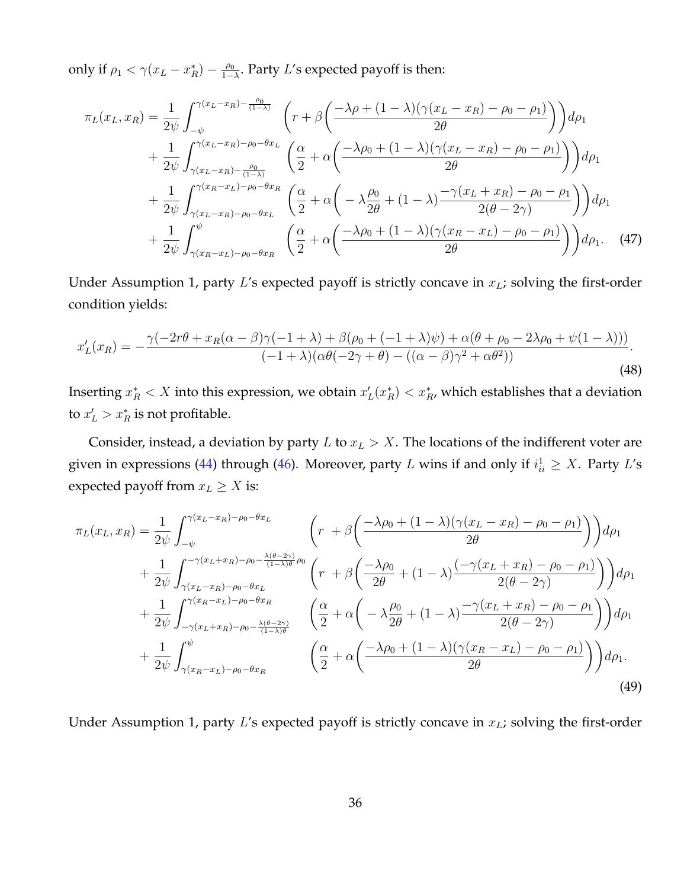only if $\rho_1 < \gamma(x_L - x_R^*) - \frac{\rho_0}{1-\lambda}$. Party $L$'s expected payoff is then:

$$
\begin{aligned}
\pi_L(x_L, x_R) = \frac{1}{2\psi}\int_{-\psi}^{\gamma(x_L-x_R)-\frac{\rho_0}{(1-\lambda)}} & \left(r + \beta\left(\frac{-\lambda\rho + (1-\lambda)(\gamma(x_L-x_R)-\rho_0-\rho_1)}{2\theta}\right)\right)d\rho_1 \\
+ \frac{1}{2\psi}\int_{\gamma(x_L-x_R)-\frac{\rho_0}{(1-\lambda)}}^{\gamma(x_L-x_R)-\rho_0-\theta x_L} & \left(\frac{\alpha}{2} + \alpha\left(\frac{-\lambda\rho_0 + (1-\lambda)(\gamma(x_L-x_R)-\rho_0-\rho_1)}{2\theta}\right)\right)d\rho_1 \\
+ \frac{1}{2\psi}\int_{\gamma(x_L-x_R)-\rho_0-\theta x_L}^{\gamma(x_R-x_L)-\rho_0-\theta x_R} & \left(\frac{\alpha}{2} + \alpha\left(-\lambda\frac{\rho_0}{2\theta} + (1-\lambda)\frac{-\gamma(x_L+x_R)-\rho_0-\rho_1}{2(\theta-2\gamma)}\right)\right)d\rho_1 \\
+ \frac{1}{2\psi}\int_{\gamma(x_R-x_L)-\rho_0-\theta x_R}^{\psi} & \left(\frac{\alpha}{2} + \alpha\left(\frac{-\lambda\rho_0 + (1-\lambda)(\gamma(x_R-x_L)-\rho_0-\rho_1)}{2\theta}\right)\right)d\rho_1. \quad (47)
\end{aligned}
$$

Under Assumption 1, party $L$'s expected payoff is strictly concave in $x_L$; solving the first-order condition yields:

$$
x_L'(x_R) = -\frac{\gamma(-2r\theta + x_R(\alpha-\beta)\gamma(-1+\lambda) + \beta(\rho_0 + (-1+\lambda)\psi) + \alpha(\theta + \rho_0 - 2\lambda\rho_0 + \psi(1-\lambda)))}{(-1+\lambda)(\alpha\theta(-2\gamma+\theta) - ((\alpha-\beta)\gamma^2 + \alpha\theta^2))}. \quad (48)
$$

Inserting $x_R^* < X$ into this expression, we obtain $x_L'(x_R^*) < x_R^*$, which establishes that a deviation to $x_L' > x_R^*$ is not profitable.

Consider, instead, a deviation by party $L$ to $x_L > X$. The locations of the indifferent voter are given in expressions (44) through (46). Moreover, party $L$ wins if and only if $i_{ii}^1 \geq X$. Party $L$'s expected payoff from $x_L \geq X$ is:

$$
\begin{aligned}
\pi_L(x_L, x_R) = \frac{1}{2\psi}\int_{-\psi}^{\gamma(x_L-x_R)-\rho_0-\theta x_L} & \left(r + \beta\left(\frac{-\lambda\rho_0 + (1-\lambda)(\gamma(x_L-x_R)-\rho_0-\rho_1)}{2\theta}\right)\right)d\rho_1 \\
+ \frac{1}{2\psi}\int_{\gamma(x_L-x_R)-\rho_0-\theta x_L}^{-\gamma(x_L+x_R)-\rho_0-\frac{\lambda(\theta-2\gamma)}{(1-\lambda)\theta}\rho_0} & \left(r + \beta\left(\frac{-\lambda\rho_0}{2\theta} + (1-\lambda)\frac{(-\gamma(x_L+x_R)-\rho_0-\rho_1)}{2(\theta-2\gamma)}\right)\right)d\rho_1 \\
+ \frac{1}{2\psi}\int_{-\gamma(x_L+x_R)-\rho_0-\frac{\lambda(\theta-2\gamma)}{(1-\lambda)\theta}}^{\gamma(x_R-x_L)-\rho_0-\theta x_R} & \left(\frac{\alpha}{2} + \alpha\left(-\lambda\frac{\rho_0}{2\theta} + (1-\lambda)\frac{-\gamma(x_L+x_R)-\rho_0-\rho_1}{2(\theta-2\gamma)}\right)\right)d\rho_1 \\
+ \frac{1}{2\psi}\int_{\gamma(x_R-x_L)-\rho_0-\theta x_R}^{\psi} & \left(\frac{\alpha}{2} + \alpha\left(\frac{-\lambda\rho_0 + (1-\lambda)(\gamma(x_R-x_L)-\rho_0-\rho_1)}{2\theta}\right)\right)d\rho_1. \quad (49)
\end{aligned}
$$

Under Assumption 1, party $L$'s expected payoff is strictly concave in $x_L$; solving the first-order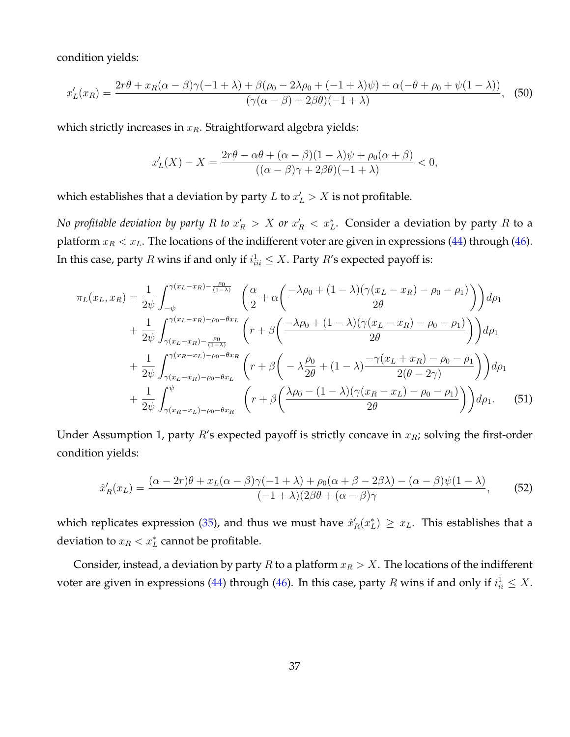condition yields:

$$x'_L(x_R) = \frac{2r\theta + x_R(\alpha-\beta)\gamma(-1+\lambda) + \beta(\rho_0 - 2\lambda\rho_0 + (-1+\lambda)\psi) + \alpha(-\theta+\rho_0+\psi(1-\lambda))}{(\gamma(\alpha-\beta)+2\beta\theta)(-1+\lambda)}, \quad (50)$$

which strictly increases in $x_R$. Straightforward algebra yields:

$$x'_L(X) - X = \frac{2r\theta - \alpha\theta + (\alpha-\beta)(1-\lambda)\psi + \rho_0(\alpha+\beta)}{((\alpha-\beta)\gamma+2\beta\theta)(-1+\lambda)} < 0,$$

which establishes that a deviation by party $L$ to $x'_L > X$ is not profitable.

*No profitable deviation by party $R$ to $x'_R > X$ or $x'_R < x^*_L$.* Consider a deviation by party $R$ to a platform $x_R < x_L$. The locations of the indifferent voter are given in expressions (44) through (46). In this case, party $R$ wins if and only if $i^1_{iii} \leq X$. Party $R$'s expected payoff is:

$$\begin{aligned}
\pi_L(x_L, x_R) &= \frac{1}{2\psi}\int_{-\psi}^{\gamma(x_L-x_R)-\frac{\rho_0}{(1-\lambda)}} \left(\frac{\alpha}{2} + \alpha\left(\frac{-\lambda\rho_0 + (1-\lambda)(\gamma(x_L-x_R)-\rho_0-\rho_1)}{2\theta}\right)\right)d\rho_1 \\
&+ \frac{1}{2\psi}\int_{\gamma(x_L-x_R)-\frac{\rho_0}{(1-\lambda)}}^{\gamma(x_L-x_R)-\rho_0-\theta x_L} \left(r + \beta\left(\frac{-\lambda\rho_0 + (1-\lambda)(\gamma(x_L-x_R)-\rho_0-\rho_1)}{2\theta}\right)\right)d\rho_1 \\
&+ \frac{1}{2\psi}\int_{\gamma(x_L-x_R)-\rho_0-\theta x_L}^{\gamma(x_R-x_L)-\rho_0-\theta x_R} \left(r + \beta\left(-\lambda\frac{\rho_0}{2\theta} + (1-\lambda)\frac{-\gamma(x_L+x_R)-\rho_0-\rho_1}{2(\theta-2\gamma)}\right)\right)d\rho_1 \\
&+ \frac{1}{2\psi}\int_{\gamma(x_R-x_L)-\rho_0-\theta x_R}^{\psi} \left(r + \beta\left(\frac{\lambda\rho_0 - (1-\lambda)(\gamma(x_R-x_L)-\rho_0-\rho_1)}{2\theta}\right)\right)d\rho_1. \quad (51)
\end{aligned}$$

Under Assumption 1, party $R$'s expected payoff is strictly concave in $x_R$; solving the first-order condition yields:

$$\hat{x}'_R(x_L) = \frac{(\alpha-2r)\theta + x_L(\alpha-\beta)\gamma(-1+\lambda) + \rho_0(\alpha+\beta-2\beta\lambda) - (\alpha-\beta)\psi(1-\lambda)}{(-1+\lambda)(2\beta\theta+(\alpha-\beta)\gamma}, \quad (52)$$

which replicates expression (35), and thus we must have $\hat{x}'_R(x^*_L) \geq x_L$. This establishes that a deviation to $x_R < x^*_L$ cannot be profitable.

Consider, instead, a deviation by party $R$ to a platform $x_R > X$. The locations of the indifferent voter are given in expressions (44) through (46). In this case, party $R$ wins if and only if $i^1_{ii} \leq X$.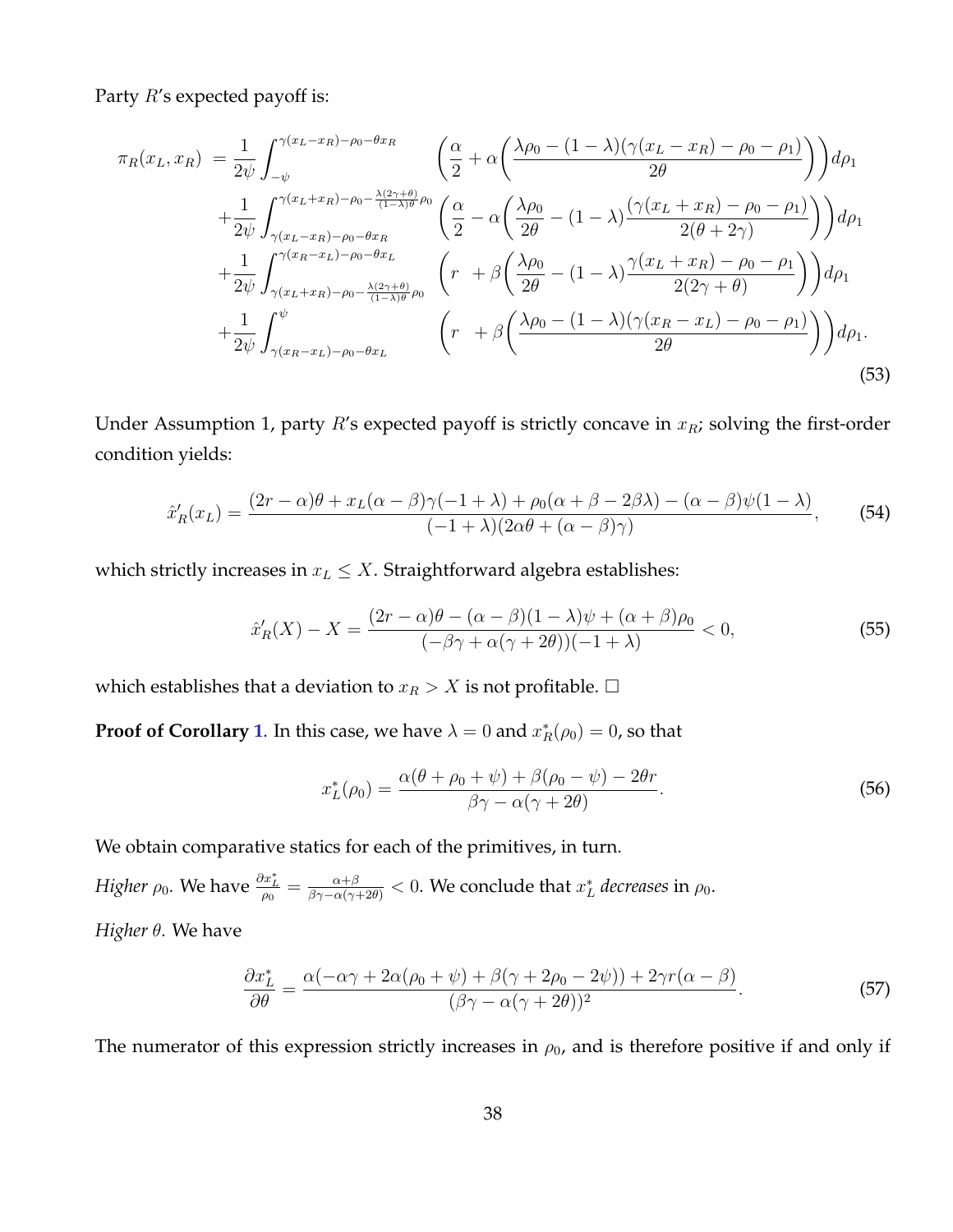Party $R$'s expected payoff is:

$$
\begin{aligned}
\pi_R(x_L, x_R) \;=& \frac{1}{2\psi}\int_{-\psi}^{\gamma(x_L-x_R)-\rho_0-\theta x_R} \left(\frac{\alpha}{2} + \alpha\left(\frac{\lambda\rho_0 - (1-\lambda)(\gamma(x_L-x_R)-\rho_0-\rho_1)}{2\theta}\right)\right)d\rho_1 \\
&+\frac{1}{2\psi}\int_{\gamma(x_L-x_R)-\rho_0-\theta x_R}^{\gamma(x_L+x_R)-\rho_0-\frac{\lambda(2\gamma+\theta)}{(1-\lambda)\theta}\rho_0} \left(\frac{\alpha}{2} - \alpha\left(\frac{\lambda\rho_0}{2\theta} - (1-\lambda)\frac{(\gamma(x_L+x_R)-\rho_0-\rho_1)}{2(\theta+2\gamma)}\right)\right)d\rho_1 \\
&+\frac{1}{2\psi}\int_{\gamma(x_L+x_R)-\rho_0-\frac{\lambda(2\gamma+\theta)}{(1-\lambda)\theta}\rho_0}^{\gamma(x_R-x_L)-\rho_0-\theta x_L} \left(r \;\; + \beta\left(\frac{\lambda\rho_0}{2\theta} - (1-\lambda)\frac{\gamma(x_L+x_R)-\rho_0-\rho_1}{2(2\gamma+\theta)}\right)\right)d\rho_1 \\
&+\frac{1}{2\psi}\int_{\gamma(x_R-x_L)-\rho_0-\theta x_L}^{\psi} \left(r \;\; + \beta\left(\frac{\lambda\rho_0 - (1-\lambda)(\gamma(x_R-x_L)-\rho_0-\rho_1)}{2\theta}\right)\right)d\rho_1.
\end{aligned}
\tag{53}
$$

Under Assumption 1, party $R$'s expected payoff is strictly concave in $x_R$; solving the first-order condition yields:

$$
\hat{x}'_R(x_L) = \frac{(2r-\alpha)\theta + x_L(\alpha-\beta)\gamma(-1+\lambda) + \rho_0(\alpha+\beta-2\beta\lambda) - (\alpha-\beta)\psi(1-\lambda)}{(-1+\lambda)(2\alpha\theta + (\alpha-\beta)\gamma)}, \tag{54}
$$

which strictly increases in $x_L \leq X$. Straightforward algebra establishes:

$$
\hat{x}'_R(X) - X = \frac{(2r-\alpha)\theta - (\alpha-\beta)(1-\lambda)\psi + (\alpha+\beta)\rho_0}{(-\beta\gamma + \alpha(\gamma+2\theta))(-1+\lambda)} < 0, \tag{55}
$$

which establishes that a deviation to $x_R > X$ is not profitable. □

**Proof of Corollary 1**. In this case, we have $\lambda = 0$ and $x^*_R(\rho_0) = 0$, so that

$$
x^*_L(\rho_0) = \frac{\alpha(\theta+\rho_0+\psi) + \beta(\rho_0-\psi) - 2\theta r}{\beta\gamma - \alpha(\gamma+2\theta)}. \tag{56}
$$

We obtain comparative statics for each of the primitives, in turn.

*Higher* $\rho_0$. We have $\frac{\partial x^*_L}{\rho_0} = \frac{\alpha+\beta}{\beta\gamma-\alpha(\gamma+2\theta)} < 0$. We conclude that $x^*_L$ *decreases* in $\rho_0$.

*Higher* $\theta$. We have

$$
\frac{\partial x^*_L}{\partial\theta} = \frac{\alpha(-\alpha\gamma + 2\alpha(\rho_0+\psi) + \beta(\gamma+2\rho_0-2\psi)) + 2\gamma r(\alpha-\beta)}{(\beta\gamma - \alpha(\gamma+2\theta))^2}. \tag{57}
$$

The numerator of this expression strictly increases in $\rho_0$, and is therefore positive if and only if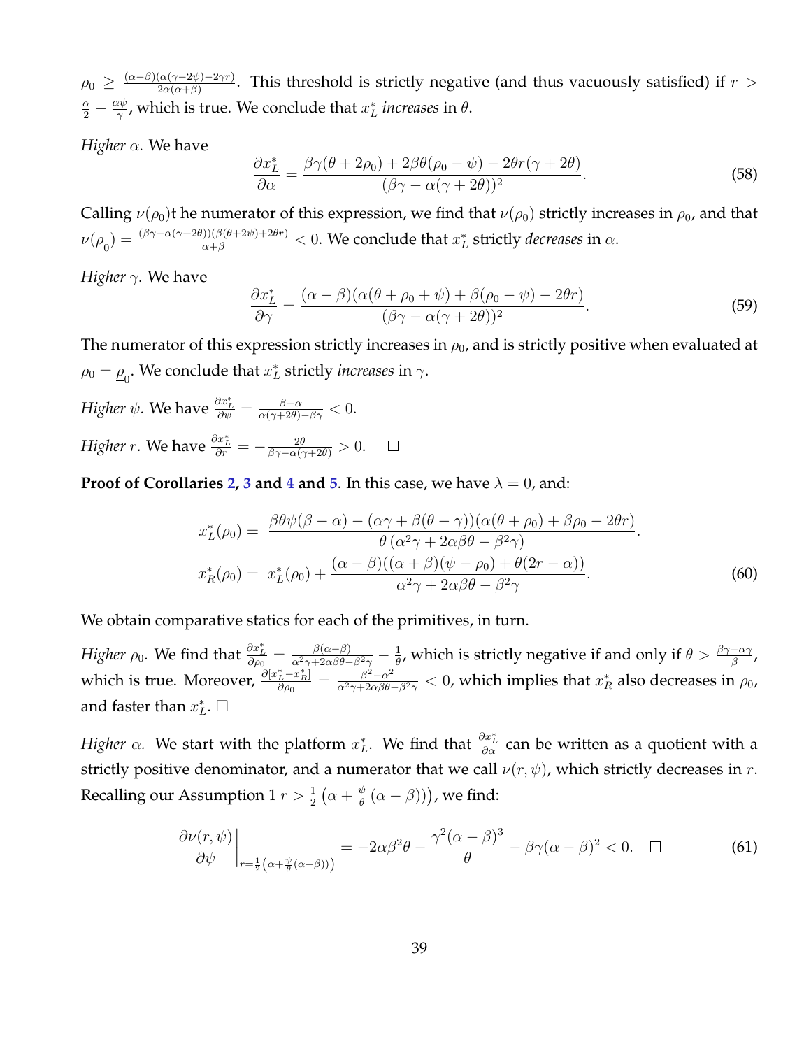$\rho_0 \geq \frac{(\alpha-\beta)(\alpha(\gamma-2\psi)-2\gamma r)}{2\alpha(\alpha+\beta)}$. This threshold is strictly negative (and thus vacuously satisfied) if $r > \frac{\alpha}{2} - \frac{\alpha\psi}{\gamma}$, which is true. We conclude that $x_L^*$ *increases* in $\theta$.

*Higher* $\alpha$. We have

$$\frac{\partial x_L^*}{\partial \alpha} = \frac{\beta\gamma(\theta + 2\rho_0) + 2\beta\theta(\rho_0 - \psi) - 2\theta r(\gamma + 2\theta)}{(\beta\gamma - \alpha(\gamma + 2\theta))^2}. \tag{58}$$

Calling $\nu(\rho_0)$t he numerator of this expression, we find that $\nu(\rho_0)$ strictly increases in $\rho_0$, and that $\nu(\underline{\rho}_0) = \frac{(\beta\gamma-\alpha(\gamma+2\theta))(\beta(\theta+2\psi)+2\theta r)}{\alpha+\beta} < 0$. We conclude that $x_L^*$ strictly *decreases* in $\alpha$.

*Higher* $\gamma$. We have

$$\frac{\partial x_L^*}{\partial \gamma} = \frac{(\alpha - \beta)(\alpha(\theta + \rho_0 + \psi) + \beta(\rho_0 - \psi) - 2\theta r)}{(\beta\gamma - \alpha(\gamma + 2\theta))^2}. \tag{59}$$

The numerator of this expression strictly increases in $\rho_0$, and is strictly positive when evaluated at $\rho_0 = \underline{\rho}_0$. We conclude that $x_L^*$ strictly *increases* in $\gamma$.

*Higher* $\psi$. We have $\frac{\partial x_L^*}{\partial \psi} = \frac{\beta-\alpha}{\alpha(\gamma+2\theta)-\beta\gamma} < 0$.

*Higher* $r$. We have $\frac{\partial x_L^*}{\partial r} = -\frac{2\theta}{\beta\gamma-\alpha(\gamma+2\theta)} > 0$. □

**Proof of Corollaries 2, 3 and 4 and 5.** In this case, we have $\lambda = 0$, and:

$$\begin{aligned}
x_L^*(\rho_0) &= \frac{\beta\theta\psi(\beta - \alpha) - (\alpha\gamma + \beta(\theta - \gamma))(\alpha(\theta + \rho_0) + \beta\rho_0 - 2\theta r)}{\theta(\alpha^2\gamma + 2\alpha\beta\theta - \beta^2\gamma)}. \\
x_R^*(\rho_0) &= x_L^*(\rho_0) + \frac{(\alpha - \beta)((\alpha + \beta)(\psi - \rho_0) + \theta(2r - \alpha))}{\alpha^2\gamma + 2\alpha\beta\theta - \beta^2\gamma}.
\end{aligned} \tag{60}$$

We obtain comparative statics for each of the primitives, in turn.

*Higher* $\rho_0$. We find that $\frac{\partial x_L^*}{\partial \rho_0} = \frac{\beta(\alpha-\beta)}{\alpha^2\gamma+2\alpha\beta\theta-\beta^2\gamma} - \frac{1}{\theta}$, which is strictly negative if and only if $\theta > \frac{\beta\gamma-\alpha\gamma}{\beta}$, which is true. Moreover, $\frac{\partial[x_L^*-x_R^*]}{\partial \rho_0} = \frac{\beta^2-\alpha^2}{\alpha^2\gamma+2\alpha\beta\theta-\beta^2\gamma} < 0$, which implies that $x_R^*$ also decreases in $\rho_0$, and faster than $x_L^*$. □

*Higher* $\alpha$. We start with the platform $x_L^*$. We find that $\frac{\partial x_L^*}{\partial \alpha}$ can be written as a quotient with a strictly positive denominator, and a numerator that we call $\nu(r, \psi)$, which strictly decreases in $r$. Recalling our Assumption 1 $r > \frac{1}{2}\left(\alpha + \frac{\psi}{\theta}(\alpha - \beta)\right)$, we find:

$$\left.\frac{\partial \nu(r, \psi)}{\partial \psi}\right|_{r=\frac{1}{2}\left(\alpha+\frac{\psi}{\theta}(\alpha-\beta)\right)} = -2\alpha\beta^2\theta - \frac{\gamma^2(\alpha - \beta)^3}{\theta} - \beta\gamma(\alpha - \beta)^2 < 0. \quad \square \tag{61}$$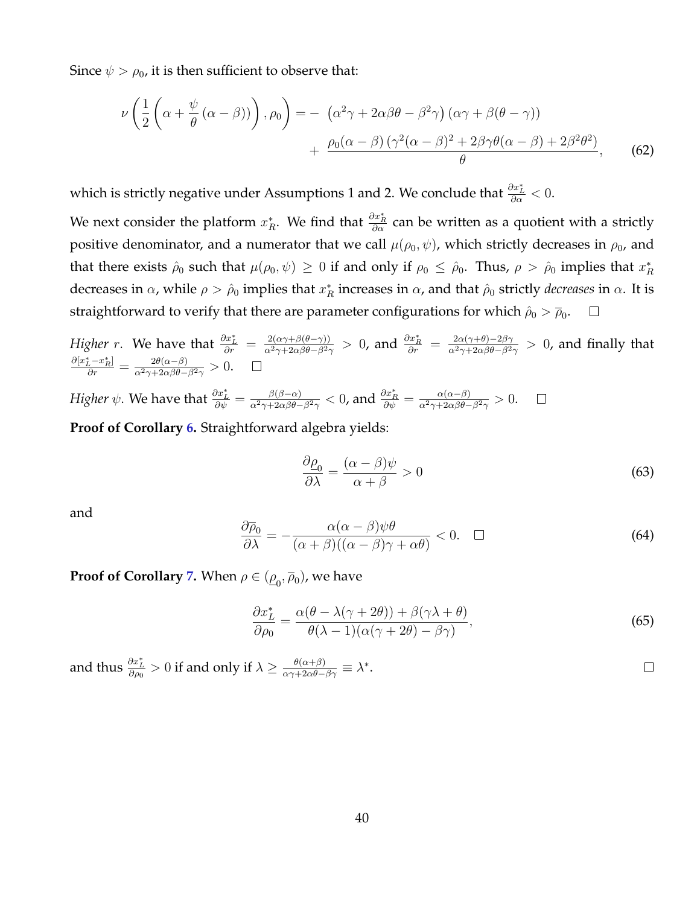Since $\psi > \rho_0$, it is then sufficient to observe that:

$$\nu\left(\frac{1}{2}\left(\alpha + \frac{\psi}{\theta}(\alpha - \beta)\right), \rho_0\right) = -\left(\alpha^2\gamma + 2\alpha\beta\theta - \beta^2\gamma\right)\left(\alpha\gamma + \beta(\theta - \gamma)\right) + \frac{\rho_0(\alpha - \beta)\left(\gamma^2(\alpha - \beta)^2 + 2\beta\gamma\theta(\alpha - \beta) + 2\beta^2\theta^2\right)}{\theta}, \tag{62}$$

which is strictly negative under Assumptions 1 and 2. We conclude that $\frac{\partial x_L^*}{\partial \alpha} < 0$.

We next consider the platform $x_R^*$. We find that $\frac{\partial x_R^*}{\partial \alpha}$ can be written as a quotient with a strictly positive denominator, and a numerator that we call $\mu(\rho_0, \psi)$, which strictly decreases in $\rho_0$, and that there exists $\hat{\rho}_0$ such that $\mu(\rho_0, \psi) \geq 0$ if and only if $\rho_0 \leq \hat{\rho}_0$. Thus, $\rho > \hat{\rho}_0$ implies that $x_R^*$ decreases in $\alpha$, while $\rho > \hat{\rho}_0$ implies that $x_R^*$ increases in $\alpha$, and that $\hat{\rho}_0$ strictly *decreases* in $\alpha$. It is straightforward to verify that there are parameter configurations for which $\hat{\rho}_0 > \overline{\rho}_0$. □

*Higher $r$.* We have that $\frac{\partial x_L^*}{\partial r} = \frac{2(\alpha\gamma + \beta(\theta - \gamma))}{\alpha^2\gamma + 2\alpha\beta\theta - \beta^2\gamma} > 0$, and $\frac{\partial x_R^*}{\partial r} = \frac{2\alpha(\gamma + \theta) - 2\beta\gamma}{\alpha^2\gamma + 2\alpha\beta\theta - \beta^2\gamma} > 0$, and finally that $\frac{\partial [x_L^* - x_R^*]}{\partial r} = \frac{2\theta(\alpha - \beta)}{\alpha^2\gamma + 2\alpha\beta\theta - \beta^2\gamma} > 0$. □

*Higher $\psi$.* We have that $\frac{\partial x_L^*}{\partial \psi} = \frac{\beta(\beta - \alpha)}{\alpha^2\gamma + 2\alpha\beta\theta - \beta^2\gamma} < 0$, and $\frac{\partial x_R^*}{\partial \psi} = \frac{\alpha(\alpha - \beta)}{\alpha^2\gamma + 2\alpha\beta\theta - \beta^2\gamma} > 0$. □

**Proof of Corollary 6.** Straightforward algebra yields:

$$\frac{\partial \underline{\rho}_0}{\partial \lambda} = \frac{(\alpha - \beta)\psi}{\alpha + \beta} > 0 \tag{63}$$

and

$$\frac{\partial \overline{\rho}_0}{\partial \lambda} = -\frac{\alpha(\alpha - \beta)\psi\theta}{(\alpha + \beta)((\alpha - \beta)\gamma + \alpha\theta)} < 0. \quad \square \tag{64}$$

**Proof of Corollary 7.** When $\rho \in (\underline{\rho}_0, \overline{\rho}_0)$, we have

$$\frac{\partial x_L^*}{\partial \rho_0} = \frac{\alpha(\theta - \lambda(\gamma + 2\theta)) + \beta(\gamma\lambda + \theta)}{\theta(\lambda - 1)(\alpha(\gamma + 2\theta) - \beta\gamma)}, \tag{65}$$

and thus $\frac{\partial x_L^*}{\partial \rho_0} > 0$ if and only if $\lambda \geq \frac{\theta(\alpha + \beta)}{\alpha\gamma + 2\alpha\theta - \beta\gamma} \equiv \lambda^*$. □